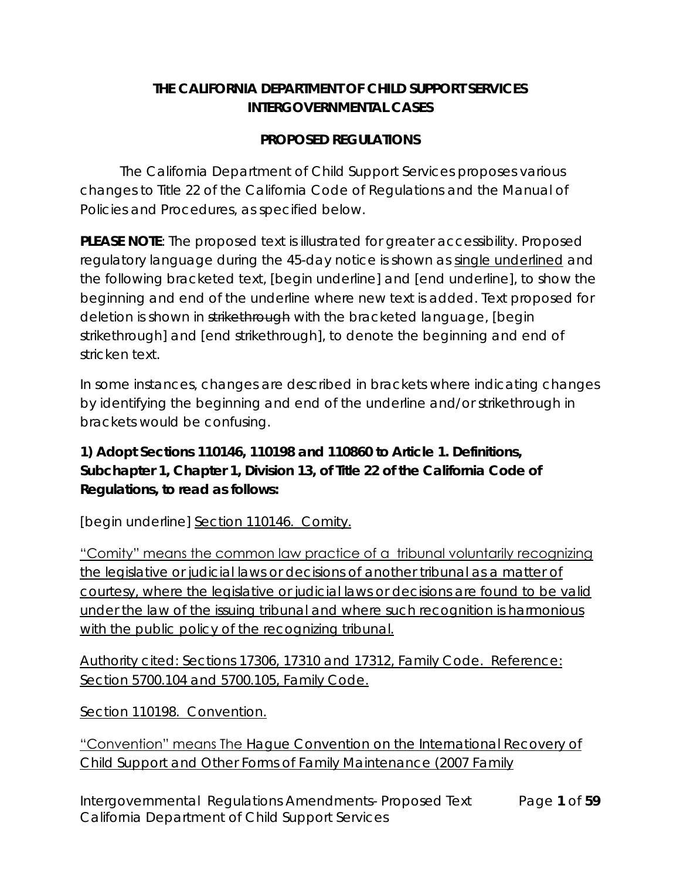**THE CALIFORNIA DEPARTMENT OF CHILD SUPPORT SERVICES**
**INTERGOVERNMENTAL CASES**

**PROPOSED REGULATIONS**

The California Department of Child Support Services proposes various changes to Title 22 of the California Code of Regulations and the Manual of Policies and Procedures, as specified below.

**PLEASE NOTE**: The proposed text is illustrated for greater accessibility. Proposed regulatory language during the 45-day notice is shown as <u>single underlined</u> and the following bracketed text, [begin underline] and [end underline], to show the beginning and end of the underline where new text is added. Text proposed for deletion is shown in ~~strikethrough~~ with the bracketed language, [begin strikethrough] and [end strikethrough], to denote the beginning and end of stricken text.

In some instances, changes are described in brackets where indicating changes by identifying the beginning and end of the underline and/or strikethrough in brackets would be confusing.

**1) Adopt Sections 110146, 110198 and 110860 to Article 1. Definitions, Subchapter 1, Chapter 1, Division 13, of Title 22 of the California Code of Regulations, to read as follows:**

[begin underline] <u>Section 110146. Comity.</u>

<u>"Comity" means the common law practice of a tribunal voluntarily recognizing the legislative or judicial laws or decisions of another tribunal as a matter of courtesy, where the legislative or judicial laws or decisions are found to be valid under the law of the issuing tribunal and where such recognition is harmonious with the public policy of the recognizing tribunal.</u>

<u>Authority cited: Sections 17306, 17310 and 17312, Family Code. Reference: Section 5700.104 and 5700.105, Family Code.</u>

<u>Section 110198. Convention.</u>

<u>"Convention" means The Hague Convention on the International Recovery of Child Support and Other Forms of Family Maintenance (2007 Family</u>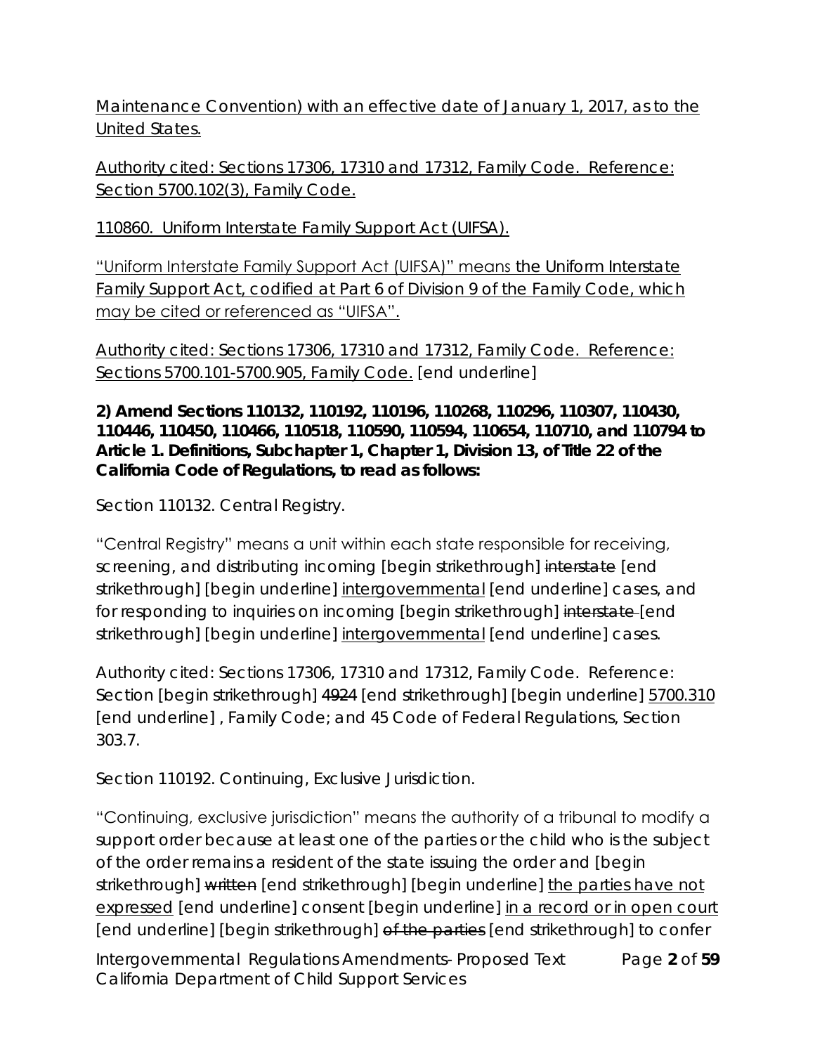Maintenance Convention) with an effective date of January 1, 2017, as to the United States.

Authority cited: Sections 17306, 17310 and 17312, Family Code. Reference: Section 5700.102(3), Family Code.

110860. Uniform Interstate Family Support Act (UIFSA).

"Uniform Interstate Family Support Act (UIFSA)" means the Uniform Interstate Family Support Act, codified at Part 6 of Division 9 of the Family Code, which may be cited or referenced as "UIFSA".

Authority cited: Sections 17306, 17310 and 17312, Family Code. Reference: Sections 5700.101-5700.905, Family Code. [end underline]

**2) Amend Sections 110132, 110192, 110196, 110268, 110296, 110307, 110430, 110446, 110450, 110466, 110518, 110590, 110594, 110654, 110710, and 110794 to Article 1. Definitions, Subchapter 1, Chapter 1, Division 13, of Title 22 of the California Code of Regulations, to read as follows:**

Section 110132. Central Registry.

"Central Registry" means a unit within each state responsible for receiving, screening, and distributing incoming [begin strikethrough] ~~interstate~~ [end strikethrough] [begin underline] intergovernmental [end underline] cases, and for responding to inquiries on incoming [begin strikethrough] ~~interstate~~ [end strikethrough] [begin underline] intergovernmental [end underline] cases.

Authority cited: Sections 17306, 17310 and 17312, Family Code. Reference: Section [begin strikethrough] ~~4924~~ [end strikethrough] [begin underline] 5700.310 [end underline] , Family Code; and 45 Code of Federal Regulations, Section 303.7.

Section 110192. Continuing, Exclusive Jurisdiction.

"Continuing, exclusive jurisdiction" means the authority of a tribunal to modify a support order because at least one of the parties or the child who is the subject of the order remains a resident of the state issuing the order and [begin strikethrough] ~~written~~ [end strikethrough] [begin underline] the parties have not expressed [end underline] consent [begin underline] in a record or in open court [end underline] [begin strikethrough] ~~of the parties~~ [end strikethrough] to confer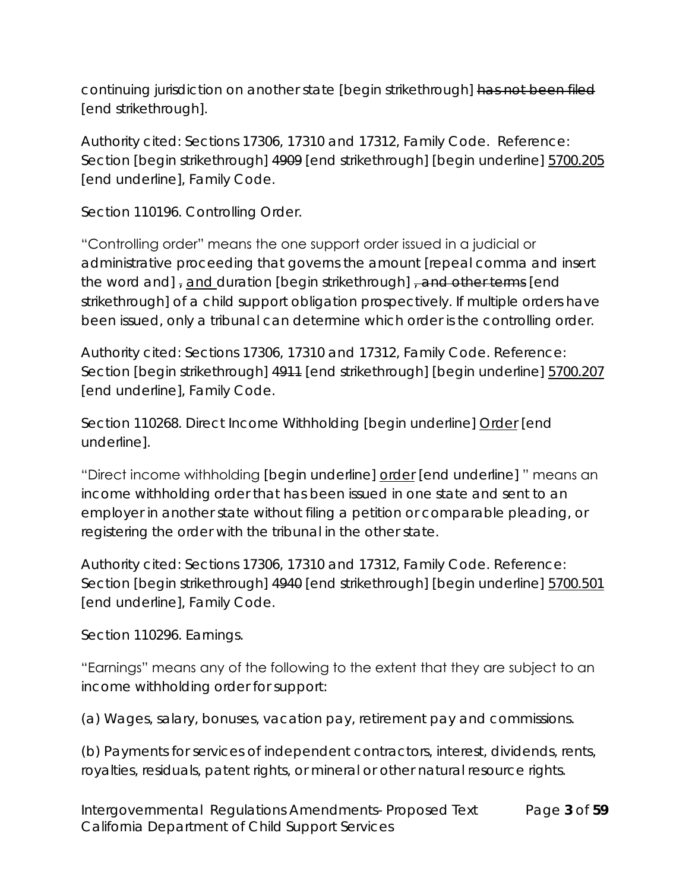continuing jurisdiction on another state [begin strikethrough] ~~has not been filed~~ [end strikethrough].

Authority cited: Sections 17306, 17310 and 17312, Family Code. Reference: Section [begin strikethrough] ~~4909~~ [end strikethrough] [begin underline] <u>5700.205</u> [end underline], Family Code.

Section 110196. Controlling Order.

"Controlling order" means the one support order issued in a judicial or administrative proceeding that governs the amount [repeal comma and insert the word and] ~~,~~ <u>and</u> duration [begin strikethrough] ~~, and other terms~~ [end strikethrough] of a child support obligation prospectively. If multiple orders have been issued, only a tribunal can determine which order is the controlling order.

Authority cited: Sections 17306, 17310 and 17312, Family Code. Reference: Section [begin strikethrough] ~~4911~~ [end strikethrough] [begin underline] <u>5700.207</u> [end underline], Family Code.

Section 110268. Direct Income Withholding [begin underline] <u>Order</u> [end underline].

"Direct income withholding [begin underline] <u>order</u> [end underline] " means an income withholding order that has been issued in one state and sent to an employer in another state without filing a petition or comparable pleading, or registering the order with the tribunal in the other state.

Authority cited: Sections 17306, 17310 and 17312, Family Code. Reference: Section [begin strikethrough] ~~4940~~ [end strikethrough] [begin underline] <u>5700.501</u> [end underline], Family Code.

Section 110296. Earnings.

"Earnings" means any of the following to the extent that they are subject to an income withholding order for support:

(a) Wages, salary, bonuses, vacation pay, retirement pay and commissions.

(b) Payments for services of independent contractors, interest, dividends, rents, royalties, residuals, patent rights, or mineral or other natural resource rights.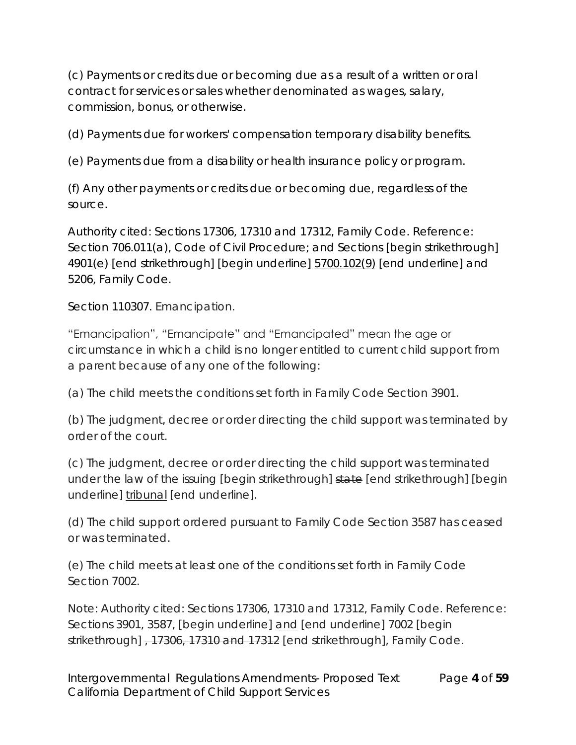(c) Payments or credits due or becoming due as a result of a written or oral contract for services or sales whether denominated as wages, salary, commission, bonus, or otherwise.

(d) Payments due for workers' compensation temporary disability benefits.

(e) Payments due from a disability or health insurance policy or program.

(f) Any other payments or credits due or becoming due, regardless of the source.

Authority cited: Sections 17306, 17310 and 17312, Family Code. Reference: Section 706.011(a), Code of Civil Procedure; and Sections [begin strikethrough] ~~4901(e)~~ [end strikethrough] [begin underline] 5700.102(9) [end underline] and 5206, Family Code.

Section 110307. Emancipation.

"Emancipation", "Emancipate" and "Emancipated" mean the age or circumstance in which a child is no longer entitled to current child support from a parent because of any one of the following:

(a) The child meets the conditions set forth in Family Code Section 3901.

(b) The judgment, decree or order directing the child support was terminated by order of the court.

(c) The judgment, decree or order directing the child support was terminated under the law of the issuing [begin strikethrough] ~~state~~ [end strikethrough] [begin underline] tribunal [end underline].

(d) The child support ordered pursuant to Family Code Section 3587 has ceased or was terminated.

(e) The child meets at least one of the conditions set forth in Family Code Section 7002.

Note: Authority cited: Sections 17306, 17310 and 17312, Family Code. Reference: Sections 3901, 3587, [begin underline] and [end underline] 7002 [begin strikethrough] ~~, 17306, 17310 and 17312~~ [end strikethrough], Family Code.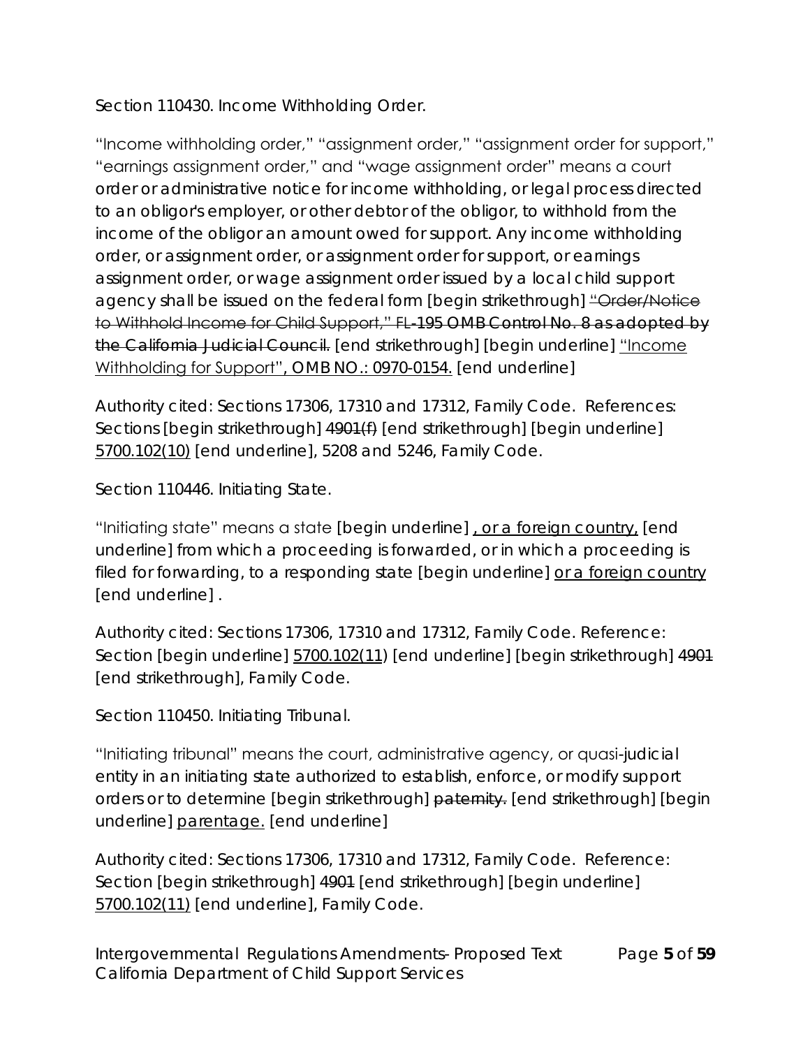Section 110430. Income Withholding Order.

"Income withholding order," "assignment order," "assignment order for support," "earnings assignment order," and "wage assignment order" means a court order or administrative notice for income withholding, or legal process directed to an obligor's employer, or other debtor of the obligor, to withhold from the income of the obligor an amount owed for support. Any income withholding order, or assignment order, or assignment order for support, or earnings assignment order, or wage assignment order issued by a local child support agency shall be issued on the federal form [begin strikethrough] ~~"Order/Notice to Withhold Income for Child Support," FL-195 OMB Control No. 8 as adopted by the California Judicial Council.~~ [end strikethrough] [begin underline] "Income Withholding for Support", OMB NO.: 0970-0154. [end underline]

Authority cited: Sections 17306, 17310 and 17312, Family Code. References: Sections [begin strikethrough] ~~4901(f)~~ [end strikethrough] [begin underline] 5700.102(10) [end underline], 5208 and 5246, Family Code.

Section 110446. Initiating State.

"Initiating state" means a state [begin underline] , or a foreign country, [end underline] from which a proceeding is forwarded, or in which a proceeding is filed for forwarding, to a responding state [begin underline] or a foreign country [end underline] .

Authority cited: Sections 17306, 17310 and 17312, Family Code. Reference: Section [begin underline] 5700.102(11) [end underline] [begin strikethrough] ~~4901~~ [end strikethrough], Family Code.

Section 110450. Initiating Tribunal.

"Initiating tribunal" means the court, administrative agency, or quasi-judicial entity in an initiating state authorized to establish, enforce, or modify support orders or to determine [begin strikethrough] ~~paternity.~~ [end strikethrough] [begin underline] parentage. [end underline]

Authority cited: Sections 17306, 17310 and 17312, Family Code. Reference: Section [begin strikethrough] ~~4901~~ [end strikethrough] [begin underline] 5700.102(11) [end underline], Family Code.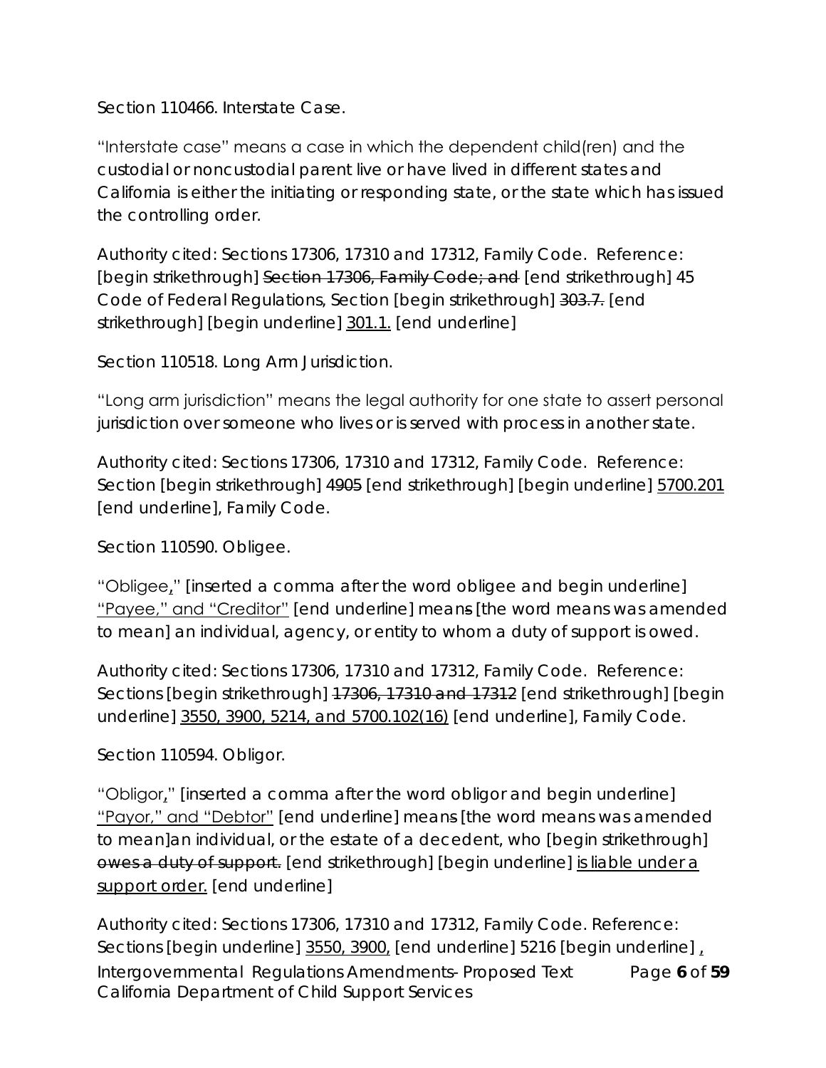Section 110466. Interstate Case.

"Interstate case" means a case in which the dependent child(ren) and the custodial or noncustodial parent live or have lived in different states and California is either the initiating or responding state, or the state which has issued the controlling order.

Authority cited: Sections 17306, 17310 and 17312, Family Code. Reference: [begin strikethrough] ~~Section 17306, Family Code; and~~ [end strikethrough] 45 Code of Federal Regulations, Section [begin strikethrough] ~~303.7.~~ [end strikethrough] [begin underline] <u>301.1.</u> [end underline]

Section 110518. Long Arm Jurisdiction.

"Long arm jurisdiction" means the legal authority for one state to assert personal jurisdiction over someone who lives or is served with process in another state.

Authority cited: Sections 17306, 17310 and 17312, Family Code. Reference: Section [begin strikethrough] ~~4905~~ [end strikethrough] [begin underline] <u>5700.201</u> [end underline], Family Code.

Section 110590. Obligee.

"Obligee<u>,</u>" [inserted a comma after the word obligee and begin underline] <u>"Payee," and "Creditor"</u> [end underline] mean~~s~~ [the word means was amended to mean] an individual, agency, or entity to whom a duty of support is owed.

Authority cited: Sections 17306, 17310 and 17312, Family Code. Reference: Sections [begin strikethrough] ~~17306, 17310 and 17312~~ [end strikethrough] [begin underline] <u>3550, 3900, 5214, and 5700.102(16)</u> [end underline], Family Code.

Section 110594. Obligor.

"Obligor<u>,</u>" [inserted a comma after the word obligor and begin underline] <u>"Payor," and "Debtor"</u> [end underline] means [the word means was amended to mean]an individual, or the estate of a decedent, who [begin strikethrough] ~~owes a duty of support.~~ [end strikethrough] [begin underline] <u>is liable under a support order.</u> [end underline]

Authority cited: Sections 17306, 17310 and 17312, Family Code. Reference: Sections [begin underline] <u>3550, 3900,</u> [end underline] 5216 [begin underline] <u>,</u>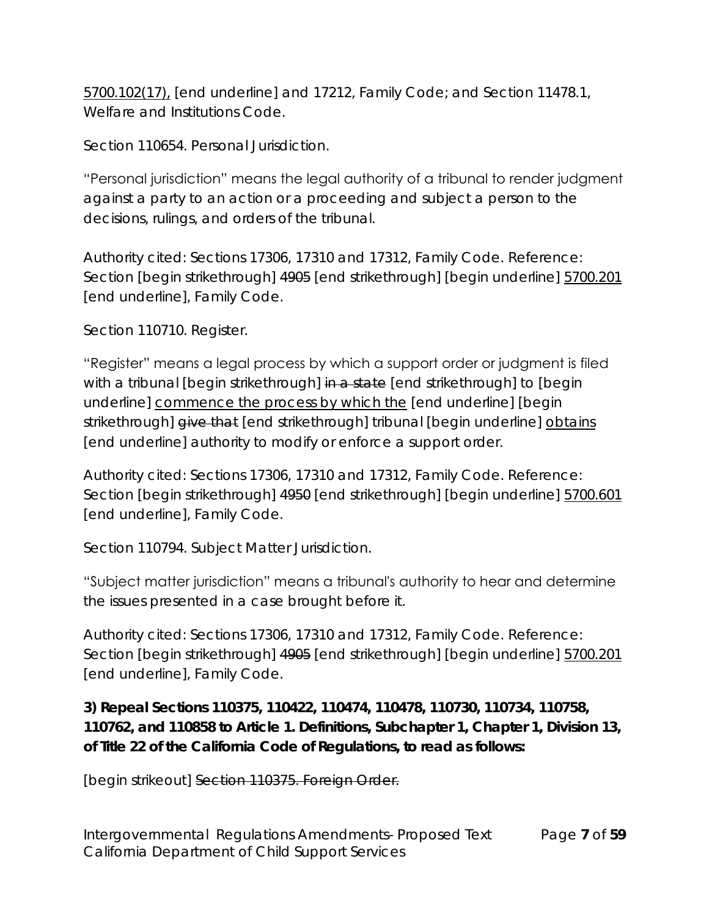5700.102(17), [end underline] and 17212, Family Code; and Section 11478.1, Welfare and Institutions Code.

Section 110654. Personal Jurisdiction.

"Personal jurisdiction" means the legal authority of a tribunal to render judgment against a party to an action or a proceeding and subject a person to the decisions, rulings, and orders of the tribunal.

Authority cited: Sections 17306, 17310 and 17312, Family Code. Reference: Section [begin strikethrough] ~~4905~~ [end strikethrough] [begin underline] 5700.201 [end underline], Family Code.

Section 110710. Register.

"Register" means a legal process by which a support order or judgment is filed with a tribunal [begin strikethrough] ~~in a state~~ [end strikethrough] to [begin underline] commence the process by which the [end underline] [begin strikethrough] ~~give that~~ [end strikethrough] tribunal [begin underline] obtains [end underline] authority to modify or enforce a support order.

Authority cited: Sections 17306, 17310 and 17312, Family Code. Reference: Section [begin strikethrough] ~~4950~~ [end strikethrough] [begin underline] 5700.601 [end underline], Family Code.

Section 110794. Subject Matter Jurisdiction.

"Subject matter jurisdiction" means a tribunal's authority to hear and determine the issues presented in a case brought before it.

Authority cited: Sections 17306, 17310 and 17312, Family Code. Reference: Section [begin strikethrough] ~~4905~~ [end strikethrough] [begin underline] 5700.201 [end underline], Family Code.

**3) Repeal Sections 110375, 110422, 110474, 110478, 110730, 110734, 110758, 110762, and 110858 to Article 1. Definitions, Subchapter 1, Chapter 1, Division 13, of Title 22 of the California Code of Regulations, to read as follows:**

[begin strikeout] ~~Section 110375. Foreign Order.~~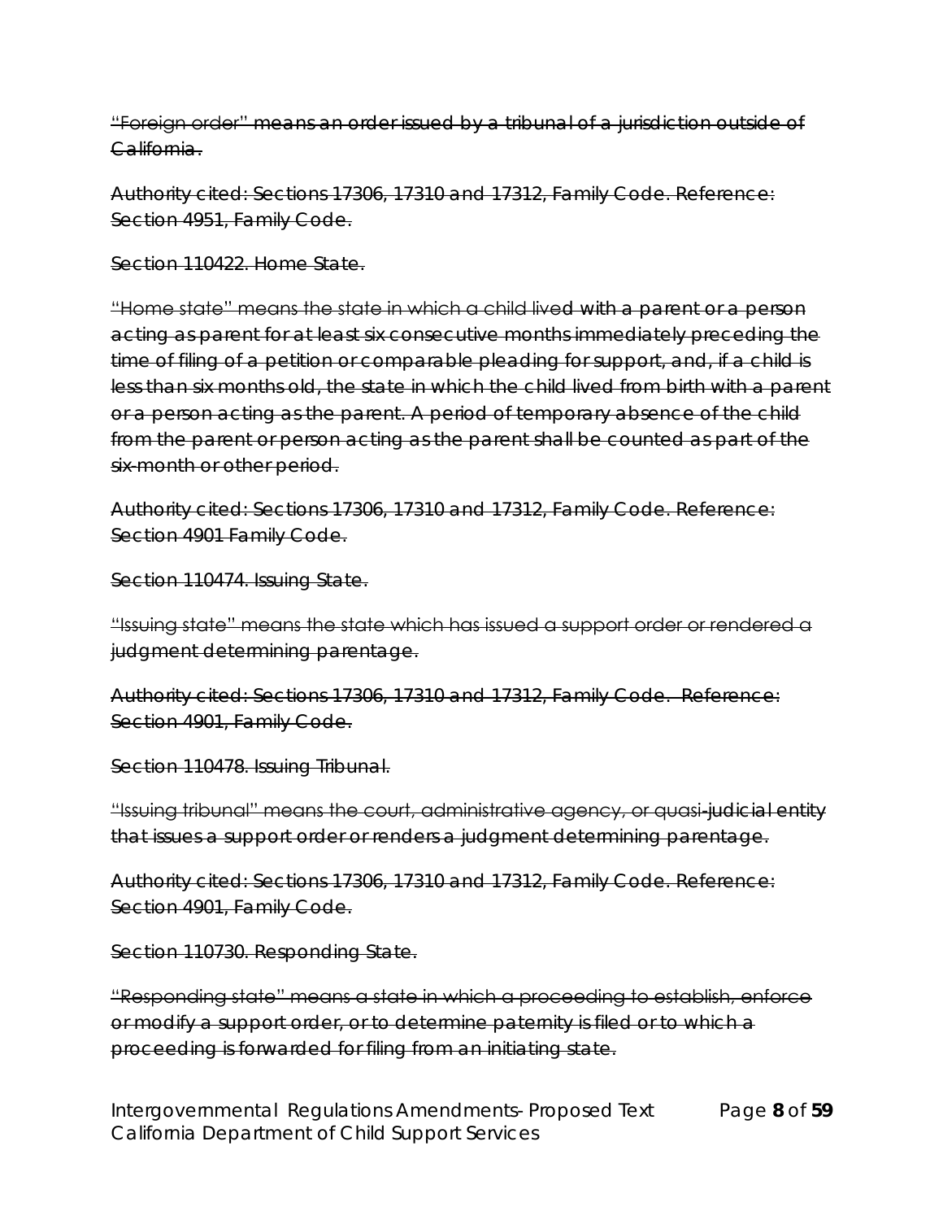~~"Foreign order" means an order issued by a tribunal of a jurisdiction outside of California.~~

~~Authority cited: Sections 17306, 17310 and 17312, Family Code. Reference: Section 4951, Family Code.~~

~~Section 110422. Home State.~~

~~"Home state" means the state in which a child lived with a parent or a person acting as parent for at least six consecutive months immediately preceding the time of filing of a petition or comparable pleading for support, and, if a child is less than six months old, the state in which the child lived from birth with a parent or a person acting as the parent. A period of temporary absence of the child from the parent or person acting as the parent shall be counted as part of the six-month or other period.~~

~~Authority cited: Sections 17306, 17310 and 17312, Family Code. Reference: Section 4901 Family Code.~~

~~Section 110474. Issuing State.~~

~~"Issuing state" means the state which has issued a support order or rendered a judgment determining parentage.~~

~~Authority cited: Sections 17306, 17310 and 17312, Family Code. Reference: Section 4901, Family Code.~~

~~Section 110478. Issuing Tribunal.~~

~~"Issuing tribunal" means the court, administrative agency, or quasi-judicial entity that issues a support order or renders a judgment determining parentage.~~

~~Authority cited: Sections 17306, 17310 and 17312, Family Code. Reference: Section 4901, Family Code.~~

~~Section 110730. Responding State.~~

~~"Responding state" means a state in which a proceeding to establish, enforce or modify a support order, or to determine paternity is filed or to which a proceeding is forwarded for filing from an initiating state.~~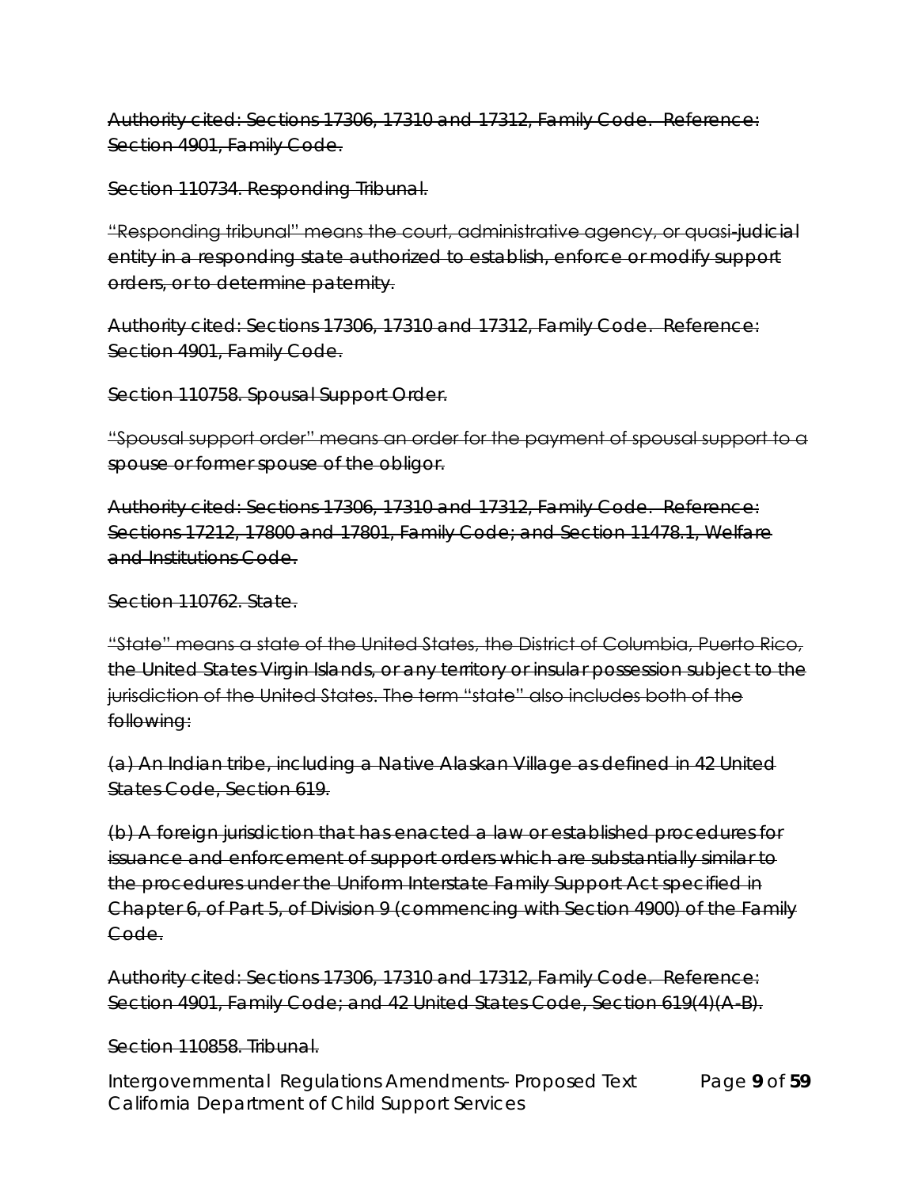~~Authority cited: Sections 17306, 17310 and 17312, Family Code. Reference: Section 4901, Family Code.~~

~~Section 110734. Responding Tribunal.~~

~~"Responding tribunal" means the court, administrative agency, or quasi-judicial entity in a responding state authorized to establish, enforce or modify support orders, or to determine paternity.~~

~~Authority cited: Sections 17306, 17310 and 17312, Family Code. Reference: Section 4901, Family Code.~~

~~Section 110758. Spousal Support Order.~~

~~"Spousal support order" means an order for the payment of spousal support to a spouse or former spouse of the obligor.~~

~~Authority cited: Sections 17306, 17310 and 17312, Family Code. Reference: Sections 17212, 17800 and 17801, Family Code; and Section 11478.1, Welfare and Institutions Code.~~

~~Section 110762. State.~~

~~"State" means a state of the United States, the District of Columbia, Puerto Rico, the United States Virgin Islands, or any territory or insular possession subject to the jurisdiction of the United States. The term "state" also includes both of the following:~~

~~(a) An Indian tribe, including a Native Alaskan Village as defined in 42 United States Code, Section 619.~~

~~(b) A foreign jurisdiction that has enacted a law or established procedures for issuance and enforcement of support orders which are substantially similar to the procedures under the Uniform Interstate Family Support Act specified in Chapter 6, of Part 5, of Division 9 (commencing with Section 4900) of the Family Code.~~

~~Authority cited: Sections 17306, 17310 and 17312, Family Code. Reference: Section 4901, Family Code; and 42 United States Code, Section 619(4)(A-B).~~

~~Section 110858. Tribunal.~~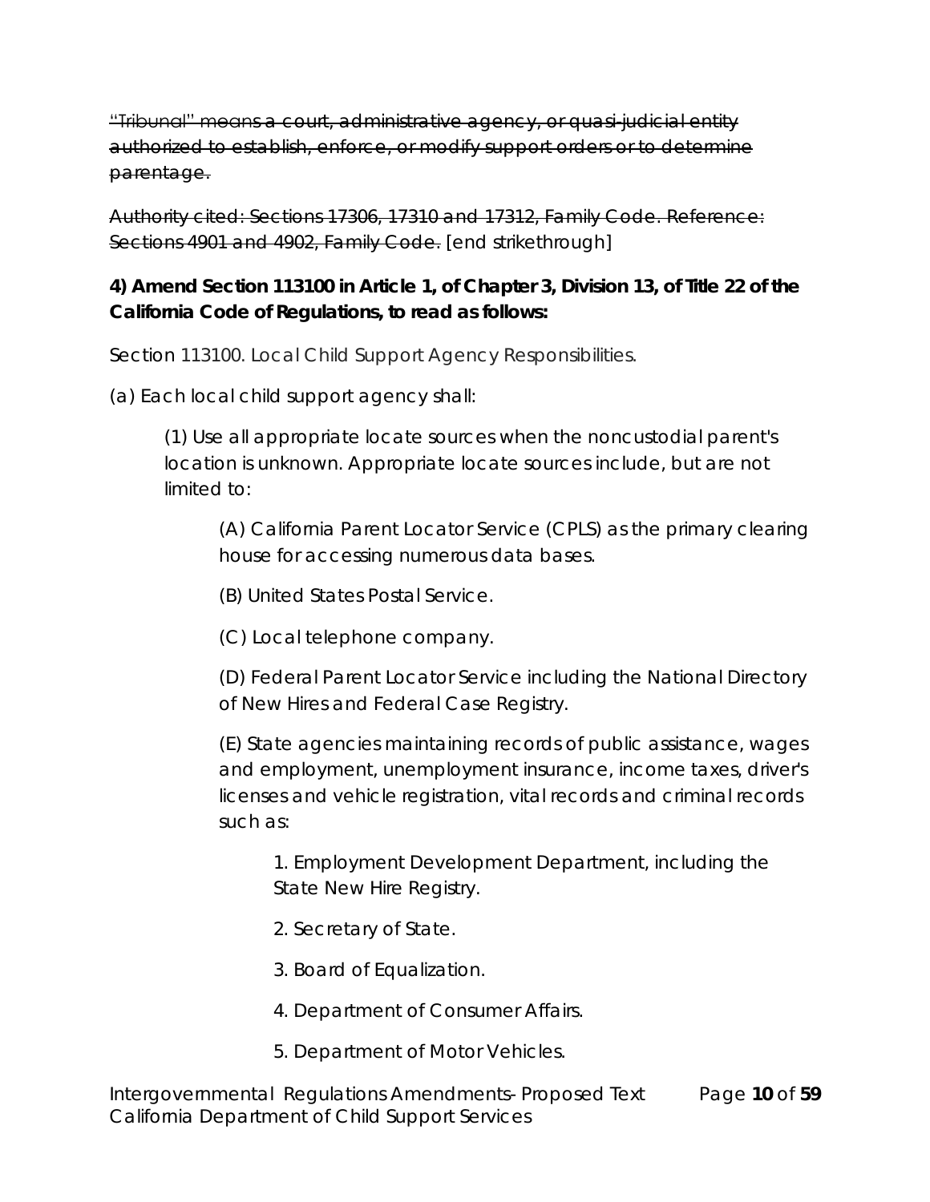~~"Tribunal" means a court, administrative agency, or quasi-judicial entity authorized to establish, enforce, or modify support orders or to determine parentage.~~

~~Authority cited: Sections 17306, 17310 and 17312, Family Code. Reference: Sections 4901 and 4902, Family Code.~~ [end strikethrough]

**4) Amend Section 113100 in Article 1, of Chapter 3, Division 13, of Title 22 of the California Code of Regulations, to read as follows:**

Section 113100. Local Child Support Agency Responsibilities.

(a) Each local child support agency shall:

(1) Use all appropriate locate sources when the noncustodial parent's location is unknown. Appropriate locate sources include, but are not limited to:

(A) California Parent Locator Service (CPLS) as the primary clearing house for accessing numerous data bases.

(B) United States Postal Service.

(C) Local telephone company.

(D) Federal Parent Locator Service including the National Directory of New Hires and Federal Case Registry.

(E) State agencies maintaining records of public assistance, wages and employment, unemployment insurance, income taxes, driver's licenses and vehicle registration, vital records and criminal records such as:

1. Employment Development Department, including the State New Hire Registry.

2. Secretary of State.

3. Board of Equalization.

4. Department of Consumer Affairs.

5. Department of Motor Vehicles.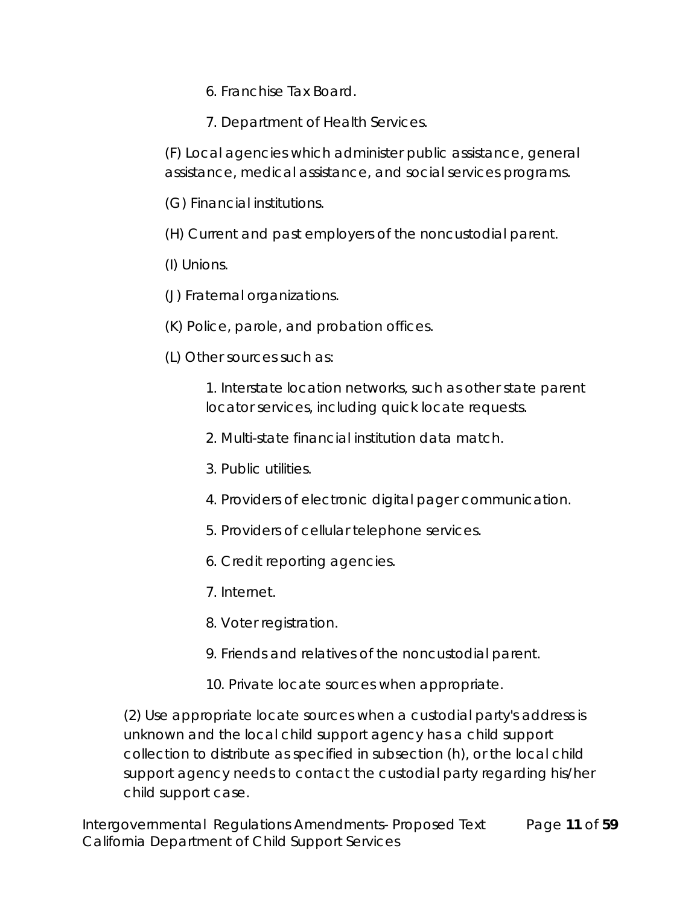6. Franchise Tax Board.

7. Department of Health Services.

(F) Local agencies which administer public assistance, general assistance, medical assistance, and social services programs.

(G) Financial institutions.

(H) Current and past employers of the noncustodial parent.

(I) Unions.

(J) Fraternal organizations.

(K) Police, parole, and probation offices.

(L) Other sources such as:

1. Interstate location networks, such as other state parent locator services, including quick locate requests.

2. Multi-state financial institution data match.

3. Public utilities.

4. Providers of electronic digital pager communication.

5. Providers of cellular telephone services.

6. Credit reporting agencies.

7. Internet.

8. Voter registration.

9. Friends and relatives of the noncustodial parent.

10. Private locate sources when appropriate.

(2) Use appropriate locate sources when a custodial party's address is unknown and the local child support agency has a child support collection to distribute as specified in subsection (h), or the local child support agency needs to contact the custodial party regarding his/her child support case.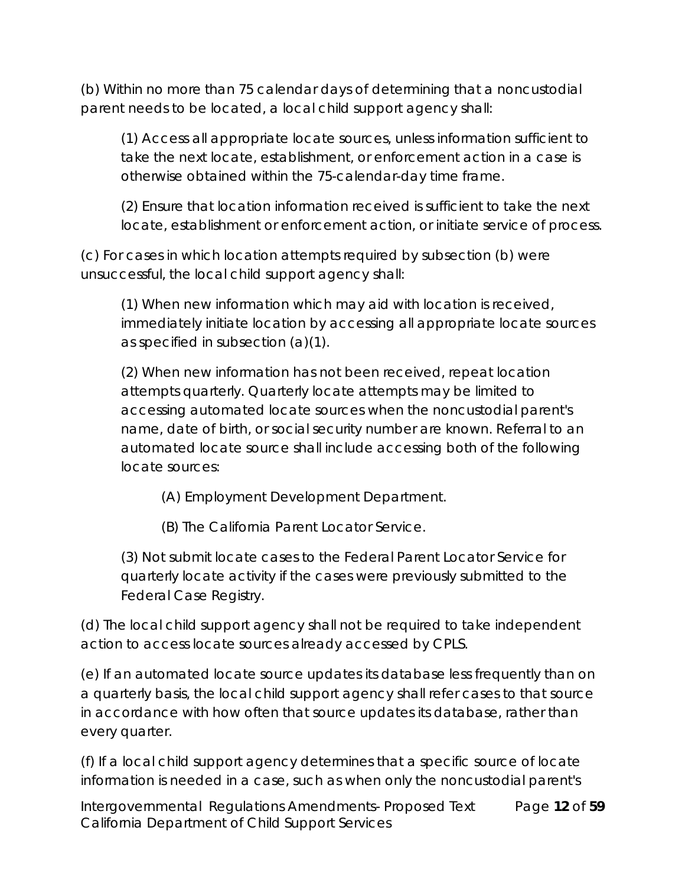(b) Within no more than 75 calendar days of determining that a noncustodial parent needs to be located, a local child support agency shall:

> (1) Access all appropriate locate sources, unless information sufficient to take the next locate, establishment, or enforcement action in a case is otherwise obtained within the 75-calendar-day time frame.
>
> (2) Ensure that location information received is sufficient to take the next locate, establishment or enforcement action, or initiate service of process.

(c) For cases in which location attempts required by subsection (b) were unsuccessful, the local child support agency shall:

> (1) When new information which may aid with location is received, immediately initiate location by accessing all appropriate locate sources as specified in subsection (a)(1).
>
> (2) When new information has not been received, repeat location attempts quarterly. Quarterly locate attempts may be limited to accessing automated locate sources when the noncustodial parent's name, date of birth, or social security number are known. Referral to an automated locate source shall include accessing both of the following locate sources:
>
> > (A) Employment Development Department.
> >
> > (B) The California Parent Locator Service.
>
> (3) Not submit locate cases to the Federal Parent Locator Service for quarterly locate activity if the cases were previously submitted to the Federal Case Registry.

(d) The local child support agency shall not be required to take independent action to access locate sources already accessed by CPLS.

(e) If an automated locate source updates its database less frequently than on a quarterly basis, the local child support agency shall refer cases to that source in accordance with how often that source updates its database, rather than every quarter.

(f) If a local child support agency determines that a specific source of locate information is needed in a case, such as when only the noncustodial parent's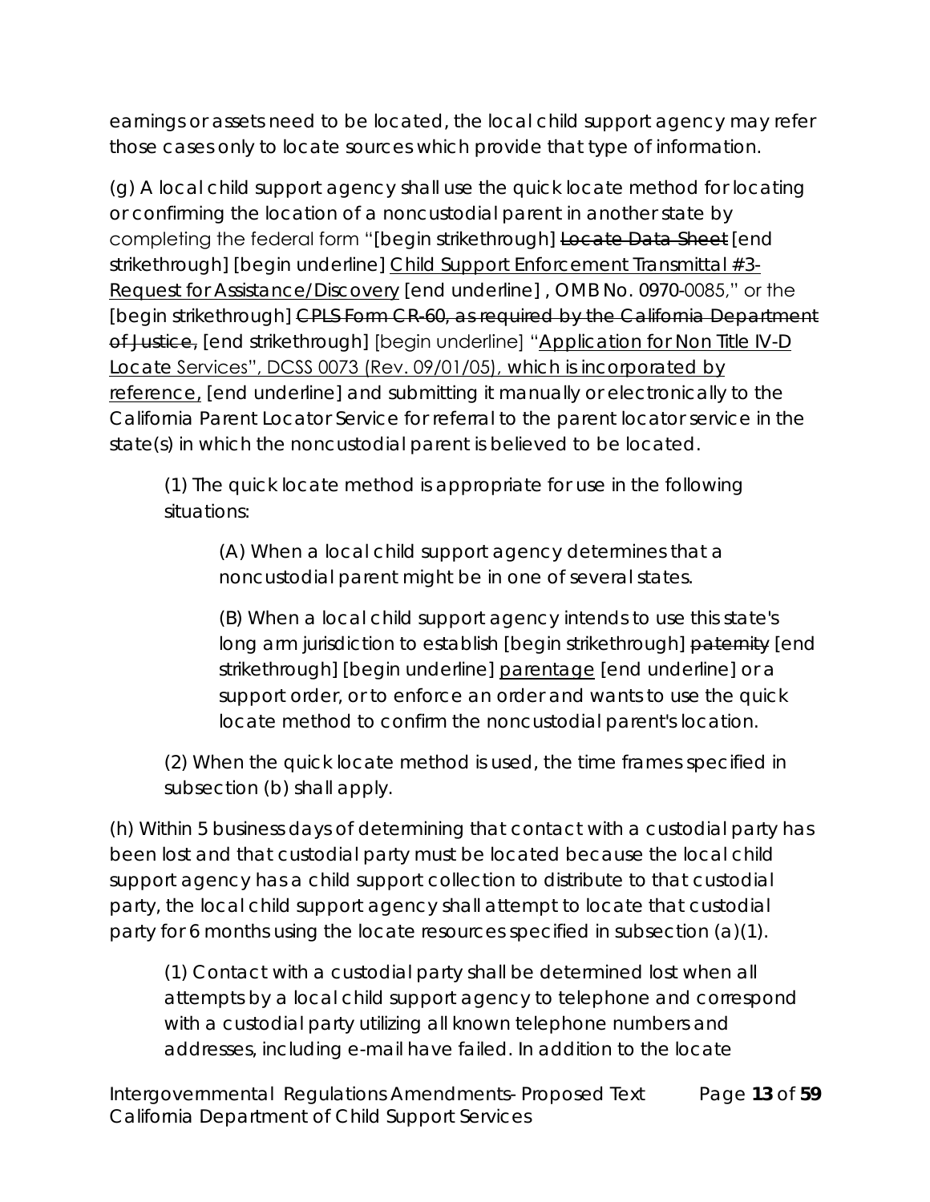earnings or assets need to be located, the local child support agency may refer those cases only to locate sources which provide that type of information.

(g) A local child support agency shall use the quick locate method for locating or confirming the location of a noncustodial parent in another state by completing the federal form "[begin strikethrough] ~~Locate Data Sheet~~ [end strikethrough] [begin underline] Child Support Enforcement Transmittal #3-Request for Assistance/Discovery [end underline] , OMB No. 0970-0085," or the [begin strikethrough] ~~CPLS Form CR-60, as required by the California Department of Justice,~~ [end strikethrough] [begin underline] "Application for Non Title IV-D Locate Services", DCSS 0073 (Rev. 09/01/05), which is incorporated by reference, [end underline] and submitting it manually or electronically to the California Parent Locator Service for referral to the parent locator service in the state(s) in which the noncustodial parent is believed to be located.

> (1) The quick locate method is appropriate for use in the following situations:
>
> > (A) When a local child support agency determines that a noncustodial parent might be in one of several states.
> >
> > (B) When a local child support agency intends to use this state's long arm jurisdiction to establish [begin strikethrough] ~~paternity~~ [end strikethrough] [begin underline] parentage [end underline] or a support order, or to enforce an order and wants to use the quick locate method to confirm the noncustodial parent's location.
>
> (2) When the quick locate method is used, the time frames specified in subsection (b) shall apply.

(h) Within 5 business days of determining that contact with a custodial party has been lost and that custodial party must be located because the local child support agency has a child support collection to distribute to that custodial party, the local child support agency shall attempt to locate that custodial party for 6 months using the locate resources specified in subsection (a)(1).

> (1) Contact with a custodial party shall be determined lost when all attempts by a local child support agency to telephone and correspond with a custodial party utilizing all known telephone numbers and addresses, including e-mail have failed. In addition to the locate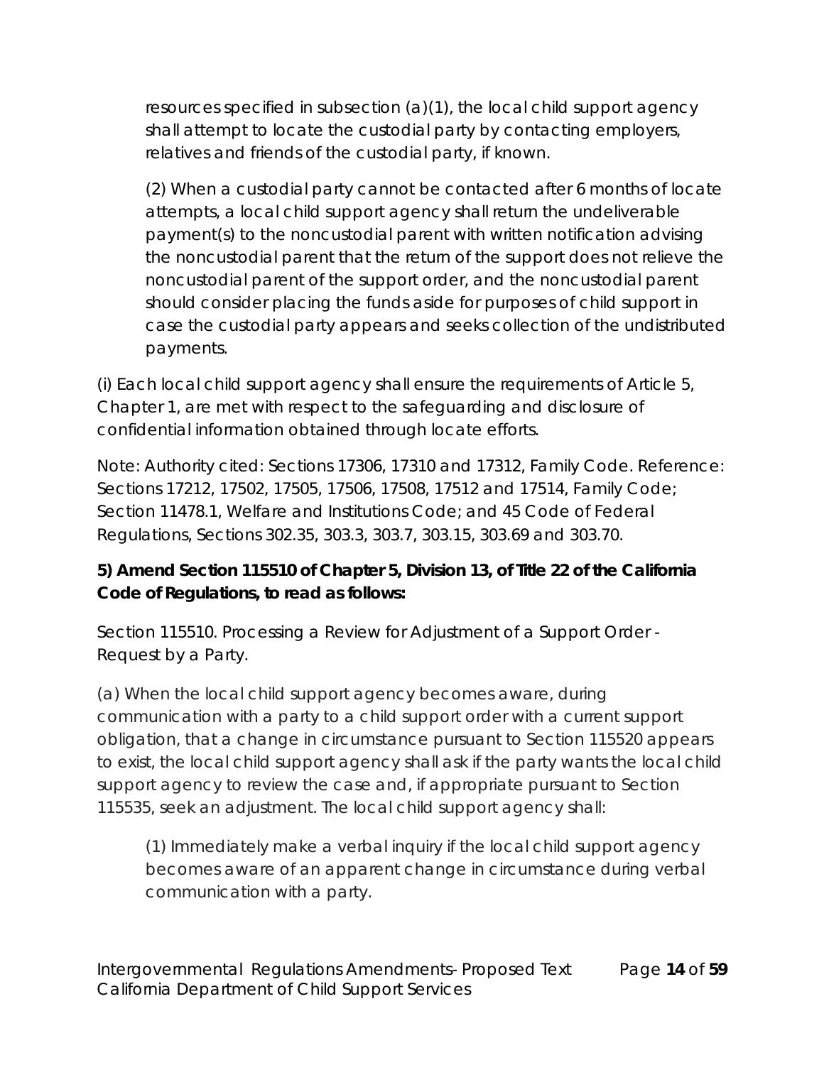resources specified in subsection (a)(1), the local child support agency shall attempt to locate the custodial party by contacting employers, relatives and friends of the custodial party, if known.

(2) When a custodial party cannot be contacted after 6 months of locate attempts, a local child support agency shall return the undeliverable payment(s) to the noncustodial parent with written notification advising the noncustodial parent that the return of the support does not relieve the noncustodial parent of the support order, and the noncustodial parent should consider placing the funds aside for purposes of child support in case the custodial party appears and seeks collection of the undistributed payments.

(i) Each local child support agency shall ensure the requirements of Article 5, Chapter 1, are met with respect to the safeguarding and disclosure of confidential information obtained through locate efforts.

Note: Authority cited: Sections 17306, 17310 and 17312, Family Code. Reference: Sections 17212, 17502, 17505, 17506, 17508, 17512 and 17514, Family Code; Section 11478.1, Welfare and Institutions Code; and 45 Code of Federal Regulations, Sections 302.35, 303.3, 303.7, 303.15, 303.69 and 303.70.

**5) Amend Section 115510 of Chapter 5, Division 13, of Title 22 of the California Code of Regulations, to read as follows:**

Section 115510. Processing a Review for Adjustment of a Support Order - Request by a Party.

(a) When the local child support agency becomes aware, during communication with a party to a child support order with a current support obligation, that a change in circumstance pursuant to Section 115520 appears to exist, the local child support agency shall ask if the party wants the local child support agency to review the case and, if appropriate pursuant to Section 115535, seek an adjustment. The local child support agency shall:

(1) Immediately make a verbal inquiry if the local child support agency becomes aware of an apparent change in circumstance during verbal communication with a party.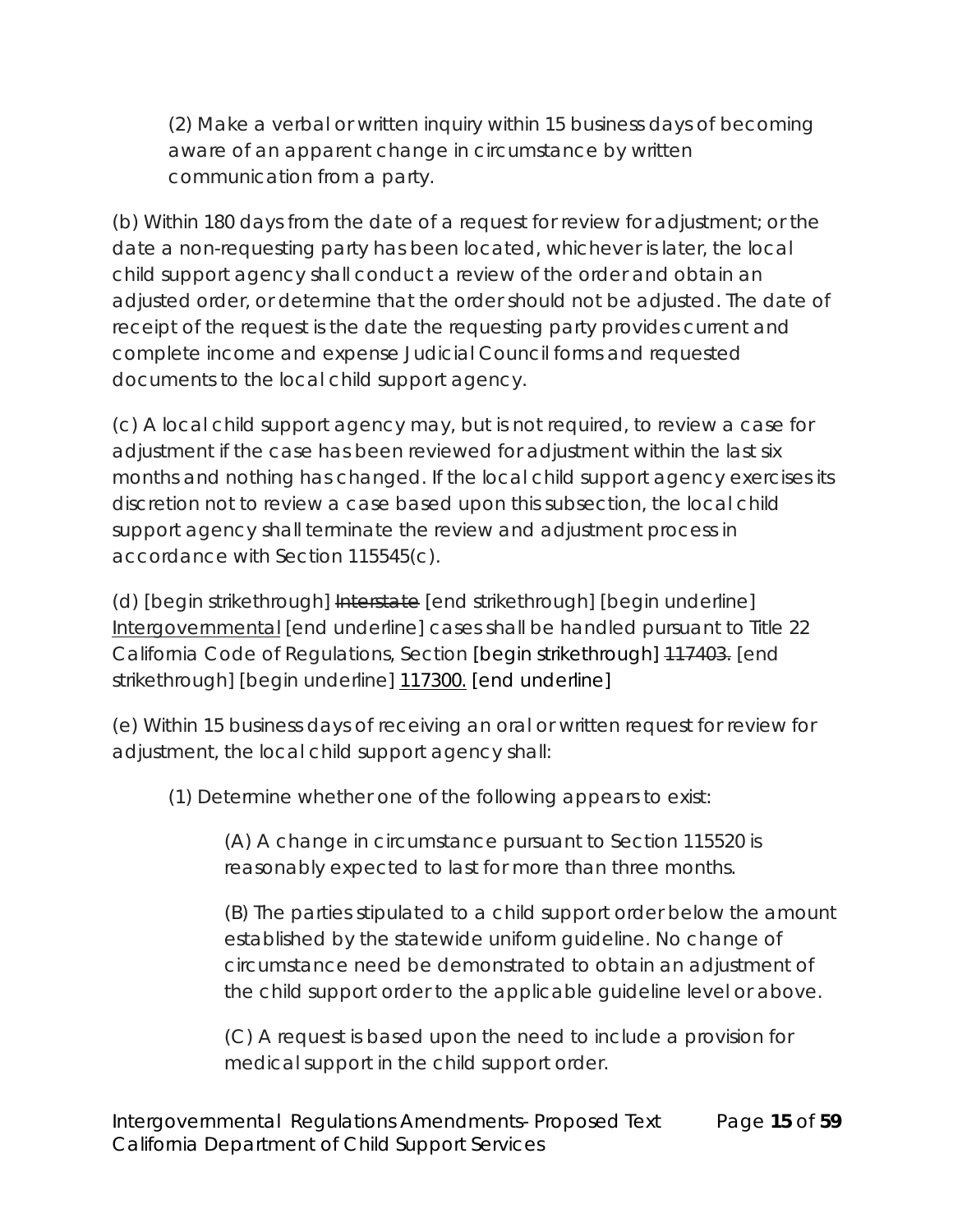(2) Make a verbal or written inquiry within 15 business days of becoming aware of an apparent change in circumstance by written communication from a party.

(b) Within 180 days from the date of a request for review for adjustment; or the date a non-requesting party has been located, whichever is later, the local child support agency shall conduct a review of the order and obtain an adjusted order, or determine that the order should not be adjusted. The date of receipt of the request is the date the requesting party provides current and complete income and expense Judicial Council forms and requested documents to the local child support agency.

(c) A local child support agency may, but is not required, to review a case for adjustment if the case has been reviewed for adjustment within the last six months and nothing has changed. If the local child support agency exercises its discretion not to review a case based upon this subsection, the local child support agency shall terminate the review and adjustment process in accordance with Section 115545(c).

(d) [begin strikethrough] ~~Interstate~~ [end strikethrough] [begin underline] <u>Intergovernmental</u> [end underline] cases shall be handled pursuant to Title 22 California Code of Regulations, Section [begin strikethrough] ~~117403.~~ [end strikethrough] [begin underline] <u>117300.</u> [end underline]

(e) Within 15 business days of receiving an oral or written request for review for adjustment, the local child support agency shall:

(1) Determine whether one of the following appears to exist:

(A) A change in circumstance pursuant to Section 115520 is reasonably expected to last for more than three months.

(B) The parties stipulated to a child support order below the amount established by the statewide uniform guideline. No change of circumstance need be demonstrated to obtain an adjustment of the child support order to the applicable guideline level or above.

(C) A request is based upon the need to include a provision for medical support in the child support order.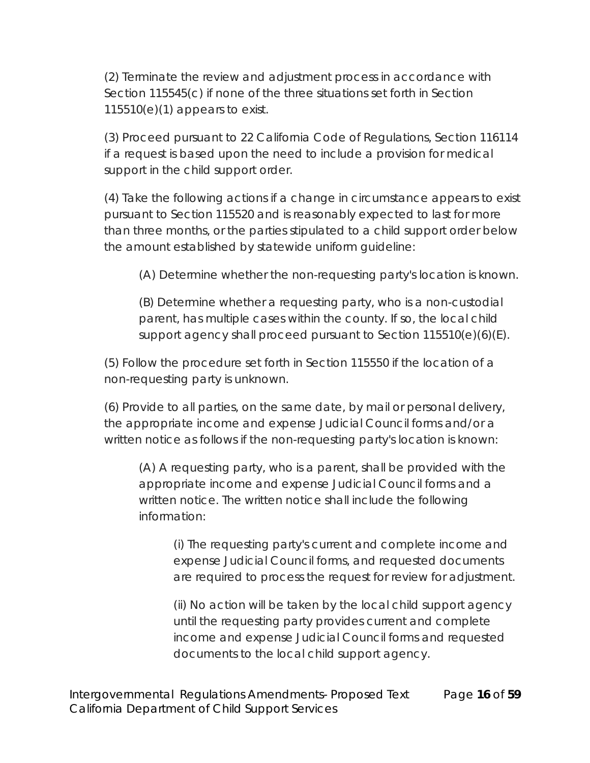(2) Terminate the review and adjustment process in accordance with Section 115545(c) if none of the three situations set forth in Section 115510(e)(1) appears to exist.

(3) Proceed pursuant to 22 California Code of Regulations, Section 116114 if a request is based upon the need to include a provision for medical support in the child support order.

(4) Take the following actions if a change in circumstance appears to exist pursuant to Section 115520 and is reasonably expected to last for more than three months, or the parties stipulated to a child support order below the amount established by statewide uniform guideline:

> (A) Determine whether the non-requesting party's location is known.
>
> (B) Determine whether a requesting party, who is a non-custodial parent, has multiple cases within the county. If so, the local child support agency shall proceed pursuant to Section 115510(e)(6)(E).

(5) Follow the procedure set forth in Section 115550 if the location of a non-requesting party is unknown.

(6) Provide to all parties, on the same date, by mail or personal delivery, the appropriate income and expense Judicial Council forms and/or a written notice as follows if the non-requesting party's location is known:

> (A) A requesting party, who is a parent, shall be provided with the appropriate income and expense Judicial Council forms and a written notice. The written notice shall include the following information:
>
> > (i) The requesting party's current and complete income and expense Judicial Council forms, and requested documents are required to process the request for review for adjustment.
> >
> > (ii) No action will be taken by the local child support agency until the requesting party provides current and complete income and expense Judicial Council forms and requested documents to the local child support agency.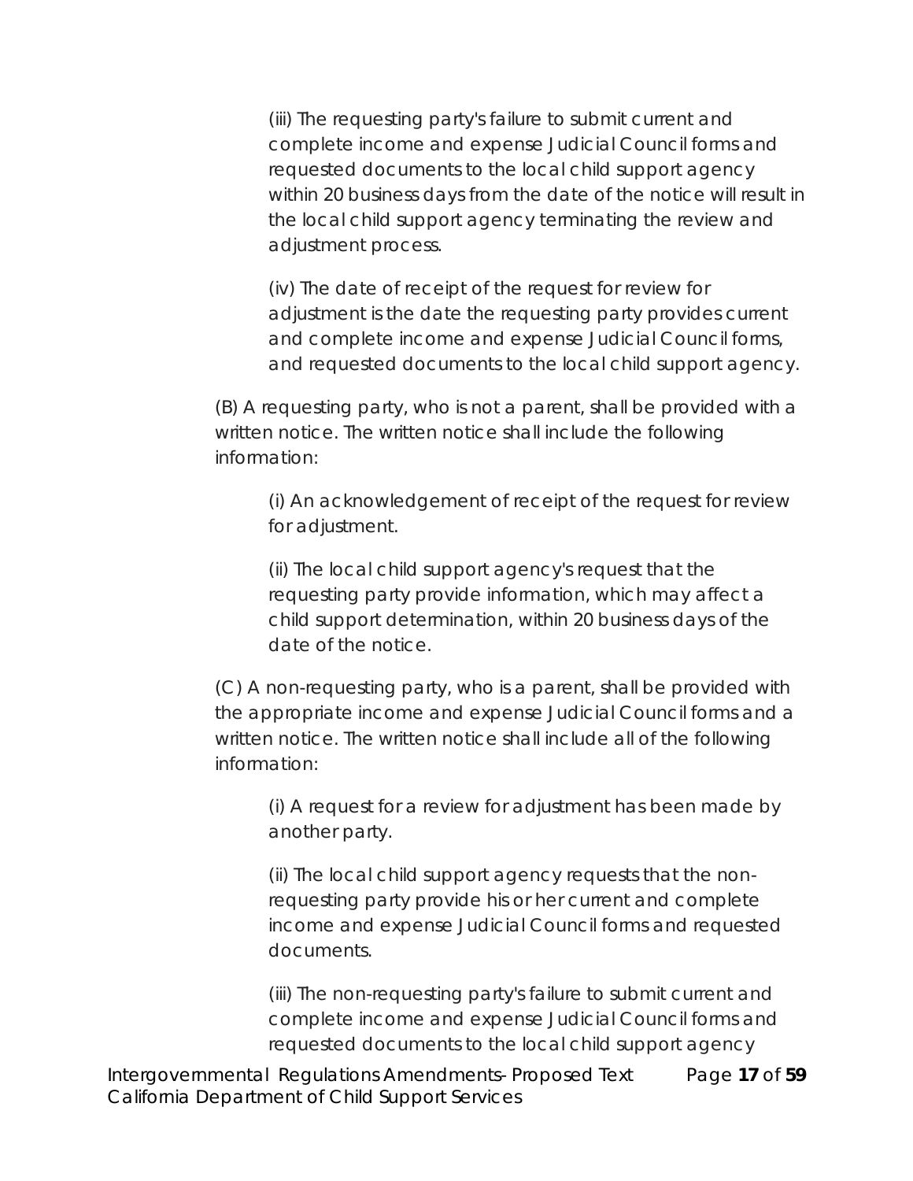(iii) The requesting party's failure to submit current and complete income and expense Judicial Council forms and requested documents to the local child support agency within 20 business days from the date of the notice will result in the local child support agency terminating the review and adjustment process.

(iv) The date of receipt of the request for review for adjustment is the date the requesting party provides current and complete income and expense Judicial Council forms, and requested documents to the local child support agency.

(B) A requesting party, who is not a parent, shall be provided with a written notice. The written notice shall include the following information:

(i) An acknowledgement of receipt of the request for review for adjustment.

(ii) The local child support agency's request that the requesting party provide information, which may affect a child support determination, within 20 business days of the date of the notice.

(C) A non-requesting party, who is a parent, shall be provided with the appropriate income and expense Judicial Council forms and a written notice. The written notice shall include all of the following information:

(i) A request for a review for adjustment has been made by another party.

(ii) The local child support agency requests that the non-requesting party provide his or her current and complete income and expense Judicial Council forms and requested documents.

(iii) The non-requesting party's failure to submit current and complete income and expense Judicial Council forms and requested documents to the local child support agency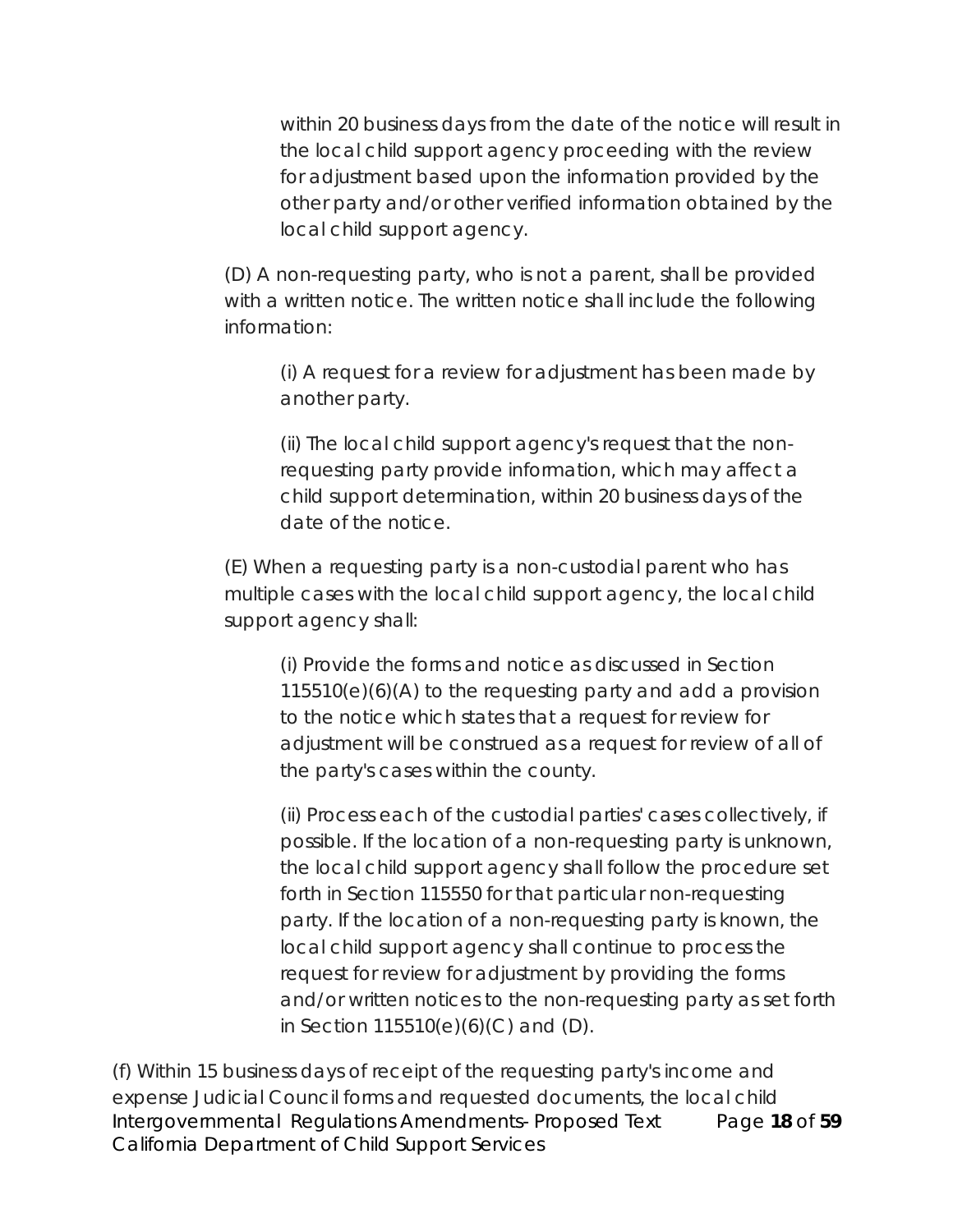within 20 business days from the date of the notice will result in the local child support agency proceeding with the review for adjustment based upon the information provided by the other party and/or other verified information obtained by the local child support agency.

(D) A non-requesting party, who is not a parent, shall be provided with a written notice. The written notice shall include the following information:

(i) A request for a review for adjustment has been made by another party.

(ii) The local child support agency's request that the non-requesting party provide information, which may affect a child support determination, within 20 business days of the date of the notice.

(E) When a requesting party is a non-custodial parent who has multiple cases with the local child support agency, the local child support agency shall:

(i) Provide the forms and notice as discussed in Section 115510(e)(6)(A) to the requesting party and add a provision to the notice which states that a request for review for adjustment will be construed as a request for review of all of the party's cases within the county.

(ii) Process each of the custodial parties' cases collectively, if possible. If the location of a non-requesting party is unknown, the local child support agency shall follow the procedure set forth in Section 115550 for that particular non-requesting party. If the location of a non-requesting party is known, the local child support agency shall continue to process the request for review for adjustment by providing the forms and/or written notices to the non-requesting party as set forth in Section 115510(e)(6)(C) and (D).

(f) Within 15 business days of receipt of the requesting party's income and expense Judicial Council forms and requested documents, the local child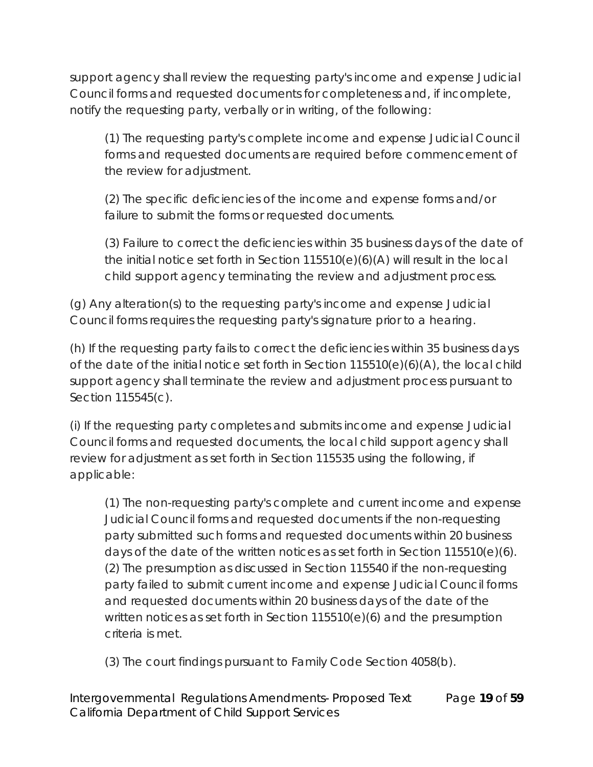support agency shall review the requesting party's income and expense Judicial Council forms and requested documents for completeness and, if incomplete, notify the requesting party, verbally or in writing, of the following:

(1) The requesting party's complete income and expense Judicial Council forms and requested documents are required before commencement of the review for adjustment.

(2) The specific deficiencies of the income and expense forms and/or failure to submit the forms or requested documents.

(3) Failure to correct the deficiencies within 35 business days of the date of the initial notice set forth in Section 115510(e)(6)(A) will result in the local child support agency terminating the review and adjustment process.

(g) Any alteration(s) to the requesting party's income and expense Judicial Council forms requires the requesting party's signature prior to a hearing.

(h) If the requesting party fails to correct the deficiencies within 35 business days of the date of the initial notice set forth in Section 115510(e)(6)(A), the local child support agency shall terminate the review and adjustment process pursuant to Section 115545(c).

(i) If the requesting party completes and submits income and expense Judicial Council forms and requested documents, the local child support agency shall review for adjustment as set forth in Section 115535 using the following, if applicable:

(1) The non-requesting party's complete and current income and expense Judicial Council forms and requested documents if the non-requesting party submitted such forms and requested documents within 20 business days of the date of the written notices as set forth in Section 115510(e)(6).
(2) The presumption as discussed in Section 115540 if the non-requesting party failed to submit current income and expense Judicial Council forms and requested documents within 20 business days of the date of the written notices as set forth in Section 115510(e)(6) and the presumption criteria is met.

(3) The court findings pursuant to Family Code Section 4058(b).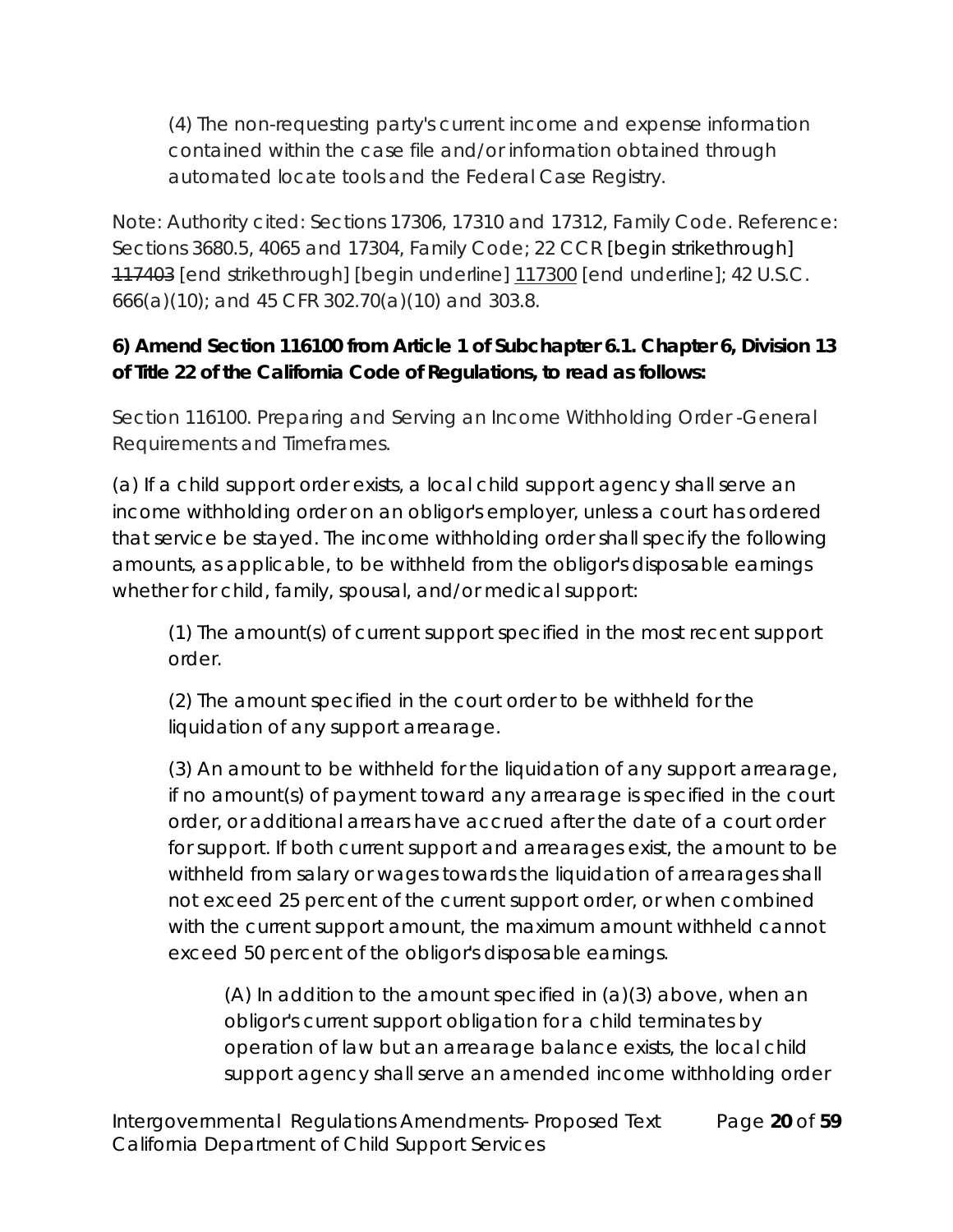(4) The non-requesting party's current income and expense information contained within the case file and/or information obtained through automated locate tools and the Federal Case Registry.

Note: Authority cited: Sections 17306, 17310 and 17312, Family Code. Reference: Sections 3680.5, 4065 and 17304, Family Code; 22 CCR [begin strikethrough] ~~117403~~ [end strikethrough] [begin underline] <u>117300</u> [end underline]; 42 U.S.C. 666(a)(10); and 45 CFR 302.70(a)(10) and 303.8.

**6) Amend Section 116100 from Article 1 of Subchapter 6.1. Chapter 6, Division 13 of Title 22 of the California Code of Regulations, to read as follows:**

Section 116100. Preparing and Serving an Income Withholding Order -General Requirements and Timeframes.

(a) If a child support order exists, a local child support agency shall serve an income withholding order on an obligor's employer, unless a court has ordered that service be stayed. The income withholding order shall specify the following amounts, as applicable, to be withheld from the obligor's disposable earnings whether for child, family, spousal, and/or medical support:

(1) The amount(s) of current support specified in the most recent support order.

(2) The amount specified in the court order to be withheld for the liquidation of any support arrearage.

(3) An amount to be withheld for the liquidation of any support arrearage, if no amount(s) of payment toward any arrearage is specified in the court order, or additional arrears have accrued after the date of a court order for support. If both current support and arrearages exist, the amount to be withheld from salary or wages towards the liquidation of arrearages shall not exceed 25 percent of the current support order, or when combined with the current support amount, the maximum amount withheld cannot exceed 50 percent of the obligor's disposable earnings.

(A) In addition to the amount specified in (a)(3) above, when an obligor's current support obligation for a child terminates by operation of law but an arrearage balance exists, the local child support agency shall serve an amended income withholding order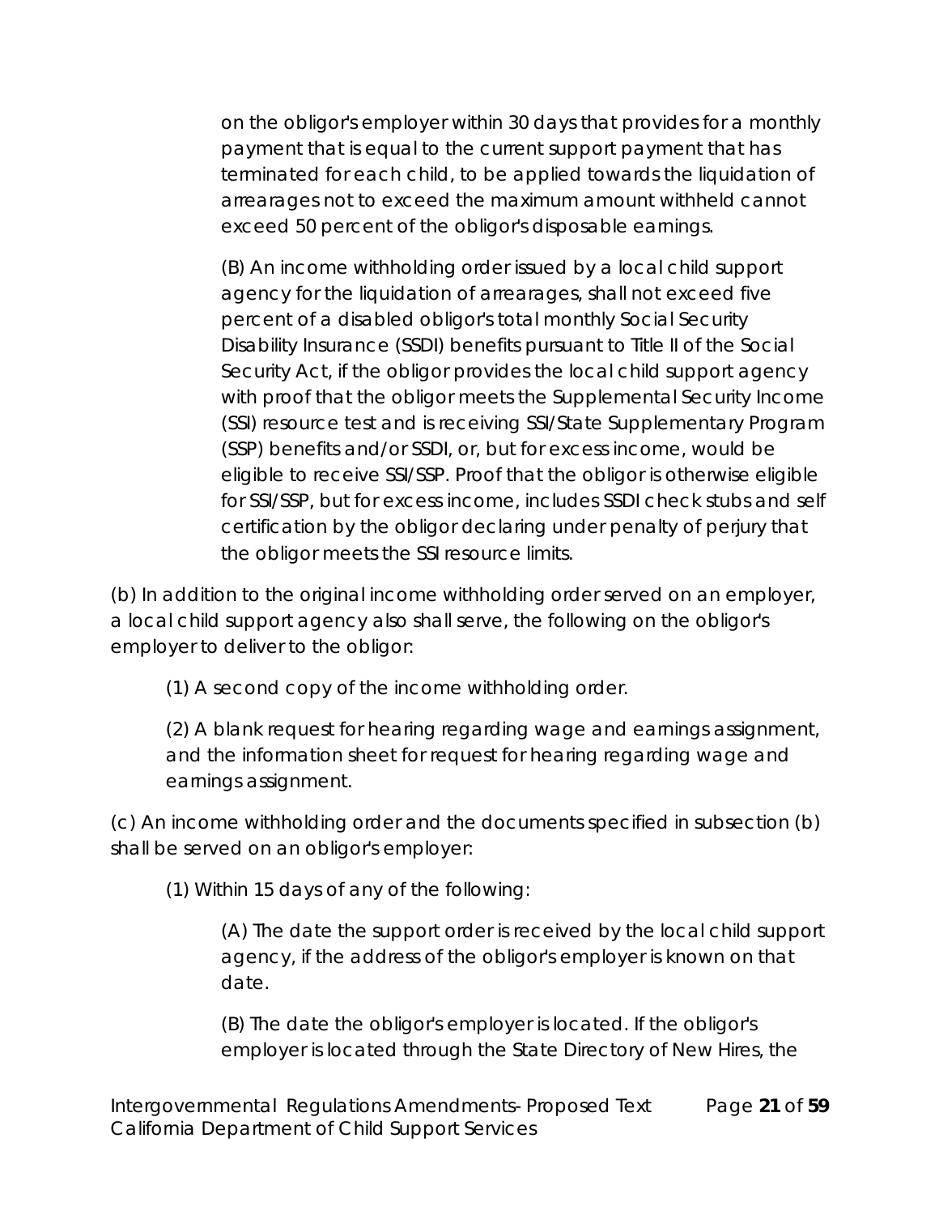on the obligor's employer within 30 days that provides for a monthly payment that is equal to the current support payment that has terminated for each child, to be applied towards the liquidation of arrearages not to exceed the maximum amount withheld cannot exceed 50 percent of the obligor's disposable earnings.

(B) An income withholding order issued by a local child support agency for the liquidation of arrearages, shall not exceed five percent of a disabled obligor's total monthly Social Security Disability Insurance (SSDI) benefits pursuant to Title II of the Social Security Act, if the obligor provides the local child support agency with proof that the obligor meets the Supplemental Security Income (SSI) resource test and is receiving SSI/State Supplementary Program (SSP) benefits and/or SSDI, or, but for excess income, would be eligible to receive SSI/SSP. Proof that the obligor is otherwise eligible for SSI/SSP, but for excess income, includes SSDI check stubs and self certification by the obligor declaring under penalty of perjury that the obligor meets the SSI resource limits.

(b) In addition to the original income withholding order served on an employer, a local child support agency also shall serve, the following on the obligor's employer to deliver to the obligor:

(1) A second copy of the income withholding order.

(2) A blank request for hearing regarding wage and earnings assignment, and the information sheet for request for hearing regarding wage and earnings assignment.

(c) An income withholding order and the documents specified in subsection (b) shall be served on an obligor's employer:

(1) Within 15 days of any of the following:

(A) The date the support order is received by the local child support agency, if the address of the obligor's employer is known on that date.

(B) The date the obligor's employer is located. If the obligor's employer is located through the State Directory of New Hires, the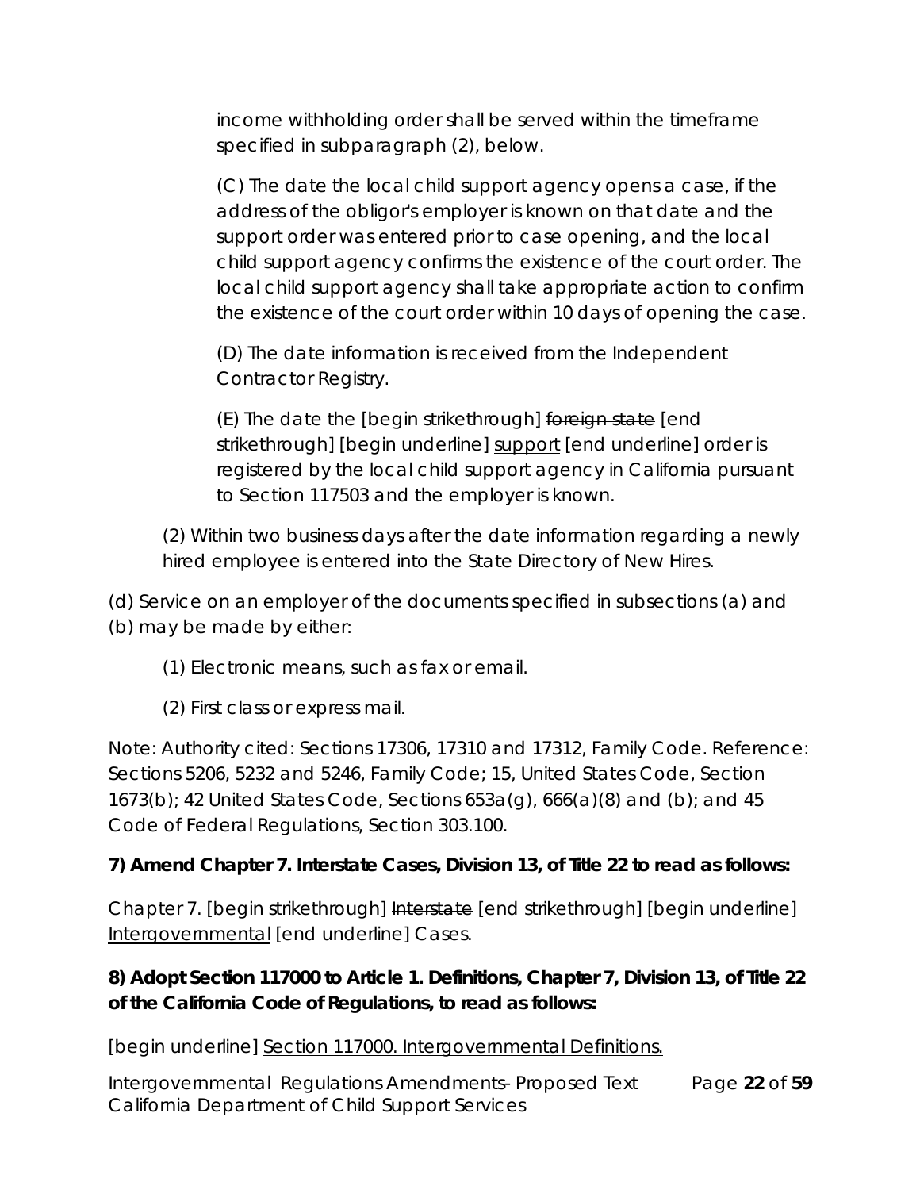income withholding order shall be served within the timeframe specified in subparagraph (2), below.

(C) The date the local child support agency opens a case, if the address of the obligor's employer is known on that date and the support order was entered prior to case opening, and the local child support agency confirms the existence of the court order. The local child support agency shall take appropriate action to confirm the existence of the court order within 10 days of opening the case.

(D) The date information is received from the Independent Contractor Registry.

(E) The date the [begin strikethrough] ~~foreign state~~ [end strikethrough] [begin underline] <u>support</u> [end underline] order is registered by the local child support agency in California pursuant to Section 117503 and the employer is known.

(2) Within two business days after the date information regarding a newly hired employee is entered into the State Directory of New Hires.

(d) Service on an employer of the documents specified in subsections (a) and (b) may be made by either:

(1) Electronic means, such as fax or email.

(2) First class or express mail.

Note: Authority cited: Sections 17306, 17310 and 17312, Family Code. Reference: Sections 5206, 5232 and 5246, Family Code; 15, United States Code, Section 1673(b); 42 United States Code, Sections 653a(g), 666(a)(8) and (b); and 45 Code of Federal Regulations, Section 303.100.

**7) Amend Chapter 7. Interstate Cases, Division 13, of Title 22 to read as follows:**

Chapter 7. [begin strikethrough] ~~Interstate~~ [end strikethrough] [begin underline] <u>Intergovernmental</u> [end underline] Cases.

**8) Adopt Section 117000 to Article 1. Definitions, Chapter 7, Division 13, of Title 22 of the California Code of Regulations, to read as follows:**

[begin underline] <u>Section 117000. Intergovernmental Definitions.</u>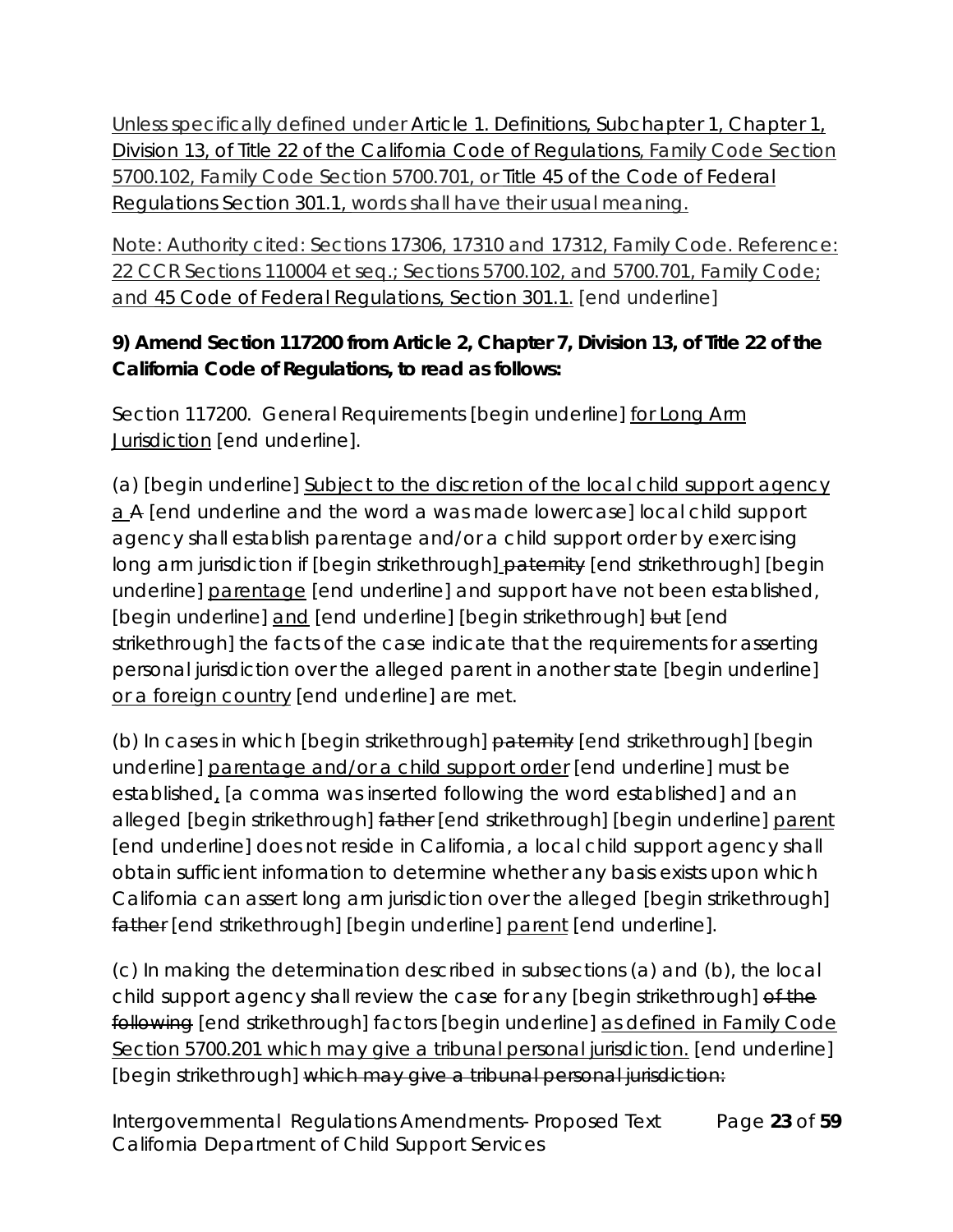Unless specifically defined under Article 1. Definitions, Subchapter 1, Chapter 1, Division 13, of Title 22 of the California Code of Regulations, Family Code Section 5700.102, Family Code Section 5700.701, or Title 45 of the Code of Federal Regulations Section 301.1, words shall have their usual meaning.

Note: Authority cited: Sections 17306, 17310 and 17312, Family Code. Reference: 22 CCR Sections 110004 et seq.; Sections 5700.102, and 5700.701, Family Code; and 45 Code of Federal Regulations, Section 301.1. [end underline]

**9) Amend Section 117200 from Article 2, Chapter 7, Division 13, of Title 22 of the California Code of Regulations, to read as follows:**

Section 117200. General Requirements [begin underline] for Long Arm Jurisdiction [end underline].

(a) [begin underline] Subject to the discretion of the local child support agency a A [end underline and the word a was made lowercase] local child support agency shall establish parentage and/or a child support order by exercising long arm jurisdiction if [begin strikethrough] paternity [end strikethrough] [begin underline] parentage [end underline] and support have not been established, [begin underline] and [end underline] [begin strikethrough] but [end strikethrough] the facts of the case indicate that the requirements for asserting personal jurisdiction over the alleged parent in another state [begin underline] or a foreign country [end underline] are met.

(b) In cases in which [begin strikethrough] paternity [end strikethrough] [begin underline] parentage and/or a child support order [end underline] must be established, [a comma was inserted following the word established] and an alleged [begin strikethrough] father [end strikethrough] [begin underline] parent [end underline] does not reside in California, a local child support agency shall obtain sufficient information to determine whether any basis exists upon which California can assert long arm jurisdiction over the alleged [begin strikethrough] father [end strikethrough] [begin underline] parent [end underline].

(c) In making the determination described in subsections (a) and (b), the local child support agency shall review the case for any [begin strikethrough] of the following [end strikethrough] factors [begin underline] as defined in Family Code Section 5700.201 which may give a tribunal personal jurisdiction. [end underline] [begin strikethrough] which may give a tribunal personal jurisdiction: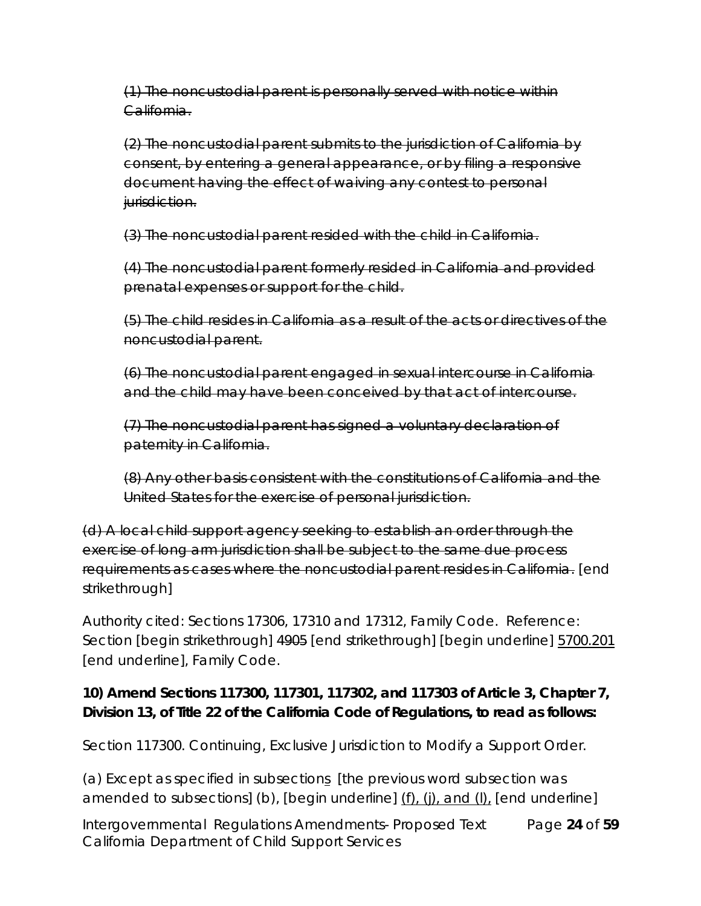(1) The noncustodial parent is personally served with notice within California.

(2) The noncustodial parent submits to the jurisdiction of California by consent, by entering a general appearance, or by filing a responsive document having the effect of waiving any contest to personal jurisdiction.

(3) The noncustodial parent resided with the child in California.

(4) The noncustodial parent formerly resided in California and provided prenatal expenses or support for the child.

(5) The child resides in California as a result of the acts or directives of the noncustodial parent.

(6) The noncustodial parent engaged in sexual intercourse in California and the child may have been conceived by that act of intercourse.

(7) The noncustodial parent has signed a voluntary declaration of paternity in California.

(8) Any other basis consistent with the constitutions of California and the United States for the exercise of personal jurisdiction.

(d) A local child support agency seeking to establish an order through the exercise of long arm jurisdiction shall be subject to the same due process requirements as cases where the noncustodial parent resides in California. [end strikethrough]

Authority cited: Sections 17306, 17310 and 17312, Family Code. Reference: Section [begin strikethrough] 4905 [end strikethrough] [begin underline] 5700.201 [end underline], Family Code.

**10) Amend Sections 117300, 117301, 117302, and 117303 of Article 3, Chapter 7, Division 13, of Title 22 of the California Code of Regulations, to read as follows:**

Section 117300. Continuing, Exclusive Jurisdiction to Modify a Support Order.

(a) Except as specified in subsections [the previous word subsection was amended to subsections] (b), [begin underline] (f), (j), and (l), [end underline]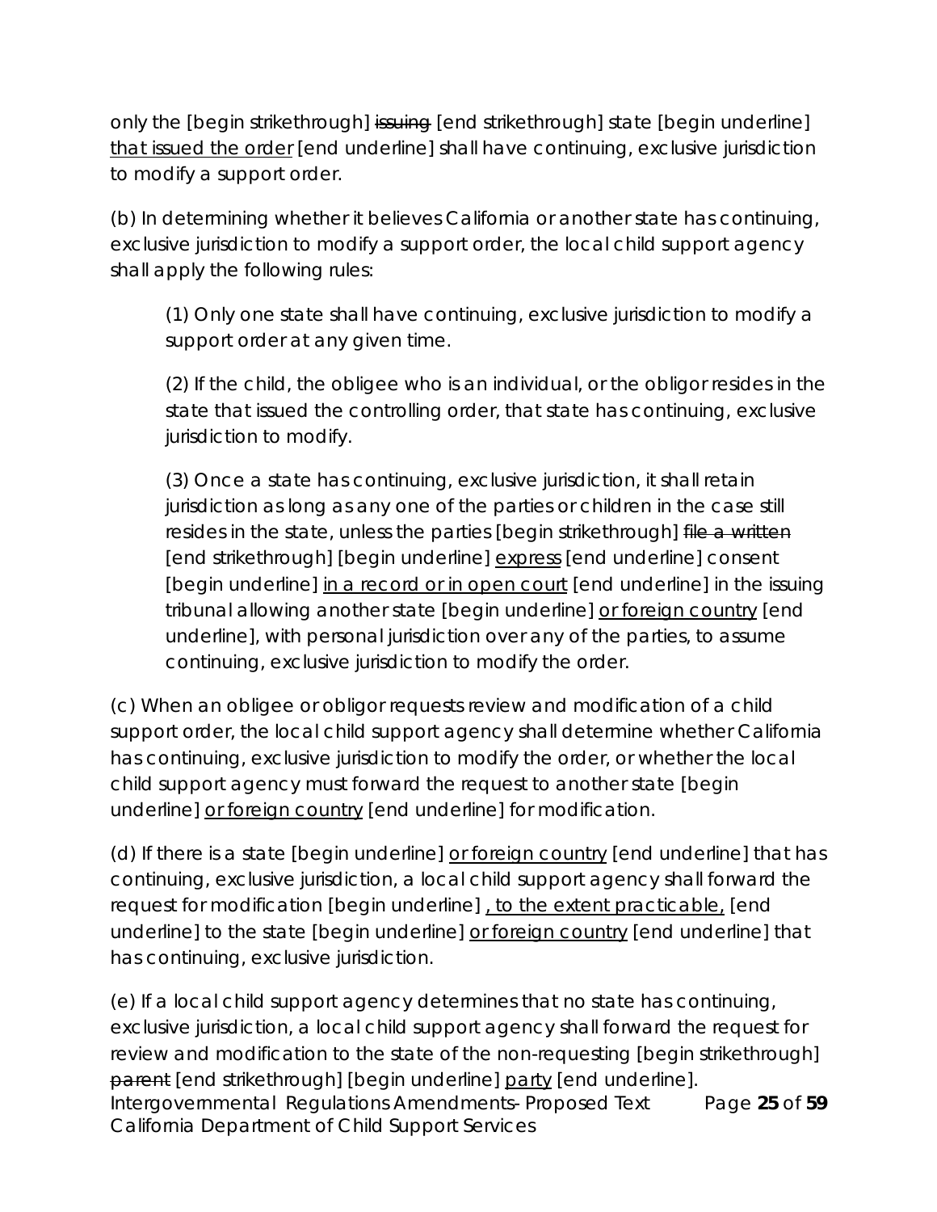only the [begin strikethrough] ~~issuing~~ [end strikethrough] state [begin underline] <u>that issued the order</u> [end underline] shall have continuing, exclusive jurisdiction to modify a support order.

(b) In determining whether it believes California or another state has continuing, exclusive jurisdiction to modify a support order, the local child support agency shall apply the following rules:

> (1) Only one state shall have continuing, exclusive jurisdiction to modify a support order at any given time.
>
> (2) If the child, the obligee who is an individual, or the obligor resides in the state that issued the controlling order, that state has continuing, exclusive jurisdiction to modify.
>
> (3) Once a state has continuing, exclusive jurisdiction, it shall retain jurisdiction as long as any one of the parties or children in the case still resides in the state, unless the parties [begin strikethrough] ~~file a written~~ [end strikethrough] [begin underline] <u>express</u> [end underline] consent [begin underline] <u>in a record or in open court</u> [end underline] in the issuing tribunal allowing another state [begin underline] <u>or foreign country</u> [end underline], with personal jurisdiction over any of the parties, to assume continuing, exclusive jurisdiction to modify the order.

(c) When an obligee or obligor requests review and modification of a child support order, the local child support agency shall determine whether California has continuing, exclusive jurisdiction to modify the order, or whether the local child support agency must forward the request to another state [begin underline] <u>or foreign country</u> [end underline] for modification.

(d) If there is a state [begin underline] <u>or foreign country</u> [end underline] that has continuing, exclusive jurisdiction, a local child support agency shall forward the request for modification [begin underline] <u>, to the extent practicable,</u> [end underline] to the state [begin underline] <u>or foreign country</u> [end underline] that has continuing, exclusive jurisdiction.

(e) If a local child support agency determines that no state has continuing, exclusive jurisdiction, a local child support agency shall forward the request for review and modification to the state of the non-requesting [begin strikethrough] ~~parent~~ [end strikethrough] [begin underline] <u>party</u> [end underline].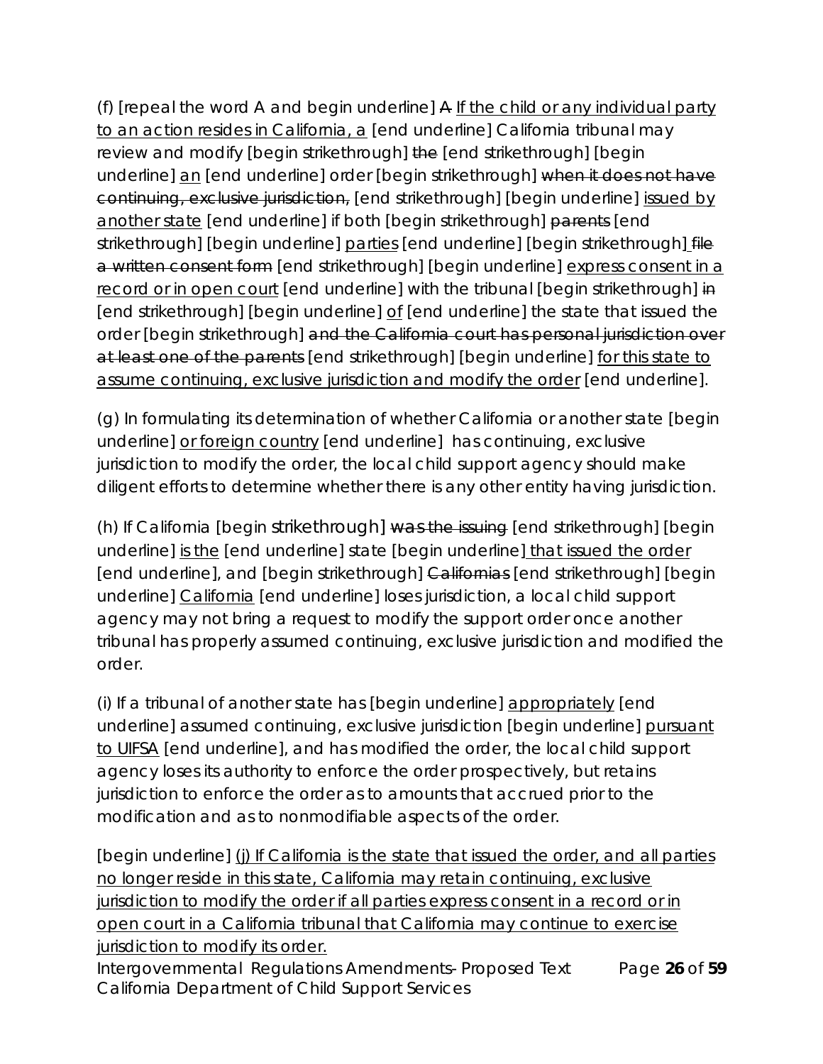(f) [repeal the word A and begin underline] A If the child or any individual party to an action resides in California, a [end underline] California tribunal may review and modify [begin strikethrough] the [end strikethrough] [begin underline] an [end underline] order [begin strikethrough] when it does not have continuing, exclusive jurisdiction, [end strikethrough] [begin underline] issued by another state [end underline] if both [begin strikethrough] parents [end strikethrough] [begin underline] parties [end underline] [begin strikethrough] file a written consent form [end strikethrough] [begin underline] express consent in a record or in open court [end underline] with the tribunal [begin strikethrough] in [end strikethrough] [begin underline] of [end underline] the state that issued the order [begin strikethrough] and the California court has personal jurisdiction over at least one of the parents [end strikethrough] [begin underline] for this state to assume continuing, exclusive jurisdiction and modify the order [end underline].

(g) In formulating its determination of whether California or another state [begin underline] or foreign country [end underline] has continuing, exclusive jurisdiction to modify the order, the local child support agency should make diligent efforts to determine whether there is any other entity having jurisdiction.

(h) If California [begin strikethrough] was the issuing [end strikethrough] [begin underline] is the [end underline] state [begin underline] that issued the order [end underline], and [begin strikethrough] Californias [end strikethrough] [begin underline] California [end underline] loses jurisdiction, a local child support agency may not bring a request to modify the support order once another tribunal has properly assumed continuing, exclusive jurisdiction and modified the order.

(i) If a tribunal of another state has [begin underline] appropriately [end underline] assumed continuing, exclusive jurisdiction [begin underline] pursuant to UIFSA [end underline], and has modified the order, the local child support agency loses its authority to enforce the order prospectively, but retains jurisdiction to enforce the order as to amounts that accrued prior to the modification and as to nonmodifiable aspects of the order.

[begin underline] (j) If California is the state that issued the order, and all parties no longer reside in this state, California may retain continuing, exclusive jurisdiction to modify the order if all parties express consent in a record or in open court in a California tribunal that California may continue to exercise jurisdiction to modify its order.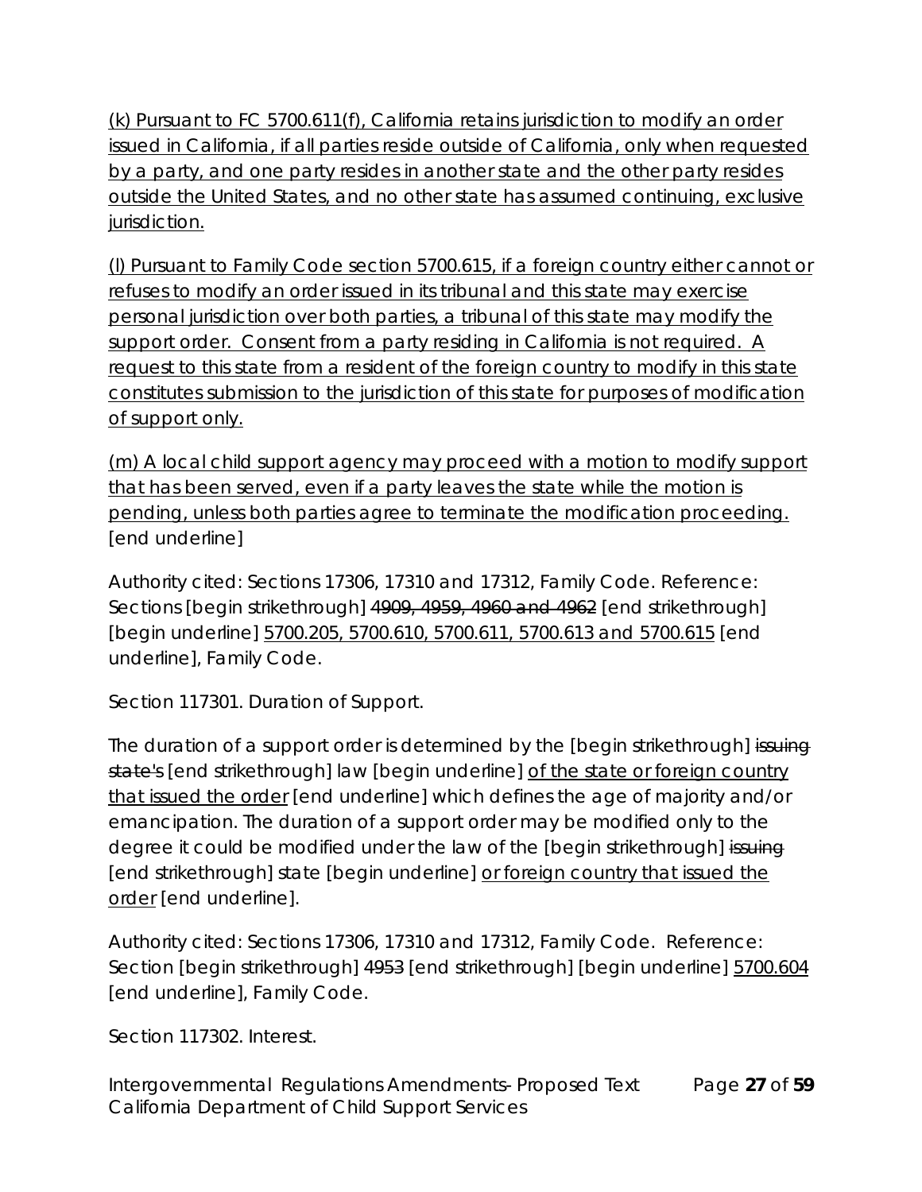(k) Pursuant to FC 5700.611(f), California retains jurisdiction to modify an order issued in California, if all parties reside outside of California, only when requested by a party, and one party resides in another state and the other party resides outside the United States, and no other state has assumed continuing, exclusive jurisdiction.

(l) Pursuant to Family Code section 5700.615, if a foreign country either cannot or refuses to modify an order issued in its tribunal and this state may exercise personal jurisdiction over both parties, a tribunal of this state may modify the support order. Consent from a party residing in California is not required. A request to this state from a resident of the foreign country to modify in this state constitutes submission to the jurisdiction of this state for purposes of modification of support only.

(m) A local child support agency may proceed with a motion to modify support that has been served, even if a party leaves the state while the motion is pending, unless both parties agree to terminate the modification proceeding. [end underline]

Authority cited: Sections 17306, 17310 and 17312, Family Code. Reference: Sections [begin strikethrough] 4909, 4959, 4960 and 4962 [end strikethrough] [begin underline] 5700.205, 5700.610, 5700.611, 5700.613 and 5700.615 [end underline], Family Code.

Section 117301. Duration of Support.

The duration of a support order is determined by the [begin strikethrough] issuing state's [end strikethrough] law [begin underline] of the state or foreign country that issued the order [end underline] which defines the age of majority and/or emancipation. The duration of a support order may be modified only to the degree it could be modified under the law of the [begin strikethrough] issuing [end strikethrough] state [begin underline] or foreign country that issued the order [end underline].

Authority cited: Sections 17306, 17310 and 17312, Family Code. Reference: Section [begin strikethrough] 4953 [end strikethrough] [begin underline] 5700.604 [end underline], Family Code.

Section 117302. Interest.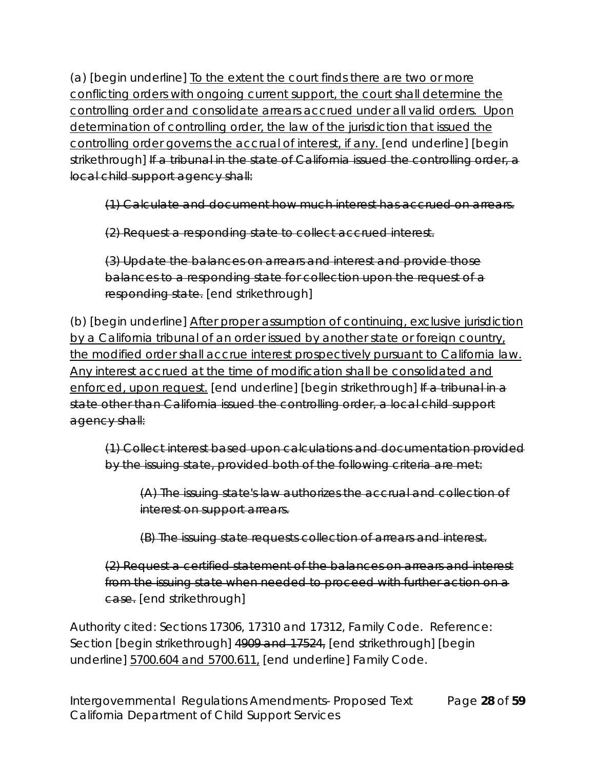(a) [begin underline] To the extent the court finds there are two or more conflicting orders with ongoing current support, the court shall determine the controlling order and consolidate arrears accrued under all valid orders. Upon determination of controlling order, the law of the jurisdiction that issued the controlling order governs the accrual of interest, if any. [end underline] [begin strikethrough] ~~If a tribunal in the state of California issued the controlling order, a local child support agency shall:~~

> ~~(1) Calculate and document how much interest has accrued on arrears.~~
>
> ~~(2) Request a responding state to collect accrued interest.~~
>
> ~~(3) Update the balances on arrears and interest and provide those balances to a responding state for collection upon the request of a responding state.~~ [end strikethrough]

(b) [begin underline] After proper assumption of continuing, exclusive jurisdiction by a California tribunal of an order issued by another state or foreign country, the modified order shall accrue interest prospectively pursuant to California law. Any interest accrued at the time of modification shall be consolidated and enforced, upon request. [end underline] [begin strikethrough] ~~If a tribunal in a state other than California issued the controlling order, a local child support agency shall:~~

> ~~(1) Collect interest based upon calculations and documentation provided by the issuing state, provided both of the following criteria are met:~~
>
> > ~~(A) The issuing state's law authorizes the accrual and collection of interest on support arrears.~~
> >
> > ~~(B) The issuing state requests collection of arrears and interest.~~
>
> ~~(2) Request a certified statement of the balances on arrears and interest from the issuing state when needed to proceed with further action on a case.~~ [end strikethrough]

Authority cited: Sections 17306, 17310 and 17312, Family Code. Reference: Section [begin strikethrough] ~~4909 and 17524,~~ [end strikethrough] [begin underline] 5700.604 and 5700.611, [end underline] Family Code.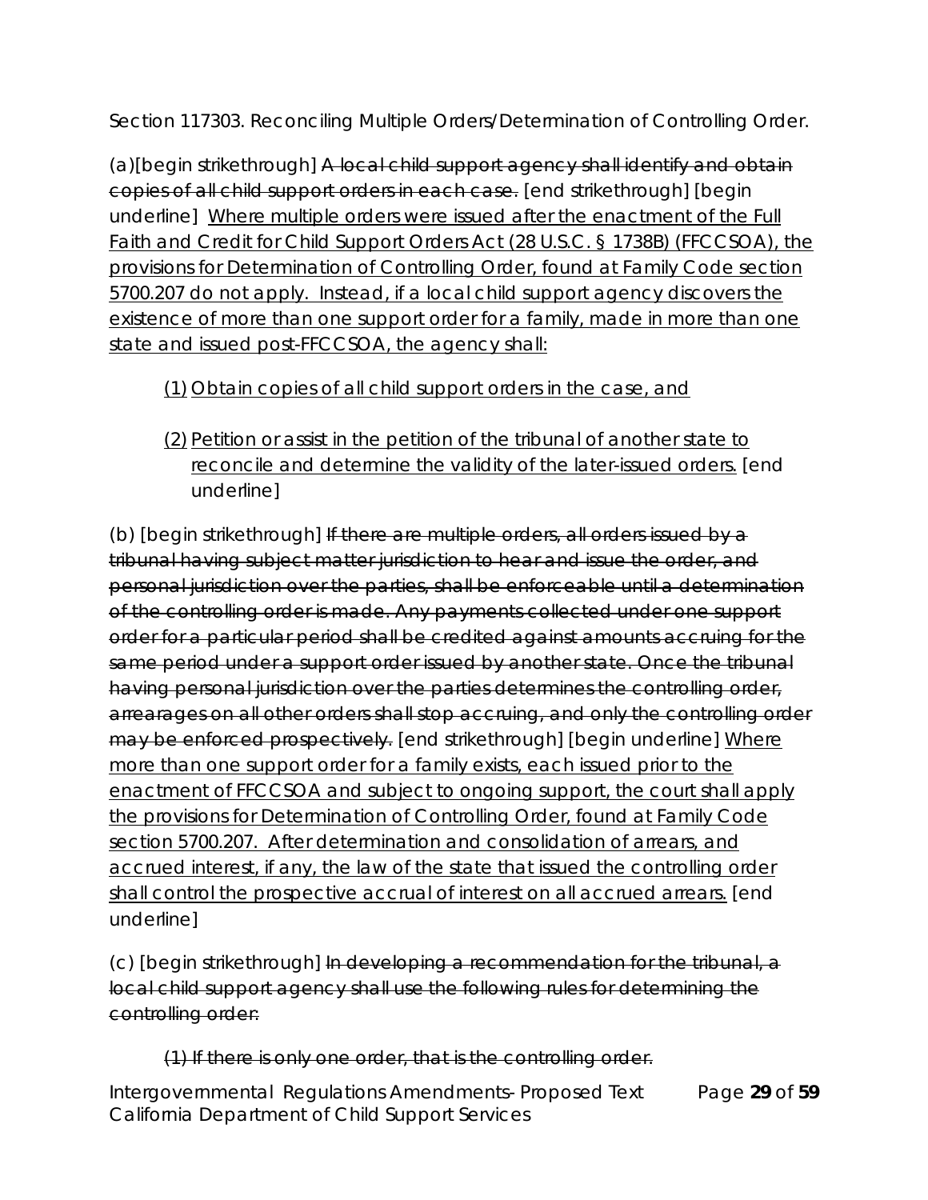Section 117303. Reconciling Multiple Orders/Determination of Controlling Order.

(a)[begin strikethrough] ~~A local child support agency shall identify and obtain copies of all child support orders in each case.~~ [end strikethrough] [begin underline] <u>Where multiple orders were issued after the enactment of the Full Faith and Credit for Child Support Orders Act (28 U.S.C. § 1738B) (FFCCSOA), the provisions for Determination of Controlling Order, found at Family Code section 5700.207 do not apply. Instead, if a local child support agency discovers the existence of more than one support order for a family, made in more than one state and issued post-FFCCSOA, the agency shall:</u>

<u>(1) Obtain copies of all child support orders in the case, and</u>

<u>(2) Petition or assist in the petition of the tribunal of another state to reconcile and determine the validity of the later-issued orders.</u> [end underline]

(b) [begin strikethrough] ~~If there are multiple orders, all orders issued by a tribunal having subject matter jurisdiction to hear and issue the order, and personal jurisdiction over the parties, shall be enforceable until a determination of the controlling order is made. Any payments collected under one support order for a particular period shall be credited against amounts accruing for the same period under a support order issued by another state. Once the tribunal having personal jurisdiction over the parties determines the controlling order, arrearages on all other orders shall stop accruing, and only the controlling order may be enforced prospectively.~~ [end strikethrough] [begin underline] <u>Where more than one support order for a family exists, each issued prior to the enactment of FFCCSOA and subject to ongoing support, the court shall apply the provisions for Determination of Controlling Order, found at Family Code section 5700.207. After determination and consolidation of arrears, and accrued interest, if any, the law of the state that issued the controlling order shall control the prospective accrual of interest on all accrued arrears.</u> [end underline]

(c) [begin strikethrough] ~~In developing a recommendation for the tribunal, a local child support agency shall use the following rules for determining the controlling order:~~

~~(1) If there is only one order, that is the controlling order.~~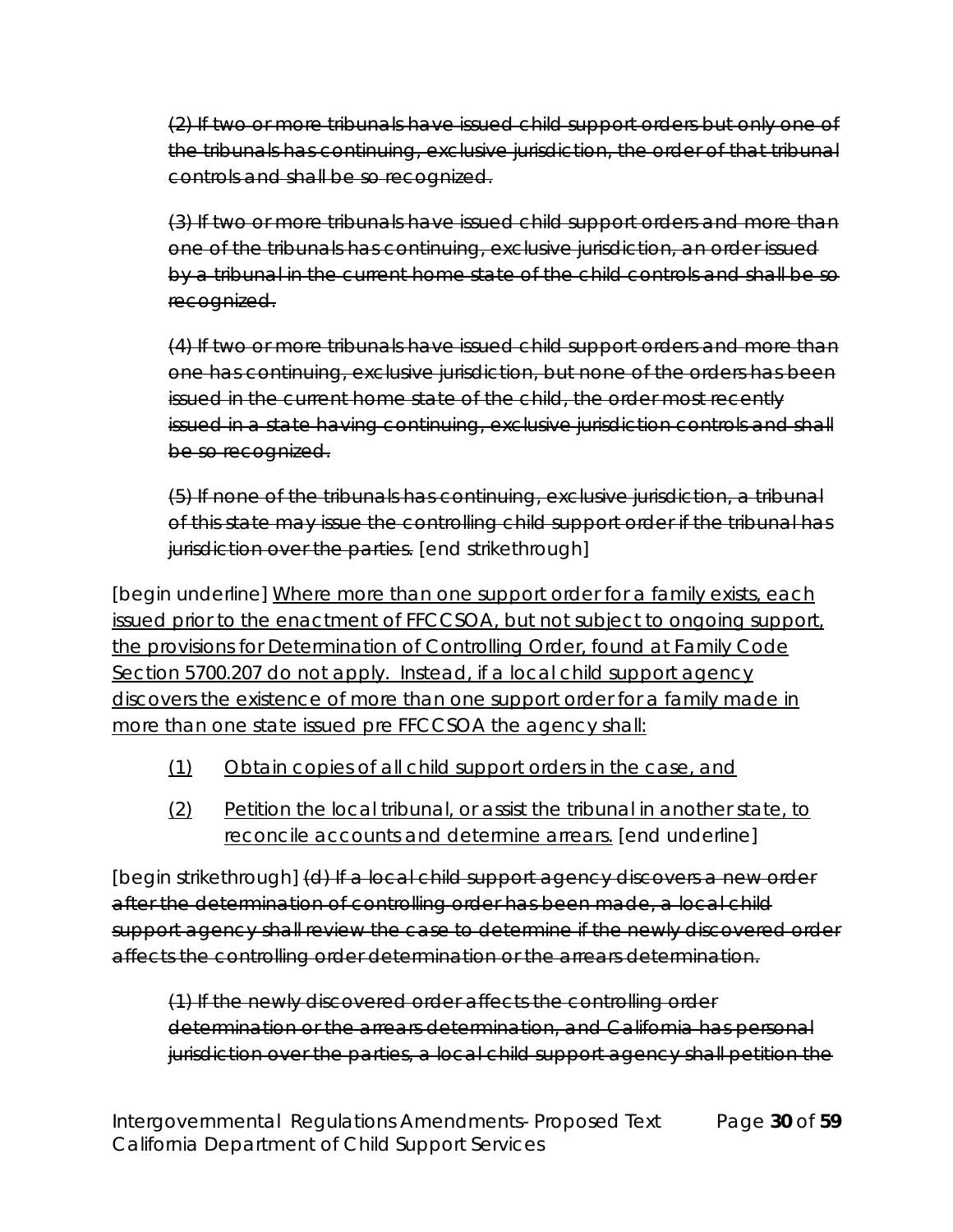(2) If two or more tribunals have issued child support orders but only one of the tribunals has continuing, exclusive jurisdiction, the order of that tribunal controls and shall be so recognized.

(3) If two or more tribunals have issued child support orders and more than one of the tribunals has continuing, exclusive jurisdiction, an order issued by a tribunal in the current home state of the child controls and shall be so recognized.

(4) If two or more tribunals have issued child support orders and more than one has continuing, exclusive jurisdiction, but none of the orders has been issued in the current home state of the child, the order most recently issued in a state having continuing, exclusive jurisdiction controls and shall be so recognized.

(5) If none of the tribunals has continuing, exclusive jurisdiction, a tribunal of this state may issue the controlling child support order if the tribunal has jurisdiction over the parties. [end strikethrough]

[begin underline] Where more than one support order for a family exists, each issued prior to the enactment of FFCCSOA, but not subject to ongoing support, the provisions for Determination of Controlling Order, found at Family Code Section 5700.207 do not apply. Instead, if a local child support agency discovers the existence of more than one support order for a family made in more than one state issued pre FFCCSOA the agency shall:

(1) Obtain copies of all child support orders in the case, and

(2) Petition the local tribunal, or assist the tribunal in another state, to reconcile accounts and determine arrears. [end underline]

[begin strikethrough] (d) If a local child support agency discovers a new order after the determination of controlling order has been made, a local child support agency shall review the case to determine if the newly discovered order affects the controlling order determination or the arrears determination.

(1) If the newly discovered order affects the controlling order determination or the arrears determination, and California has personal jurisdiction over the parties, a local child support agency shall petition the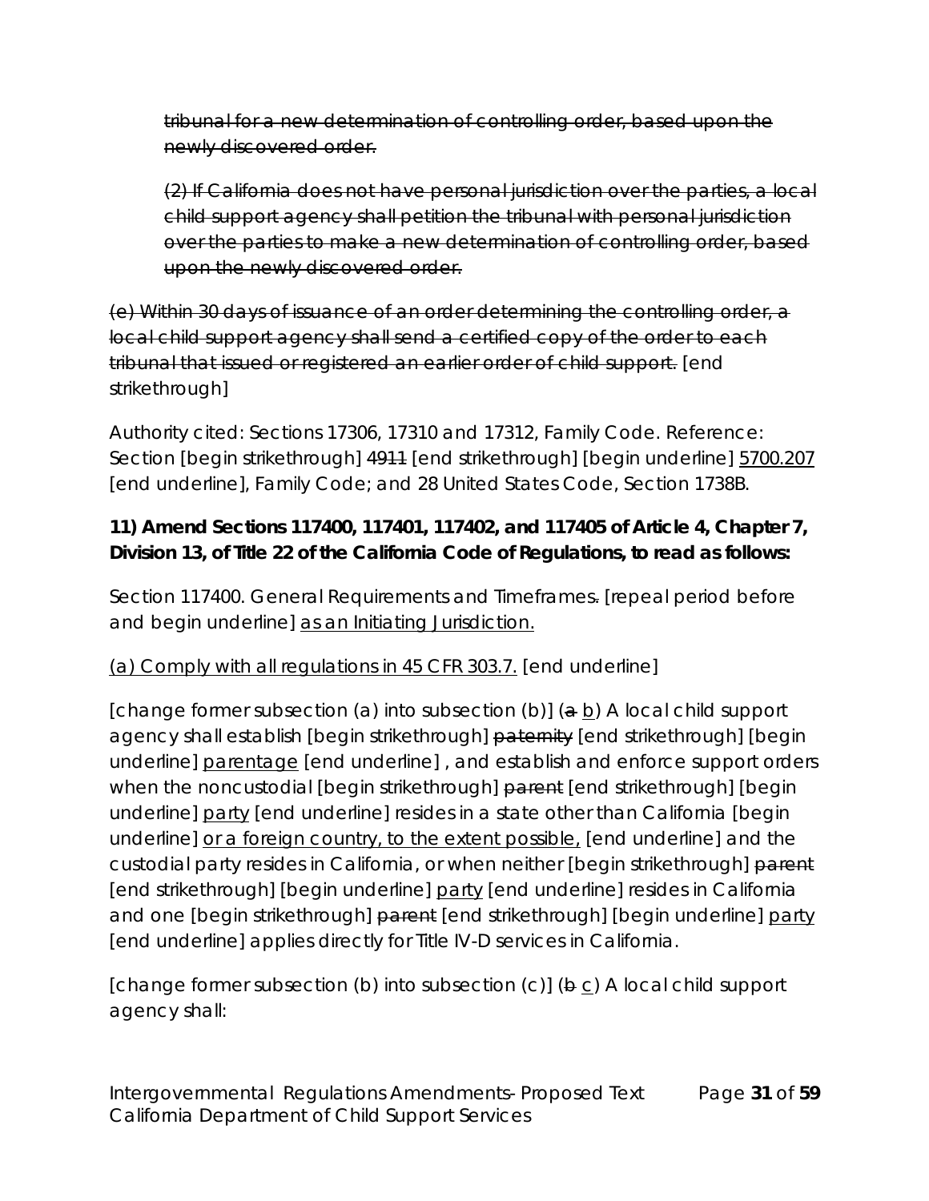~~tribunal for a new determination of controlling order, based upon the newly discovered order.~~

~~(2) If California does not have personal jurisdiction over the parties, a local child support agency shall petition the tribunal with personal jurisdiction over the parties to make a new determination of controlling order, based upon the newly discovered order.~~

~~(e) Within 30 days of issuance of an order determining the controlling order, a local child support agency shall send a certified copy of the order to each tribunal that issued or registered an earlier order of child support.~~ [end strikethrough]

Authority cited: Sections 17306, 17310 and 17312, Family Code. Reference: Section [begin strikethrough] ~~4911~~ [end strikethrough] [begin underline] <u>5700.207</u> [end underline], Family Code; and 28 United States Code, Section 1738B.

**11) Amend Sections 117400, 117401, 117402, and 117405 of Article 4, Chapter 7, Division 13, of Title 22 of the California Code of Regulations, to read as follows:**

Section 117400. General Requirements and Timeframes~~.~~ [repeal period before and begin underline] <u>as an Initiating Jurisdiction.</u>

<u>(a) Comply with all regulations in 45 CFR 303.7.</u> [end underline]

[change former subsection (a) into subsection (b)] (~~a~~ <u>b</u>) A local child support agency shall establish [begin strikethrough] ~~paternity~~ [end strikethrough] [begin underline] <u>parentage</u> [end underline] , and establish and enforce support orders when the noncustodial [begin strikethrough] ~~parent~~ [end strikethrough] [begin underline] <u>party</u> [end underline] resides in a state other than California [begin underline] <u>or a foreign country, to the extent possible,</u> [end underline] and the custodial party resides in California, or when neither [begin strikethrough] ~~parent~~ [end strikethrough] [begin underline] <u>party</u> [end underline] resides in California and one [begin strikethrough] ~~parent~~ [end strikethrough] [begin underline] <u>party</u> [end underline] applies directly for Title IV-D services in California.

[change former subsection (b) into subsection (c)] (~~b~~ <u>c</u>) A local child support agency shall: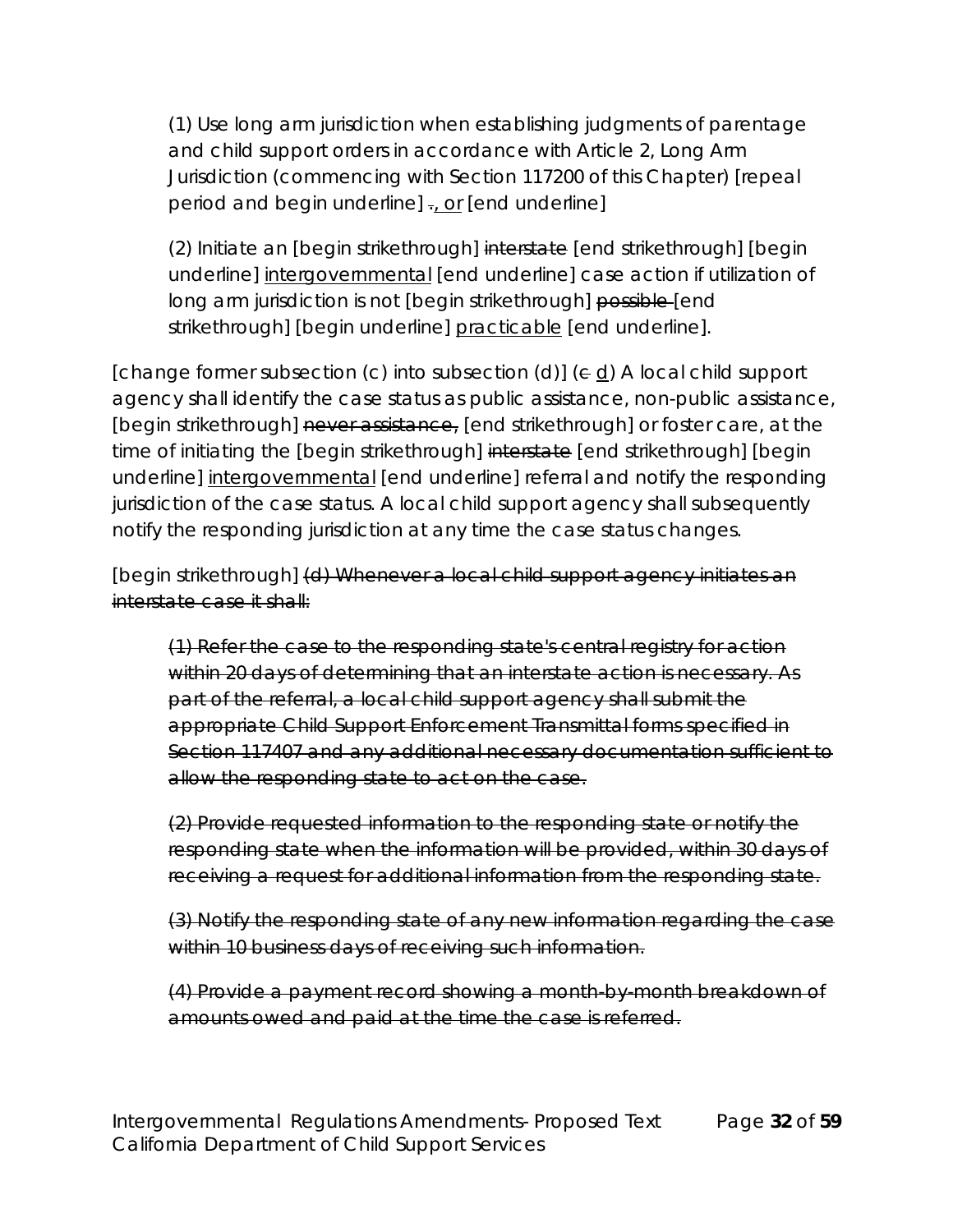(1) Use long arm jurisdiction when establishing judgments of parentage and child support orders in accordance with Article 2, Long Arm Jurisdiction (commencing with Section 117200 of this Chapter) [repeal period and begin underline] ~~.~~<u>, or</u> [end underline]

(2) Initiate an [begin strikethrough] ~~interstate~~ [end strikethrough] [begin underline] <u>intergovernmental</u> [end underline] case action if utilization of long arm jurisdiction is not [begin strikethrough] ~~possible~~ [end strikethrough] [begin underline] <u>practicable</u> [end underline].

[change former subsection (c) into subsection (d)] (~~c~~ <u>d</u>) A local child support agency shall identify the case status as public assistance, non-public assistance, [begin strikethrough] ~~never assistance,~~ [end strikethrough] or foster care, at the time of initiating the [begin strikethrough] ~~interstate~~ [end strikethrough] [begin underline] <u>intergovernmental</u> [end underline] referral and notify the responding jurisdiction of the case status. A local child support agency shall subsequently notify the responding jurisdiction at any time the case status changes.

[begin strikethrough] ~~(d) Whenever a local child support agency initiates an interstate case it shall:~~

~~(1) Refer the case to the responding state's central registry for action within 20 days of determining that an interstate action is necessary. As part of the referral, a local child support agency shall submit the appropriate Child Support Enforcement Transmittal forms specified in Section 117407 and any additional necessary documentation sufficient to allow the responding state to act on the case.~~

~~(2) Provide requested information to the responding state or notify the responding state when the information will be provided, within 30 days of receiving a request for additional information from the responding state.~~

~~(3) Notify the responding state of any new information regarding the case within 10 business days of receiving such information.~~

~~(4) Provide a payment record showing a month-by-month breakdown of amounts owed and paid at the time the case is referred.~~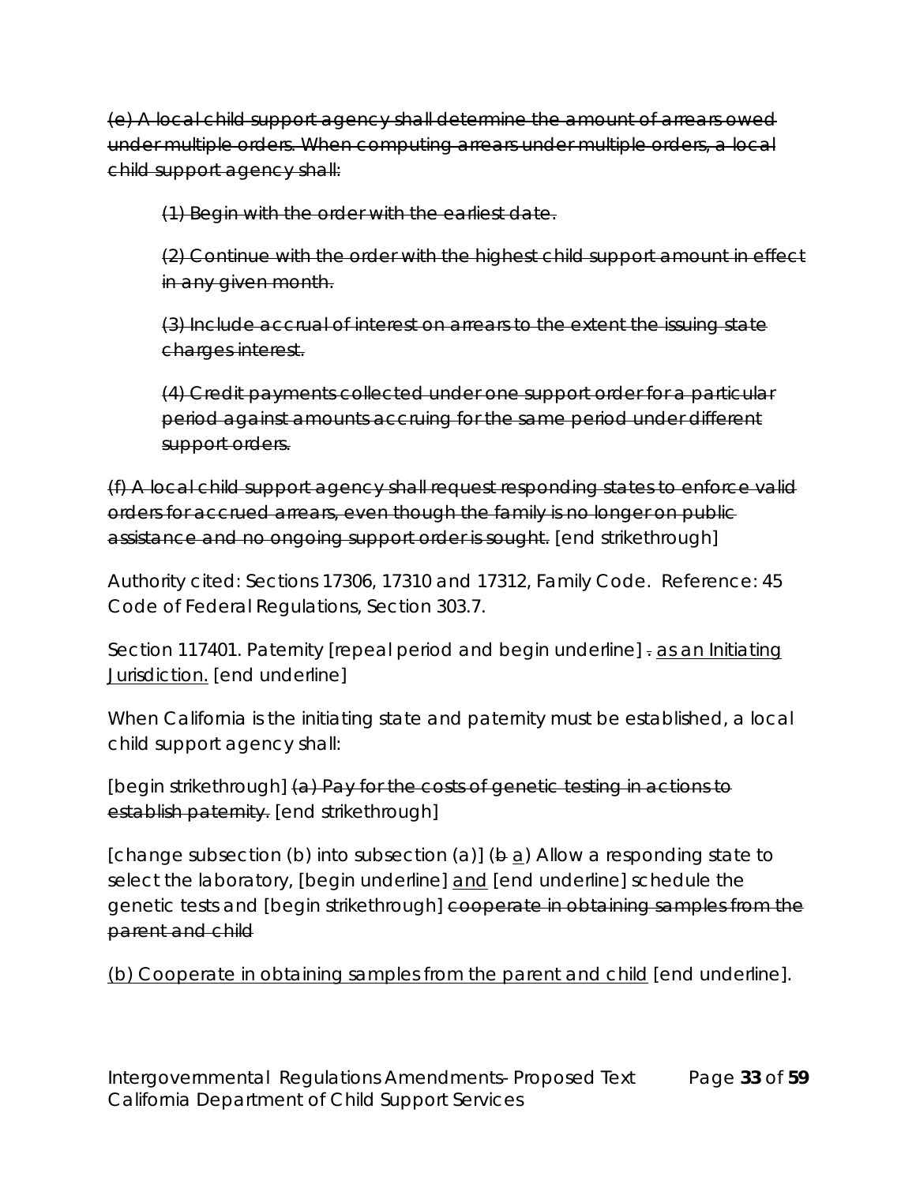~~(e) A local child support agency shall determine the amount of arrears owed under multiple orders. When computing arrears under multiple orders, a local child support agency shall:~~

> ~~(1) Begin with the order with the earliest date.~~
>
> ~~(2) Continue with the order with the highest child support amount in effect in any given month.~~
>
> ~~(3) Include accrual of interest on arrears to the extent the issuing state charges interest.~~
>
> ~~(4) Credit payments collected under one support order for a particular period against amounts accruing for the same period under different support orders.~~

~~(f) A local child support agency shall request responding states to enforce valid orders for accrued arrears, even though the family is no longer on public assistance and no ongoing support order is sought.~~ [end strikethrough]

Authority cited: Sections 17306, 17310 and 17312, Family Code. Reference: 45 Code of Federal Regulations, Section 303.7.

Section 117401. Paternity [repeal period and begin underline] ~~.~~ <u>as an Initiating Jurisdiction.</u> [end underline]

When California is the initiating state and paternity must be established, a local child support agency shall:

[begin strikethrough] ~~(a) Pay for the costs of genetic testing in actions to establish paternity.~~ [end strikethrough]

[change subsection (b) into subsection (a)] (~~b~~ <u>a</u>) Allow a responding state to select the laboratory, [begin underline] <u>and</u> [end underline] schedule the genetic tests and [begin strikethrough] ~~cooperate in obtaining samples from the parent and child~~

<u>(b) Cooperate in obtaining samples from the parent and child</u> [end underline].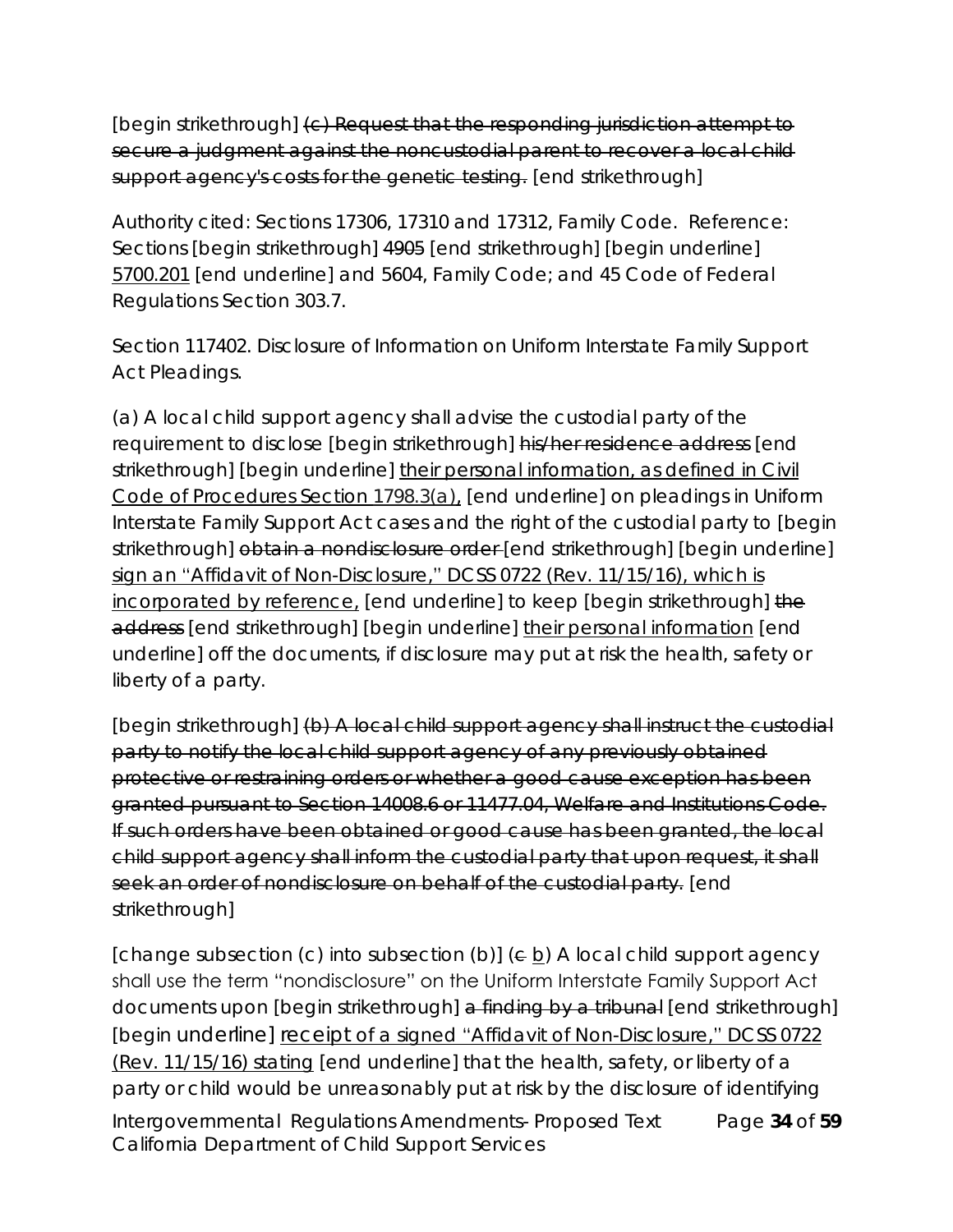[begin strikethrough] ~~(c) Request that the responding jurisdiction attempt to secure a judgment against the noncustodial parent to recover a local child support agency's costs for the genetic testing.~~ [end strikethrough]

Authority cited: Sections 17306, 17310 and 17312, Family Code. Reference: Sections [begin strikethrough] ~~4905~~ [end strikethrough] [begin underline] <u>5700.201</u> [end underline] and 5604, Family Code; and 45 Code of Federal Regulations Section 303.7.

Section 117402. Disclosure of Information on Uniform Interstate Family Support Act Pleadings.

(a) A local child support agency shall advise the custodial party of the requirement to disclose [begin strikethrough] ~~his/her residence address~~ [end strikethrough] [begin underline] <u>their personal information, as defined in Civil Code of Procedures Section 1798.3(a),</u> [end underline] on pleadings in Uniform Interstate Family Support Act cases and the right of the custodial party to [begin strikethrough] ~~obtain a nondisclosure order~~ [end strikethrough] [begin underline] <u>sign an "Affidavit of Non-Disclosure," DCSS 0722 (Rev. 11/15/16), which is incorporated by reference,</u> [end underline] to keep [begin strikethrough] ~~the address~~ [end strikethrough] [begin underline] <u>their personal information</u> [end underline] off the documents, if disclosure may put at risk the health, safety or liberty of a party.

[begin strikethrough] ~~(b) A local child support agency shall instruct the custodial party to notify the local child support agency of any previously obtained protective or restraining orders or whether a good cause exception has been granted pursuant to Section 14008.6 or 11477.04, Welfare and Institutions Code. If such orders have been obtained or good cause has been granted, the local child support agency shall inform the custodial party that upon request, it shall seek an order of nondisclosure on behalf of the custodial party.~~ [end strikethrough]

[change subsection (c) into subsection (b)] (~~c~~ <u>b</u>) A local child support agency shall use the term "nondisclosure" on the Uniform Interstate Family Support Act documents upon [begin strikethrough] ~~a finding by a tribunal~~ [end strikethrough] [begin underline] <u>receipt of a signed "Affidavit of Non-Disclosure," DCSS 0722 (Rev. 11/15/16) stating</u> [end underline] that the health, safety, or liberty of a party or child would be unreasonably put at risk by the disclosure of identifying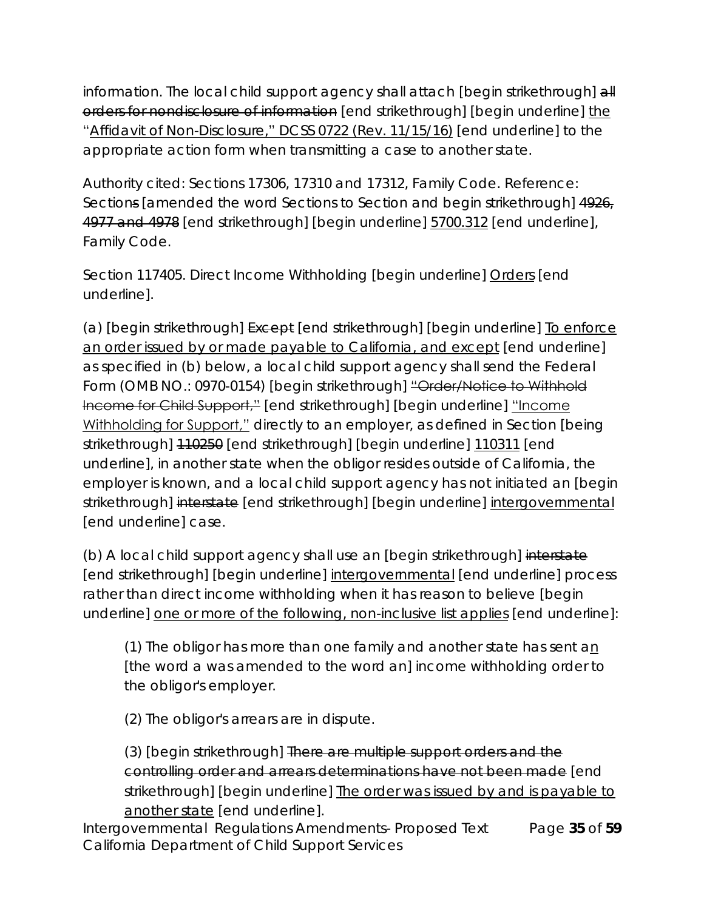information. The local child support agency shall attach [begin strikethrough] ~~all orders for nondisclosure of information~~ [end strikethrough] [begin underline] <u>the "Affidavit of Non-Disclosure," DCSS 0722 (Rev. 11/15/16)</u> [end underline] to the appropriate action form when transmitting a case to another state.

Authority cited: Sections 17306, 17310 and 17312, Family Code. Reference: Section~~s~~ [amended the word Sections to Section and begin strikethrough] ~~4926, 4977 and 4978~~ [end strikethrough] [begin underline] <u>5700.312</u> [end underline], Family Code.

Section 117405. Direct Income Withholding [begin underline] <u>Orders</u> [end underline].

(a) [begin strikethrough] ~~Except~~ [end strikethrough] [begin underline] <u>To enforce an order issued by or made payable to California, and except</u> [end underline] as specified in (b) below, a local child support agency shall send the Federal Form (OMB NO.: 0970-0154) [begin strikethrough] ~~"Order/Notice to Withhold Income for Child Support,"~~ [end strikethrough] [begin underline] <u>"Income Withholding for Support,"</u> directly to an employer, as defined in Section [being strikethrough] ~~110250~~ [end strikethrough] [begin underline] <u>110311</u> [end underline], in another state when the obligor resides outside of California, the employer is known, and a local child support agency has not initiated an [begin strikethrough] ~~interstate~~ [end strikethrough] [begin underline] <u>intergovernmental</u> [end underline] case.

(b) A local child support agency shall use an [begin strikethrough] ~~interstate~~ [end strikethrough] [begin underline] <u>intergovernmental</u> [end underline] process rather than direct income withholding when it has reason to believe [begin underline] <u>one or more of the following, non-inclusive list applies</u> [end underline]:

(1) The obligor has more than one family and another state has sent a<u>n</u> [the word a was amended to the word an] income withholding order to the obligor's employer.

(2) The obligor's arrears are in dispute.

(3) [begin strikethrough] ~~There are multiple support orders and the controlling order and arrears determinations have not been made~~ [end strikethrough] [begin underline] <u>The order was issued by and is payable to another state</u> [end underline].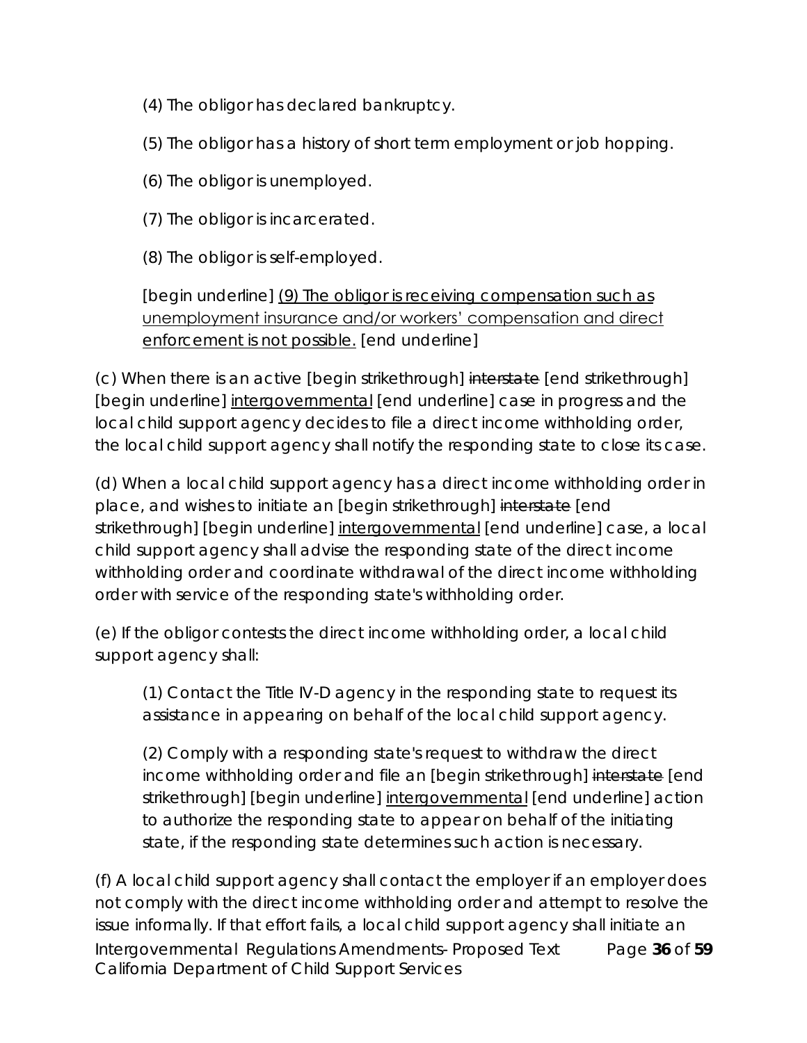(4) The obligor has declared bankruptcy.

(5) The obligor has a history of short term employment or job hopping.

(6) The obligor is unemployed.

(7) The obligor is incarcerated.

(8) The obligor is self-employed.

[begin underline] <u>(9) The obligor is receiving compensation such as unemployment insurance and/or workers' compensation and direct enforcement is not possible.</u> [end underline]

(c) When there is an active [begin strikethrough] ~~interstate~~ [end strikethrough] [begin underline] <u>intergovernmental</u> [end underline] case in progress and the local child support agency decides to file a direct income withholding order, the local child support agency shall notify the responding state to close its case.

(d) When a local child support agency has a direct income withholding order in place, and wishes to initiate an [begin strikethrough] ~~interstate~~ [end strikethrough] [begin underline] <u>intergovernmental</u> [end underline] case, a local child support agency shall advise the responding state of the direct income withholding order and coordinate withdrawal of the direct income withholding order with service of the responding state's withholding order.

(e) If the obligor contests the direct income withholding order, a local child support agency shall:

(1) Contact the Title IV-D agency in the responding state to request its assistance in appearing on behalf of the local child support agency.

(2) Comply with a responding state's request to withdraw the direct income withholding order and file an [begin strikethrough] ~~interstate~~ [end strikethrough] [begin underline] <u>intergovernmental</u> [end underline] action to authorize the responding state to appear on behalf of the initiating state, if the responding state determines such action is necessary.

(f) A local child support agency shall contact the employer if an employer does not comply with the direct income withholding order and attempt to resolve the issue informally. If that effort fails, a local child support agency shall initiate an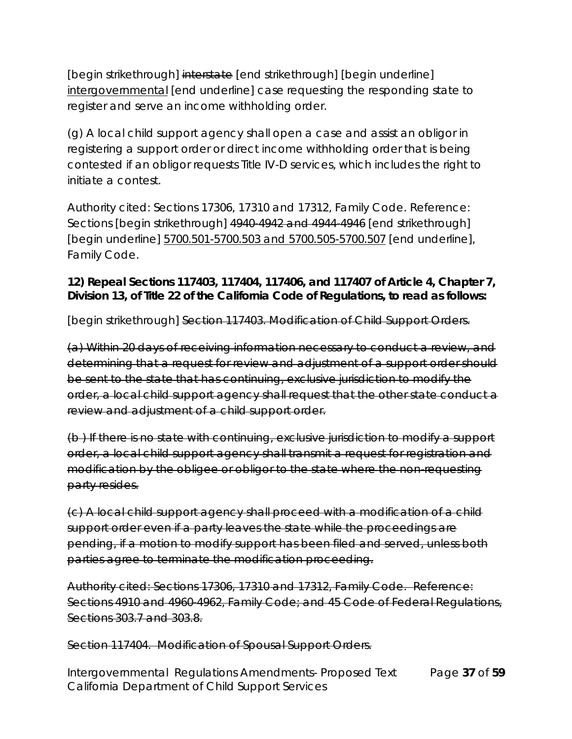[begin strikethrough] ~~interstate~~ [end strikethrough] [begin underline] intergovernmental [end underline] case requesting the responding state to register and serve an income withholding order.

(g) A local child support agency shall open a case and assist an obligor in registering a support order or direct income withholding order that is being contested if an obligor requests Title IV-D services, which includes the right to initiate a contest.

Authority cited: Sections 17306, 17310 and 17312, Family Code. Reference: Sections [begin strikethrough] ~~4940-4942 and 4944-4946~~ [end strikethrough] [begin underline] 5700.501-5700.503 and 5700.505-5700.507 [end underline], Family Code.

**12) Repeal Sections 117403, 117404, 117406, and 117407 of Article 4, Chapter 7, Division 13, of Title 22 of the California Code of Regulations, to read as follows:**

[begin strikethrough] ~~Section 117403. Modification of Child Support Orders.~~

~~(a) Within 20 days of receiving information necessary to conduct a review, and determining that a request for review and adjustment of a support order should be sent to the state that has continuing, exclusive jurisdiction to modify the order, a local child support agency shall request that the other state conduct a review and adjustment of a child support order.~~

~~(b ) If there is no state with continuing, exclusive jurisdiction to modify a support order, a local child support agency shall transmit a request for registration and modification by the obligee or obligor to the state where the non-requesting party resides.~~

~~(c) A local child support agency shall proceed with a modification of a child support order even if a party leaves the state while the proceedings are pending, if a motion to modify support has been filed and served, unless both parties agree to terminate the modification proceeding.~~

~~Authority cited: Sections 17306, 17310 and 17312, Family Code. Reference: Sections 4910 and 4960-4962, Family Code; and 45 Code of Federal Regulations, Sections 303.7 and 303.8.~~

~~Section 117404. Modification of Spousal Support Orders.~~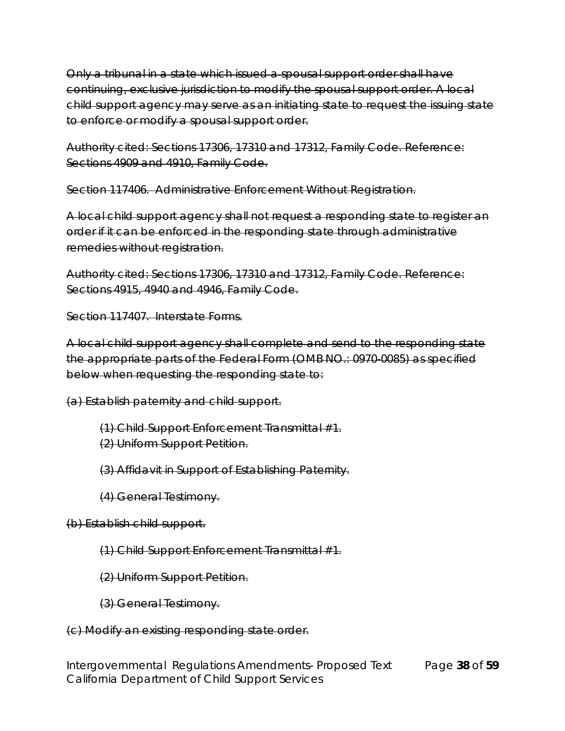~~Only a tribunal in a state which issued a spousal support order shall have continuing, exclusive jurisdiction to modify the spousal support order. A local child support agency may serve as an initiating state to request the issuing state to enforce or modify a spousal support order.~~

~~Authority cited: Sections 17306, 17310 and 17312, Family Code. Reference: Sections 4909 and 4910, Family Code.~~

~~Section 117406. Administrative Enforcement Without Registration.~~

~~A local child support agency shall not request a responding state to register an order if it can be enforced in the responding state through administrative remedies without registration.~~

~~Authority cited: Sections 17306, 17310 and 17312, Family Code. Reference: Sections 4915, 4940 and 4946, Family Code.~~

~~Section 117407. Interstate Forms.~~

~~A local child support agency shall complete and send to the responding state the appropriate parts of the Federal Form (OMB NO.: 0970-0085) as specified below when requesting the responding state to:~~

~~(a) Establish paternity and child support.~~

~~(1) Child Support Enforcement Transmittal #1.~~

~~(2) Uniform Support Petition.~~

~~(3) Affidavit in Support of Establishing Paternity.~~

~~(4) General Testimony.~~

~~(b) Establish child support.~~

~~(1) Child Support Enforcement Transmittal #1.~~

~~(2) Uniform Support Petition.~~

~~(3) General Testimony.~~

~~(c) Modify an existing responding state order.~~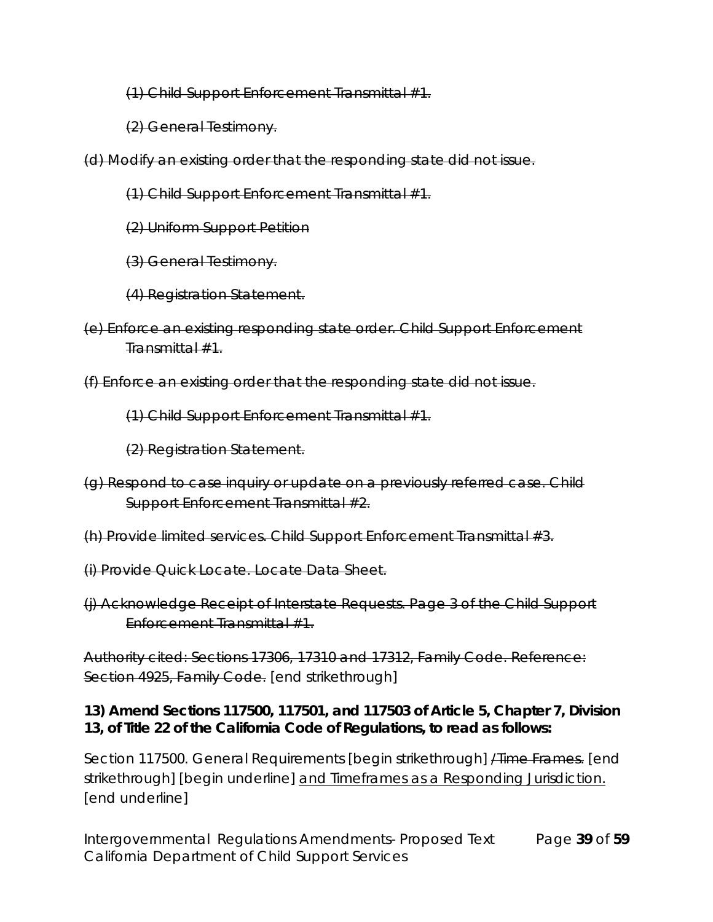~~(1) Child Support Enforcement Transmittal #1.~~

~~(2) General Testimony.~~

~~(d) Modify an existing order that the responding state did not issue.~~

~~(1) Child Support Enforcement Transmittal #1.~~

~~(2) Uniform Support Petition~~

~~(3) General Testimony.~~

~~(4) Registration Statement.~~

~~(e) Enforce an existing responding state order. Child Support Enforcement Transmittal #1.~~

~~(f) Enforce an existing order that the responding state did not issue.~~

~~(1) Child Support Enforcement Transmittal #1.~~

~~(2) Registration Statement.~~

~~(g) Respond to case inquiry or update on a previously referred case. Child Support Enforcement Transmittal #2.~~

~~(h) Provide limited services. Child Support Enforcement Transmittal #3.~~

~~(i) Provide Quick Locate. Locate Data Sheet.~~

~~(j) Acknowledge Receipt of Interstate Requests. Page 3 of the Child Support Enforcement Transmittal #1.~~

~~Authority cited: Sections 17306, 17310 and 17312, Family Code. Reference: Section 4925, Family Code.~~ [end strikethrough]

**13) Amend Sections 117500, 117501, and 117503 of Article 5, Chapter 7, Division 13, of Title 22 of the California Code of Regulations, to read as follows:**

*Section 117500. General Requirements [begin strikethrough] ~~/Time Frames.~~ [end strikethrough] [begin underline] <u>and Timeframes as a Responding Jurisdiction.</u> [end underline]*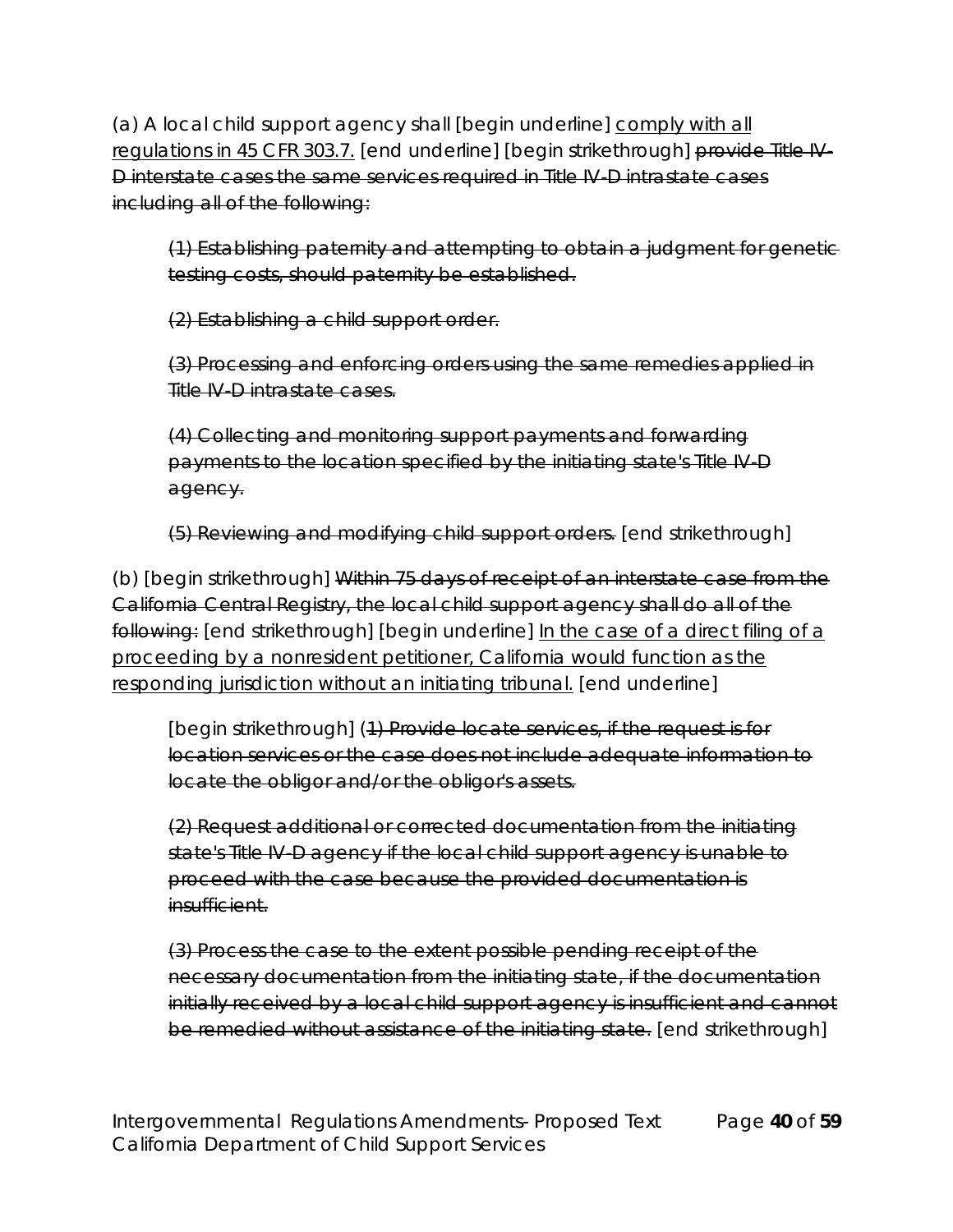(a) A local child support agency shall [begin underline] comply with all regulations in 45 CFR 303.7. [end underline] [begin strikethrough] ~~provide Title IV-D interstate cases the same services required in Title IV-D intrastate cases including all of the following:~~

> ~~(1) Establishing paternity and attempting to obtain a judgment for genetic testing costs, should paternity be established.~~
>
> ~~(2) Establishing a child support order.~~
>
> ~~(3) Processing and enforcing orders using the same remedies applied in Title IV-D intrastate cases.~~
>
> ~~(4) Collecting and monitoring support payments and forwarding payments to the location specified by the initiating state's Title IV-D agency.~~
>
> ~~(5) Reviewing and modifying child support orders.~~ [end strikethrough]

(b) [begin strikethrough] ~~Within 75 days of receipt of an interstate case from the California Central Registry, the local child support agency shall do all of the following:~~ [end strikethrough] [begin underline] In the case of a direct filing of a proceeding by a nonresident petitioner, California would function as the responding jurisdiction without an initiating tribunal. [end underline]

> [begin strikethrough] (~~1) Provide locate services, if the request is for location services or the case does not include adequate information to locate the obligor and/or the obligor's assets.~~
>
> ~~(2) Request additional or corrected documentation from the initiating state's Title IV-D agency if the local child support agency is unable to proceed with the case because the provided documentation is insufficient.~~
>
> ~~(3) Process the case to the extent possible pending receipt of the necessary documentation from the initiating state, if the documentation initially received by a local child support agency is insufficient and cannot be remedied without assistance of the initiating state.~~ [end strikethrough]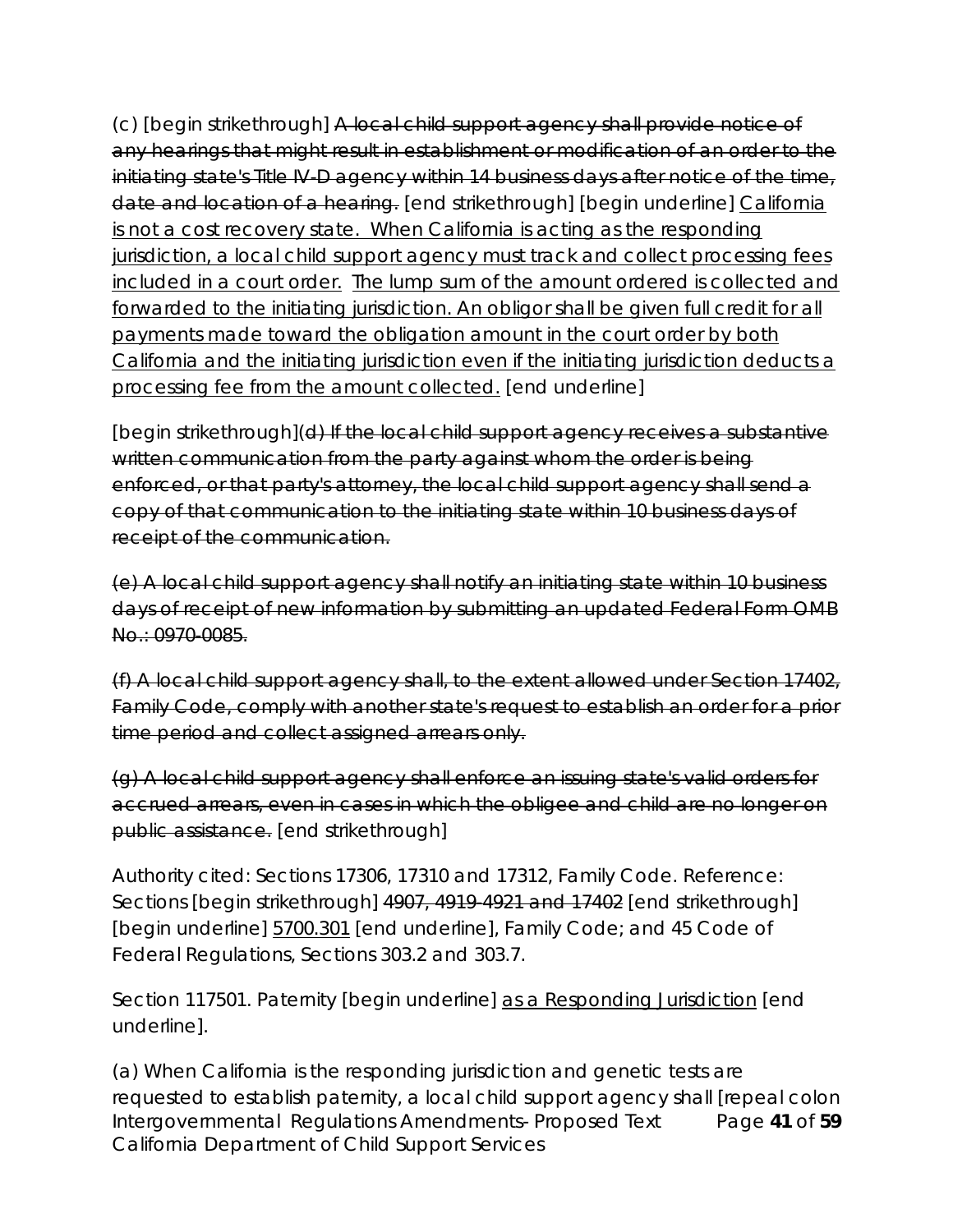(c) [begin strikethrough] ~~A local child support agency shall provide notice of any hearings that might result in establishment or modification of an order to the initiating state's Title IV-D agency within 14 business days after notice of the time, date and location of a hearing.~~ [end strikethrough] [begin underline] <u>California is not a cost recovery state. When California is acting as the responding jurisdiction, a local child support agency must track and collect processing fees included in a court order. The lump sum of the amount ordered is collected and forwarded to the initiating jurisdiction. An obligor shall be given full credit for all payments made toward the obligation amount in the court order by both California and the initiating jurisdiction even if the initiating jurisdiction deducts a processing fee from the amount collected.</u> [end underline]

[begin strikethrough]~~(d) If the local child support agency receives a substantive written communication from the party against whom the order is being enforced, or that party's attorney, the local child support agency shall send a copy of that communication to the initiating state within 10 business days of receipt of the communication.~~

~~(e) A local child support agency shall notify an initiating state within 10 business days of receipt of new information by submitting an updated Federal Form OMB No.: 0970-0085.~~

~~(f) A local child support agency shall, to the extent allowed under Section 17402, Family Code, comply with another state's request to establish an order for a prior time period and collect assigned arrears only.~~

~~(g) A local child support agency shall enforce an issuing state's valid orders for accrued arrears, even in cases in which the obligee and child are no longer on public assistance.~~ [end strikethrough]

Authority cited: Sections 17306, 17310 and 17312, Family Code. Reference: Sections [begin strikethrough] ~~4907, 4919-4921 and 17402~~ [end strikethrough] [begin underline] <u>5700.301</u> [end underline], Family Code; and 45 Code of Federal Regulations, Sections 303.2 and 303.7.

Section 117501. Paternity [begin underline] <u>as a Responding Jurisdiction</u> [end underline].

(a) When California is the responding jurisdiction and genetic tests are requested to establish paternity, a local child support agency shall [repeal colon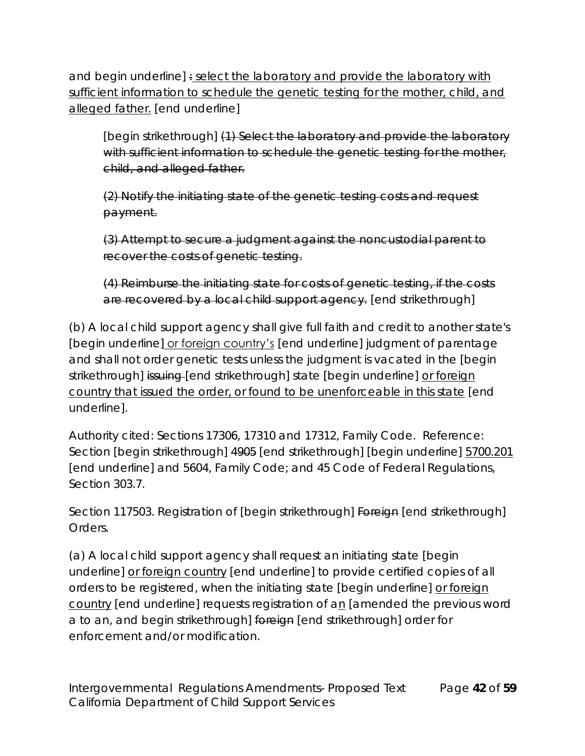and begin underline] : select the laboratory and provide the laboratory with sufficient information to schedule the genetic testing for the mother, child, and alleged father. [end underline]

> [begin strikethrough] (1) Select the laboratory and provide the laboratory with sufficient information to schedule the genetic testing for the mother, child, and alleged father.
>
> (2) Notify the initiating state of the genetic testing costs and request payment.
>
> (3) Attempt to secure a judgment against the noncustodial parent to recover the costs of genetic testing.
>
> (4) Reimburse the initiating state for costs of genetic testing, if the costs are recovered by a local child support agency. [end strikethrough]

(b) A local child support agency shall give full faith and credit to another state's [begin underline] or foreign country's [end underline] judgment of parentage and shall not order genetic tests unless the judgment is vacated in the [begin strikethrough] issuing [end strikethrough] state [begin underline] or foreign country that issued the order, or found to be unenforceable in this state [end underline].

Authority cited: Sections 17306, 17310 and 17312, Family Code. Reference: Section [begin strikethrough] 4905 [end strikethrough] [begin underline] 5700.201 [end underline] and 5604, Family Code; and 45 Code of Federal Regulations, Section 303.7.

Section 117503. Registration of [begin strikethrough] Foreign [end strikethrough] Orders.

(a) A local child support agency shall request an initiating state [begin underline] or foreign country [end underline] to provide certified copies of all orders to be registered, when the initiating state [begin underline] or foreign country [end underline] requests registration of an [amended the previous word a to an, and begin strikethrough] foreign [end strikethrough] order for enforcement and/or modification.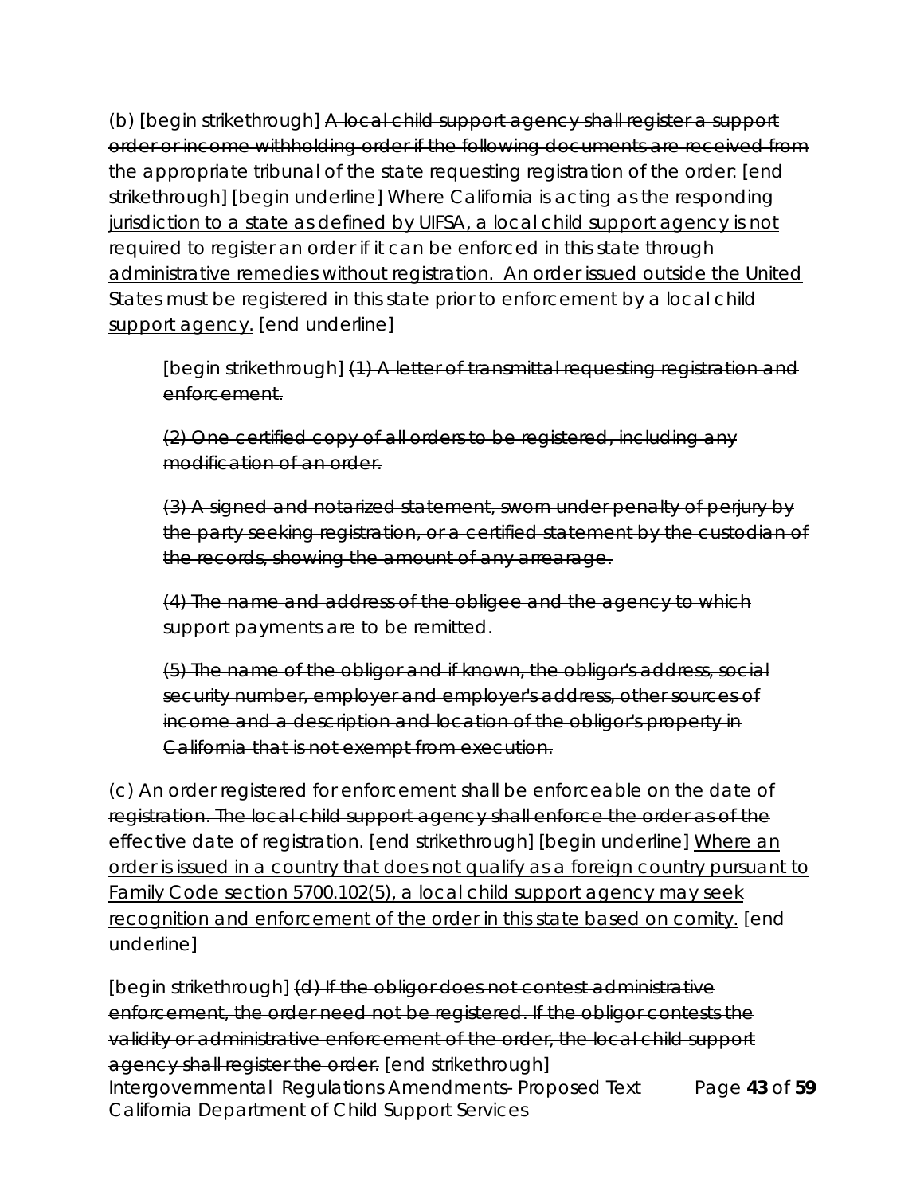(b) [begin strikethrough] ~~A local child support agency shall register a support order or income withholding order if the following documents are received from the appropriate tribunal of the state requesting registration of the order:~~ [end strikethrough] [begin underline] <u>Where California is acting as the responding jurisdiction to a state as defined by UIFSA, a local child support agency is not required to register an order if it can be enforced in this state through administrative remedies without registration. An order issued outside the United States must be registered in this state prior to enforcement by a local child support agency.</u> [end underline]

> [begin strikethrough] ~~(1) A letter of transmittal requesting registration and enforcement.~~
>
> ~~(2) One certified copy of all orders to be registered, including any modification of an order.~~
>
> ~~(3) A signed and notarized statement, sworn under penalty of perjury by the party seeking registration, or a certified statement by the custodian of the records, showing the amount of any arrearage.~~
>
> ~~(4) The name and address of the obligee and the agency to which support payments are to be remitted.~~
>
> ~~(5) The name of the obligor and if known, the obligor's address, social security number, employer and employer's address, other sources of income and a description and location of the obligor's property in California that is not exempt from execution.~~

(c) ~~An order registered for enforcement shall be enforceable on the date of registration. The local child support agency shall enforce the order as of the effective date of registration.~~ [end strikethrough] [begin underline] <u>Where an order is issued in a country that does not qualify as a foreign country pursuant to Family Code section 5700.102(5), a local child support agency may seek recognition and enforcement of the order in this state based on comity.</u> [end underline]

[begin strikethrough] ~~(d) If the obligor does not contest administrative enforcement, the order need not be registered. If the obligor contests the validity or administrative enforcement of the order, the local child support agency shall register the order.~~ [end strikethrough]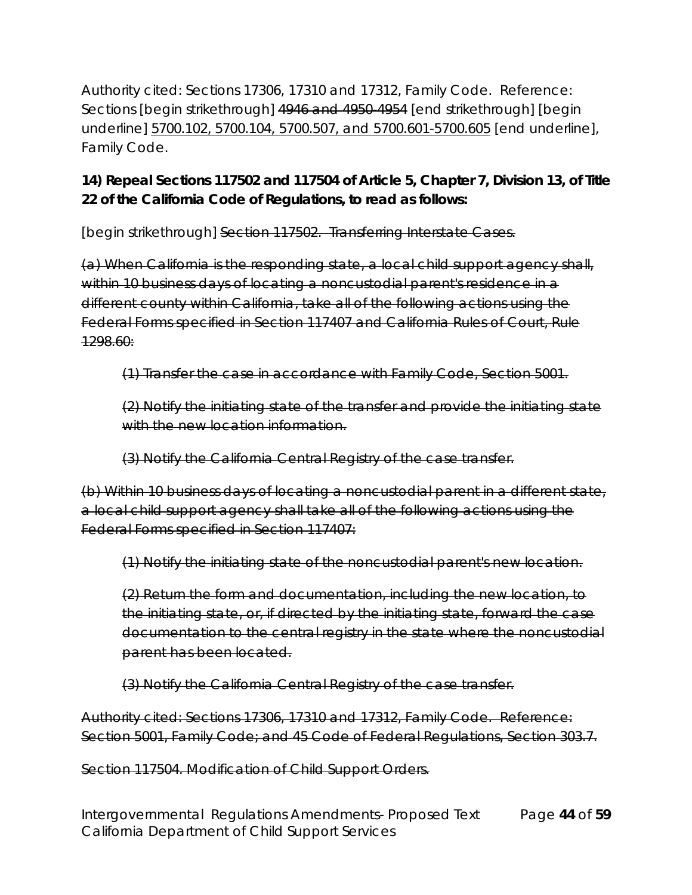Authority cited: Sections 17306, 17310 and 17312, Family Code. Reference: Sections [begin strikethrough] ~~4946 and 4950-4954~~ [end strikethrough] [begin underline] <u>5700.102, 5700.104, 5700.507, and 5700.601-5700.605</u> [end underline], Family Code.

**14) Repeal Sections 117502 and 117504 of Article 5, Chapter 7, Division 13, of Title 22 of the California Code of Regulations, to read as follows:**

[begin strikethrough] ~~Section 117502. Transferring Interstate Cases.~~

~~(a) When California is the responding state, a local child support agency shall, within 10 business days of locating a noncustodial parent's residence in a different county within California, take all of the following actions using the Federal Forms specified in Section 117407 and California Rules of Court, Rule 1298.60:~~

> ~~(1) Transfer the case in accordance with Family Code, Section 5001.~~
>
> ~~(2) Notify the initiating state of the transfer and provide the initiating state with the new location information.~~
>
> ~~(3) Notify the California Central Registry of the case transfer.~~

~~(b) Within 10 business days of locating a noncustodial parent in a different state, a local child support agency shall take all of the following actions using the Federal Forms specified in Section 117407:~~

> ~~(1) Notify the initiating state of the noncustodial parent's new location.~~
>
> ~~(2) Return the form and documentation, including the new location, to the initiating state, or, if directed by the initiating state, forward the case documentation to the central registry in the state where the noncustodial parent has been located.~~
>
> ~~(3) Notify the California Central Registry of the case transfer.~~

~~Authority cited: Sections 17306, 17310 and 17312, Family Code. Reference: Section 5001, Family Code; and 45 Code of Federal Regulations, Section 303.7.~~

~~Section 117504. Modification of Child Support Orders.~~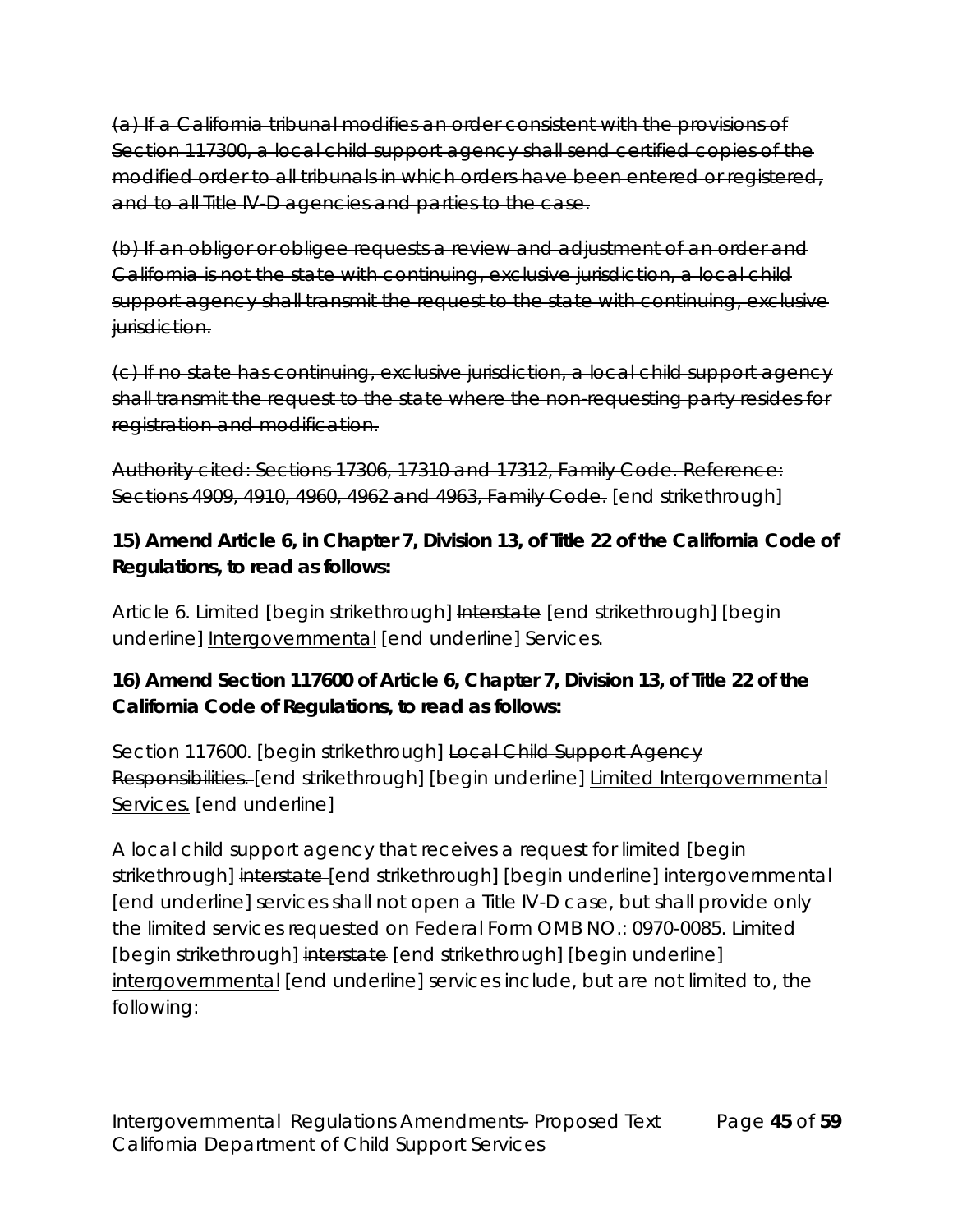~~(a) If a California tribunal modifies an order consistent with the provisions of Section 117300, a local child support agency shall send certified copies of the modified order to all tribunals in which orders have been entered or registered, and to all Title IV-D agencies and parties to the case.~~

~~(b) If an obligor or obligee requests a review and adjustment of an order and California is not the state with continuing, exclusive jurisdiction, a local child support agency shall transmit the request to the state with continuing, exclusive jurisdiction.~~

~~(c) If no state has continuing, exclusive jurisdiction, a local child support agency shall transmit the request to the state where the non-requesting party resides for registration and modification.~~

~~Authority cited: Sections 17306, 17310 and 17312, Family Code. Reference: Sections 4909, 4910, 4960, 4962 and 4963, Family Code.~~ [end strikethrough]

**15) Amend Article 6, in Chapter 7, Division 13, of Title 22 of the California Code of Regulations, to read as follows:**

Article 6. Limited [begin strikethrough] ~~Interstate~~ [end strikethrough] [begin underline] <u>Intergovernmental</u> [end underline] Services.

**16) Amend Section 117600 of Article 6, Chapter 7, Division 13, of Title 22 of the California Code of Regulations, to read as follows:**

Section 117600. [begin strikethrough] ~~Local Child Support Agency Responsibilities.~~ [end strikethrough] [begin underline] <u>Limited Intergovernmental Services.</u> [end underline]

A local child support agency that receives a request for limited [begin strikethrough] ~~interstate~~ [end strikethrough] [begin underline] <u>intergovernmental</u> [end underline] services shall not open a Title IV-D case, but shall provide only the limited services requested on Federal Form OMB NO.: 0970-0085. Limited [begin strikethrough] ~~interstate~~ [end strikethrough] [begin underline] <u>intergovernmental</u> [end underline] services include, but are not limited to, the following: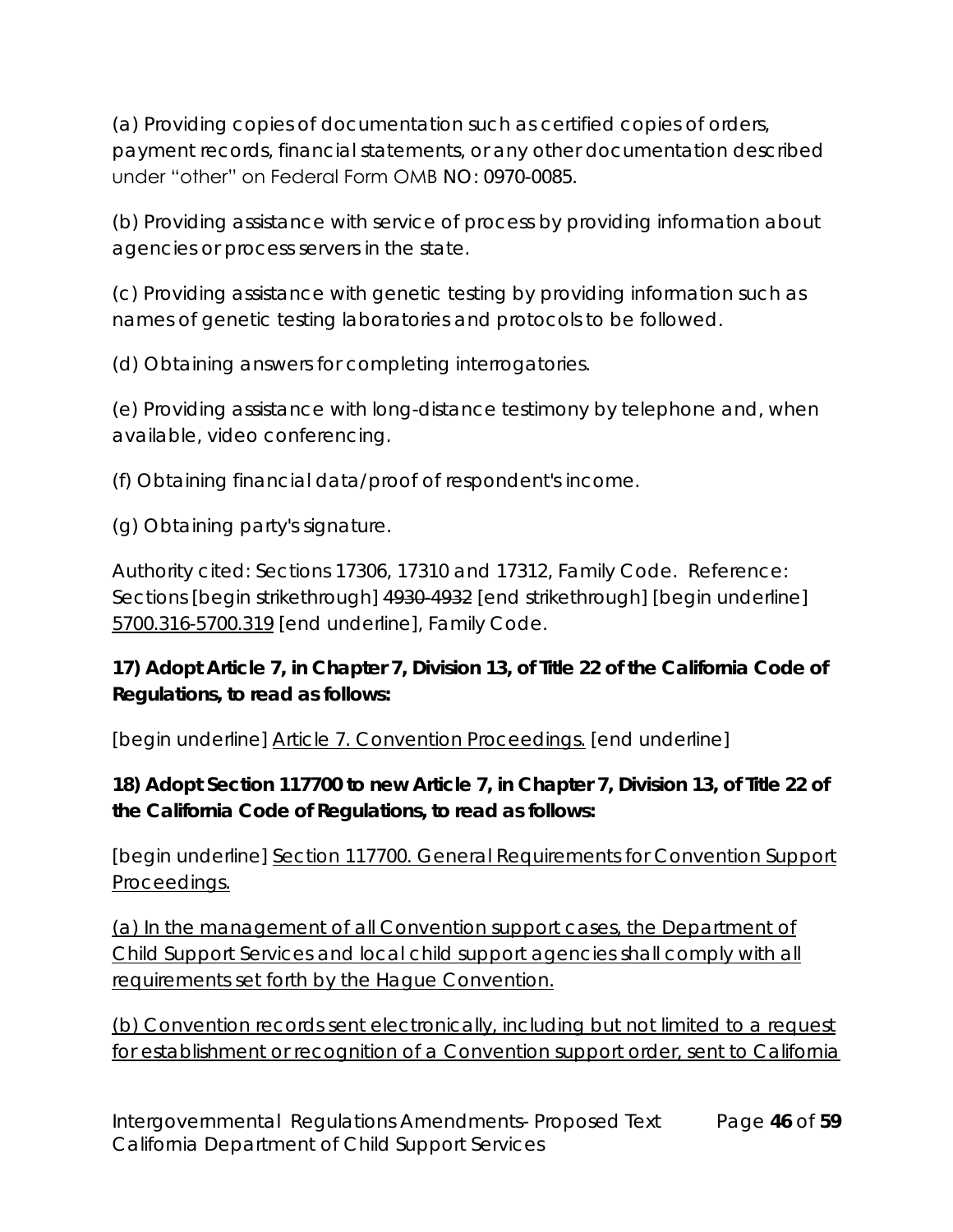(a) Providing copies of documentation such as certified copies of orders, payment records, financial statements, or any other documentation described under "other" on Federal Form OMB NO: 0970-0085.

(b) Providing assistance with service of process by providing information about agencies or process servers in the state.

(c) Providing assistance with genetic testing by providing information such as names of genetic testing laboratories and protocols to be followed.

(d) Obtaining answers for completing interrogatories.

(e) Providing assistance with long-distance testimony by telephone and, when available, video conferencing.

(f) Obtaining financial data/proof of respondent's income.

(g) Obtaining party's signature.

Authority cited: Sections 17306, 17310 and 17312, Family Code. Reference: Sections [begin strikethrough] ~~4930-4932~~ [end strikethrough] [begin underline] <u>5700.316-5700.319</u> [end underline], Family Code.

**17) Adopt Article 7, in Chapter 7, Division 13, of Title 22 of the California Code of Regulations, to read as follows:**

[begin underline] <u>Article 7. Convention Proceedings.</u> [end underline]

**18) Adopt Section 117700 to new Article 7, in Chapter 7, Division 13, of Title 22 of the California Code of Regulations, to read as follows:**

[begin underline] <u>Section 117700. General Requirements for Convention Support Proceedings.</u>

<u>(a) In the management of all Convention support cases, the Department of Child Support Services and local child support agencies shall comply with all requirements set forth by the Hague Convention.</u>

<u>(b) Convention records sent electronically, including but not limited to a request for establishment or recognition of a Convention support order, sent to California</u>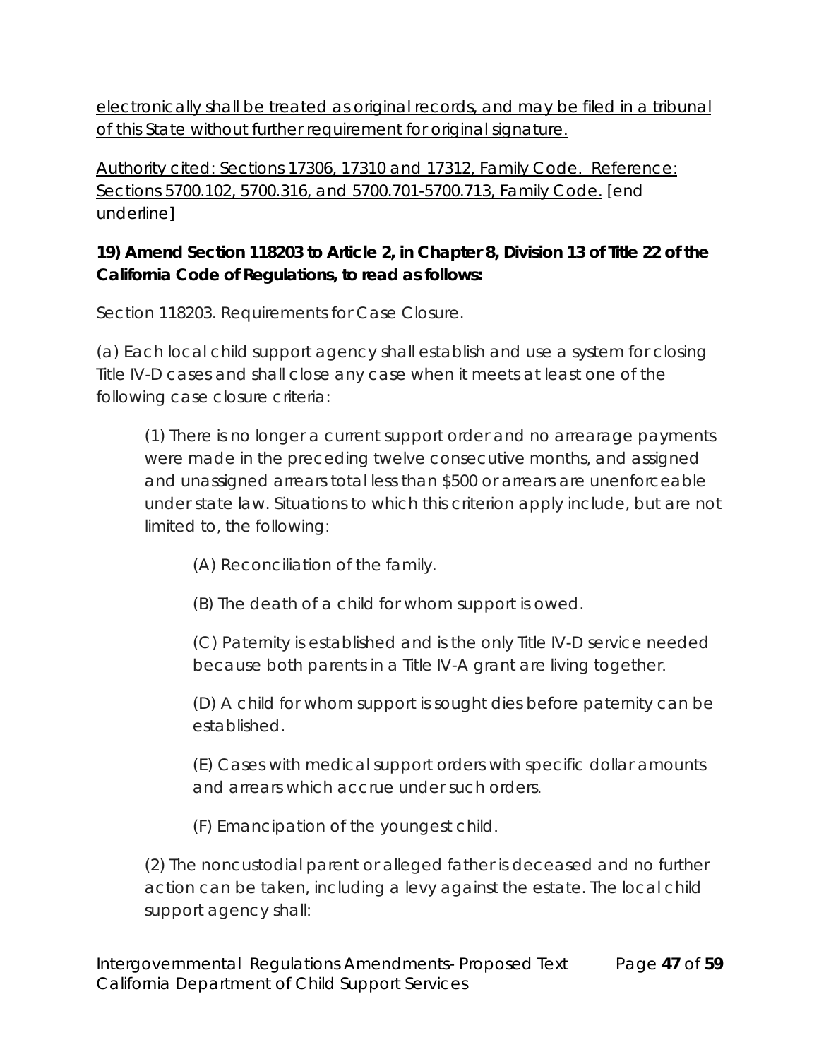<u>electronically shall be treated as original records, and may be filed in a tribunal of this State without further requirement for original signature.</u>

<u>Authority cited: Sections 17306, 17310 and 17312, Family Code. Reference: Sections 5700.102, 5700.316, and 5700.701-5700.713, Family Code.</u> [end underline]

**19) Amend Section 118203 to Article 2, in Chapter 8, Division 13 of Title 22 of the California Code of Regulations, to read as follows:**

Section 118203. Requirements for Case Closure.

(a) Each local child support agency shall establish and use a system for closing Title IV-D cases and shall close any case when it meets at least one of the following case closure criteria:

> (1) There is no longer a current support order and no arrearage payments were made in the preceding twelve consecutive months, and assigned and unassigned arrears total less than $500 or arrears are unenforceable under state law. Situations to which this criterion apply include, but are not limited to, the following:
>
> > (A) Reconciliation of the family.
> >
> > (B) The death of a child for whom support is owed.
> >
> > (C) Paternity is established and is the only Title IV-D service needed because both parents in a Title IV-A grant are living together.
> >
> > (D) A child for whom support is sought dies before paternity can be established.
> >
> > (E) Cases with medical support orders with specific dollar amounts and arrears which accrue under such orders.
> >
> > (F) Emancipation of the youngest child.
>
> (2) The noncustodial parent or alleged father is deceased and no further action can be taken, including a levy against the estate. The local child support agency shall: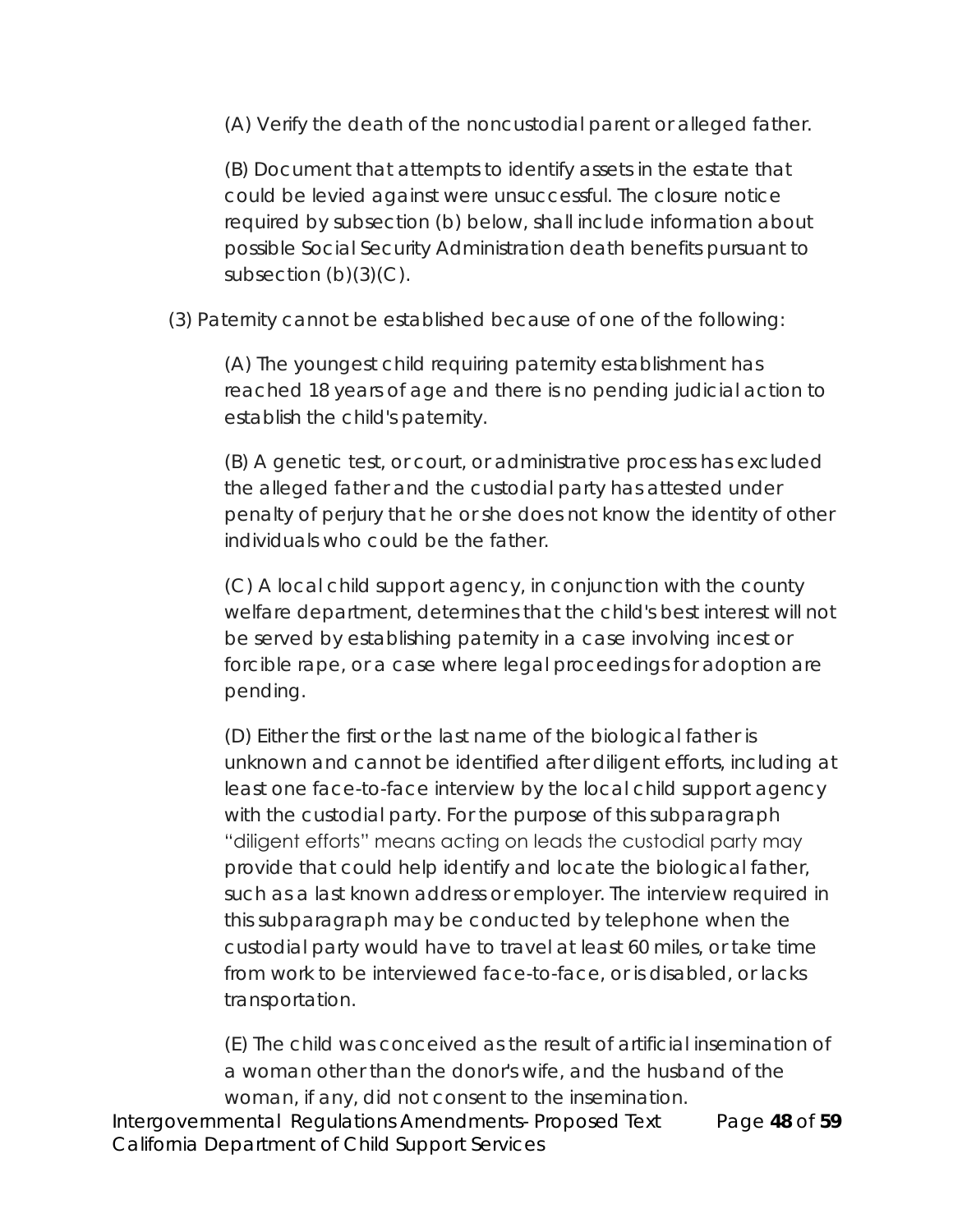(A) Verify the death of the noncustodial parent or alleged father.

(B) Document that attempts to identify assets in the estate that could be levied against were unsuccessful. The closure notice required by subsection (b) below, shall include information about possible Social Security Administration death benefits pursuant to subsection (b)(3)(C).

(3) Paternity cannot be established because of one of the following:

(A) The youngest child requiring paternity establishment has reached 18 years of age and there is no pending judicial action to establish the child's paternity.

(B) A genetic test, or court, or administrative process has excluded the alleged father and the custodial party has attested under penalty of perjury that he or she does not know the identity of other individuals who could be the father.

(C) A local child support agency, in conjunction with the county welfare department, determines that the child's best interest will not be served by establishing paternity in a case involving incest or forcible rape, or a case where legal proceedings for adoption are pending.

(D) Either the first or the last name of the biological father is unknown and cannot be identified after diligent efforts, including at least one face-to-face interview by the local child support agency with the custodial party. For the purpose of this subparagraph "diligent efforts" means acting on leads the custodial party may provide that could help identify and locate the biological father, such as a last known address or employer. The interview required in this subparagraph may be conducted by telephone when the custodial party would have to travel at least 60 miles, or take time from work to be interviewed face-to-face, or is disabled, or lacks transportation.

(E) The child was conceived as the result of artificial insemination of a woman other than the donor's wife, and the husband of the woman, if any, did not consent to the insemination.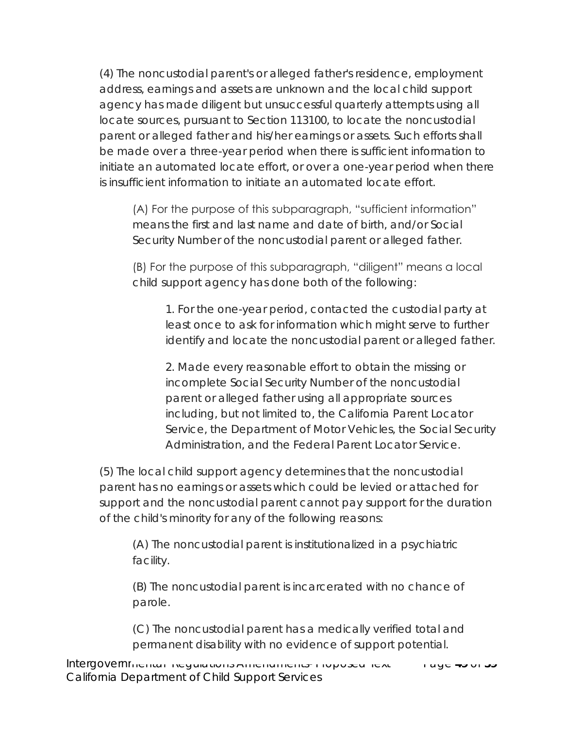(4) The noncustodial parent's or alleged father's residence, employment address, earnings and assets are unknown and the local child support agency has made diligent but unsuccessful quarterly attempts using all locate sources, pursuant to Section 113100, to locate the noncustodial parent or alleged father and his/her earnings or assets. Such efforts shall be made over a three-year period when there is sufficient information to initiate an automated locate effort, or over a one-year period when there is insufficient information to initiate an automated locate effort.

(A) For the purpose of this subparagraph, "sufficient information" means the first and last name and date of birth, and/or Social Security Number of the noncustodial parent or alleged father.

(B) For the purpose of this subparagraph, "diligent" means a local child support agency has done both of the following:

1. For the one-year period, contacted the custodial party at least once to ask for information which might serve to further identify and locate the noncustodial parent or alleged father.

2. Made every reasonable effort to obtain the missing or incomplete Social Security Number of the noncustodial parent or alleged father using all appropriate sources including, but not limited to, the California Parent Locator Service, the Department of Motor Vehicles, the Social Security Administration, and the Federal Parent Locator Service.

(5) The local child support agency determines that the noncustodial parent has no earnings or assets which could be levied or attached for support and the noncustodial parent cannot pay support for the duration of the child's minority for any of the following reasons:

(A) The noncustodial parent is institutionalized in a psychiatric facility.

(B) The noncustodial parent is incarcerated with no chance of parole.

(C) The noncustodial parent has a medically verified total and permanent disability with no evidence of support potential.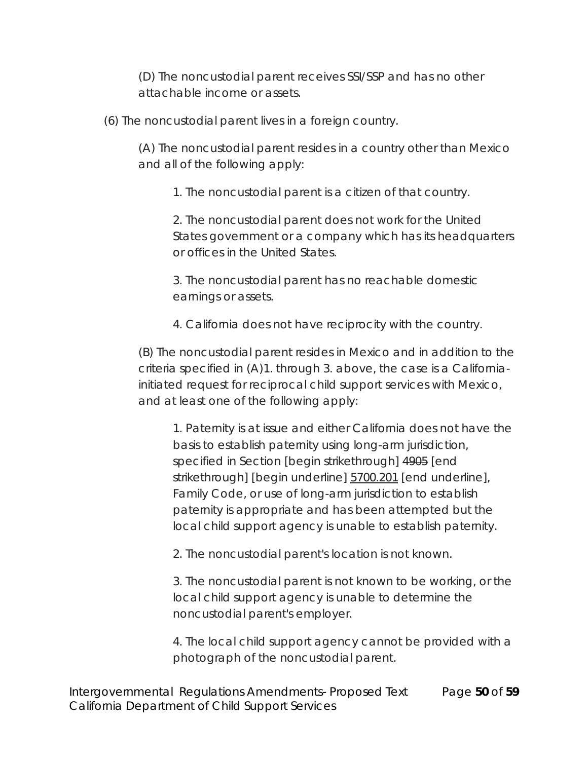(D) The noncustodial parent receives SSI/SSP and has no other attachable income or assets.

(6) The noncustodial parent lives in a foreign country.

(A) The noncustodial parent resides in a country other than Mexico and all of the following apply:

1. The noncustodial parent is a citizen of that country.

2. The noncustodial parent does not work for the United States government or a company which has its headquarters or offices in the United States.

3. The noncustodial parent has no reachable domestic earnings or assets.

4. California does not have reciprocity with the country.

(B) The noncustodial parent resides in Mexico and in addition to the criteria specified in (A)1. through 3. above, the case is a California-initiated request for reciprocal child support services with Mexico, and at least one of the following apply:

1. Paternity is at issue and either California does not have the basis to establish paternity using long-arm jurisdiction, specified in Section [begin strikethrough] ~~4905~~ [end strikethrough] [begin underline] <u>5700.201</u> [end underline], Family Code, or use of long-arm jurisdiction to establish paternity is appropriate and has been attempted but the local child support agency is unable to establish paternity.

2. The noncustodial parent's location is not known.

3. The noncustodial parent is not known to be working, or the local child support agency is unable to determine the noncustodial parent's employer.

4. The local child support agency cannot be provided with a photograph of the noncustodial parent.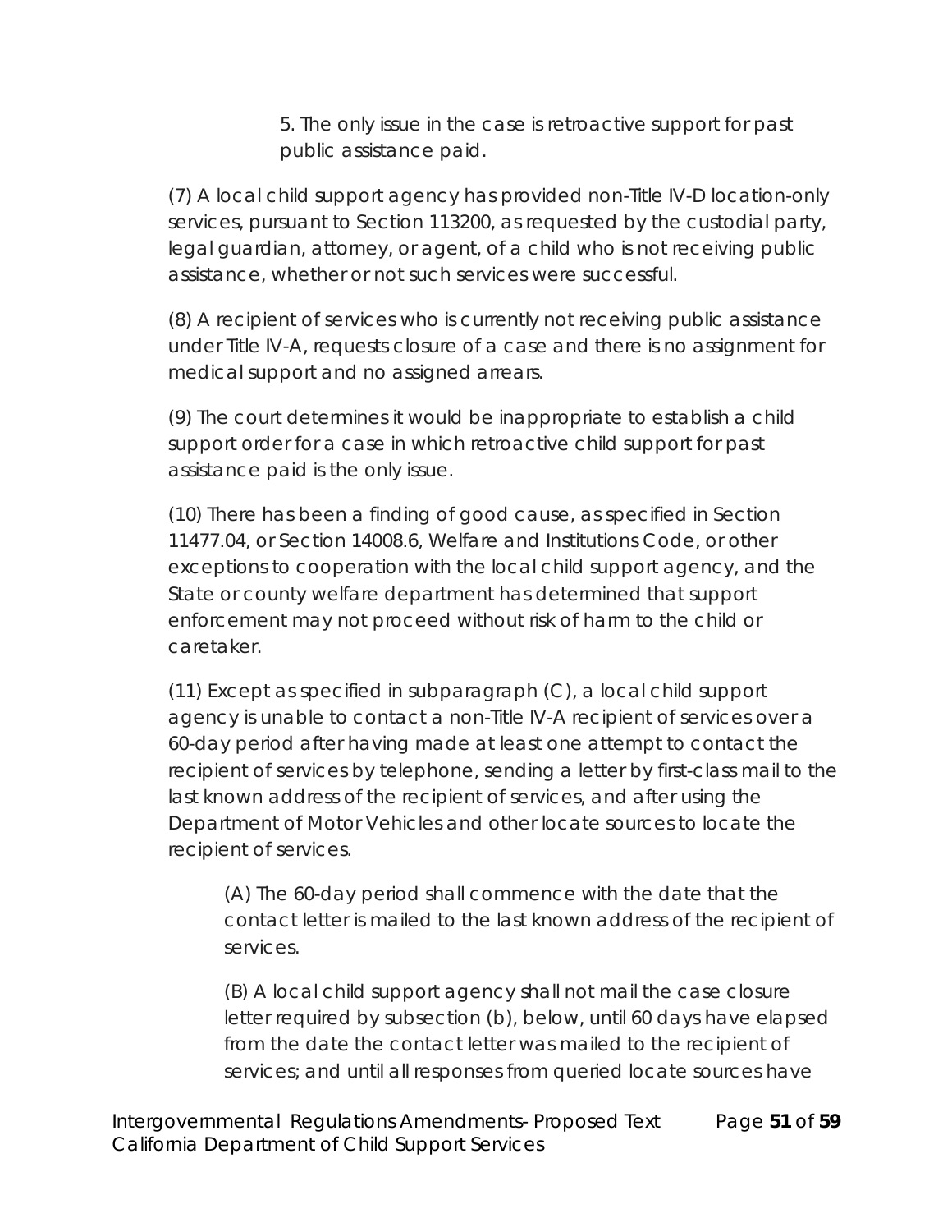5. The only issue in the case is retroactive support for past public assistance paid.

(7) A local child support agency has provided non-Title IV-D location-only services, pursuant to Section 113200, as requested by the custodial party, legal guardian, attorney, or agent, of a child who is not receiving public assistance, whether or not such services were successful.

(8) A recipient of services who is currently not receiving public assistance under Title IV-A, requests closure of a case and there is no assignment for medical support and no assigned arrears.

(9) The court determines it would be inappropriate to establish a child support order for a case in which retroactive child support for past assistance paid is the only issue.

(10) There has been a finding of good cause, as specified in Section 11477.04, or Section 14008.6, Welfare and Institutions Code, or other exceptions to cooperation with the local child support agency, and the State or county welfare department has determined that support enforcement may not proceed without risk of harm to the child or caretaker.

(11) Except as specified in subparagraph (C), a local child support agency is unable to contact a non-Title IV-A recipient of services over a 60-day period after having made at least one attempt to contact the recipient of services by telephone, sending a letter by first-class mail to the last known address of the recipient of services, and after using the Department of Motor Vehicles and other locate sources to locate the recipient of services.

(A) The 60-day period shall commence with the date that the contact letter is mailed to the last known address of the recipient of services.

(B) A local child support agency shall not mail the case closure letter required by subsection (b), below, until 60 days have elapsed from the date the contact letter was mailed to the recipient of services; and until all responses from queried locate sources have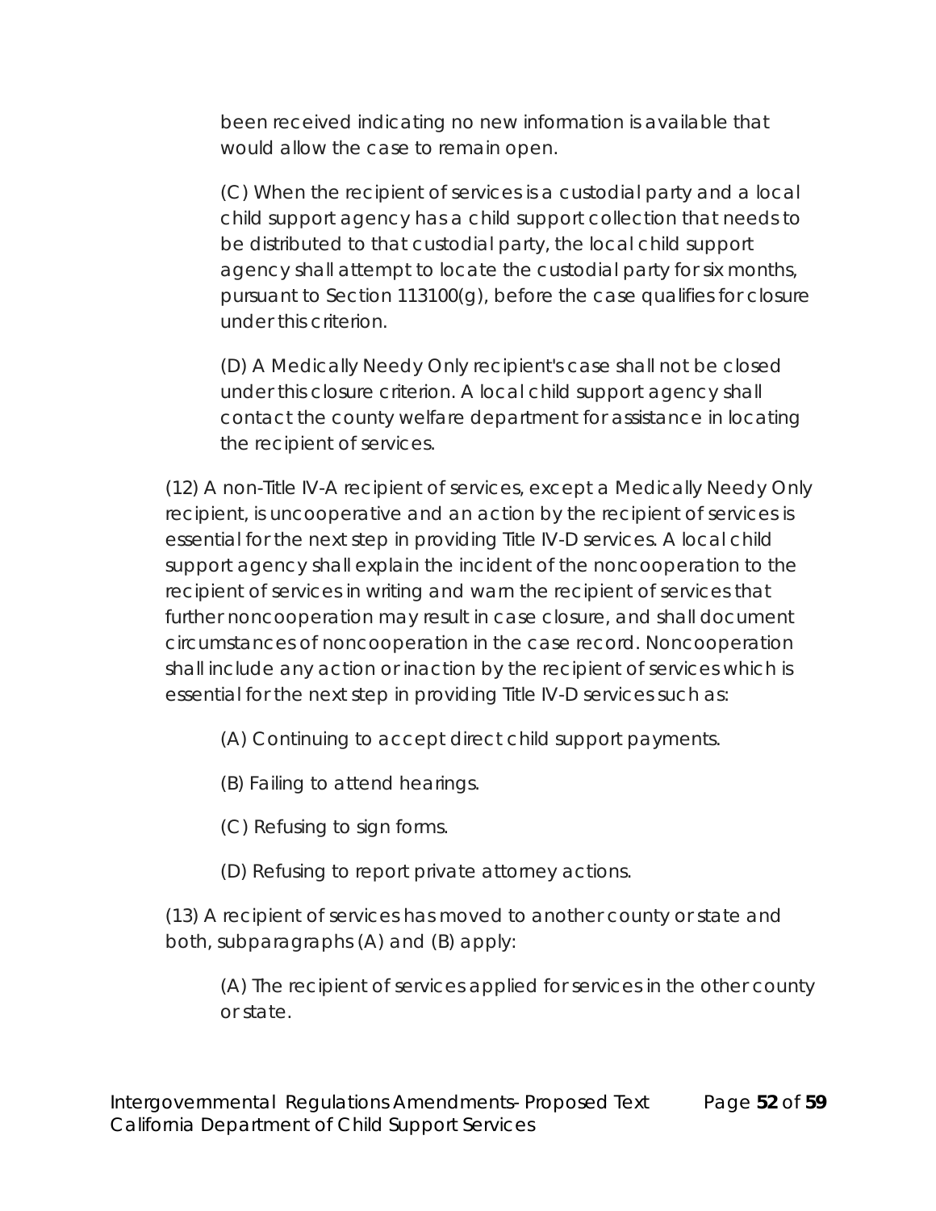been received indicating no new information is available that would allow the case to remain open.

(C) When the recipient of services is a custodial party and a local child support agency has a child support collection that needs to be distributed to that custodial party, the local child support agency shall attempt to locate the custodial party for six months, pursuant to Section 113100(g), before the case qualifies for closure under this criterion.

(D) A Medically Needy Only recipient's case shall not be closed under this closure criterion. A local child support agency shall contact the county welfare department for assistance in locating the recipient of services.

(12) A non-Title IV-A recipient of services, except a Medically Needy Only recipient, is uncooperative and an action by the recipient of services is essential for the next step in providing Title IV-D services. A local child support agency shall explain the incident of the noncooperation to the recipient of services in writing and warn the recipient of services that further noncooperation may result in case closure, and shall document circumstances of noncooperation in the case record. Noncooperation shall include any action or inaction by the recipient of services which is essential for the next step in providing Title IV-D services such as:

(A) Continuing to accept direct child support payments.

(B) Failing to attend hearings.

(C) Refusing to sign forms.

(D) Refusing to report private attorney actions.

(13) A recipient of services has moved to another county or state and both, subparagraphs (A) and (B) apply:

(A) The recipient of services applied for services in the other county or state.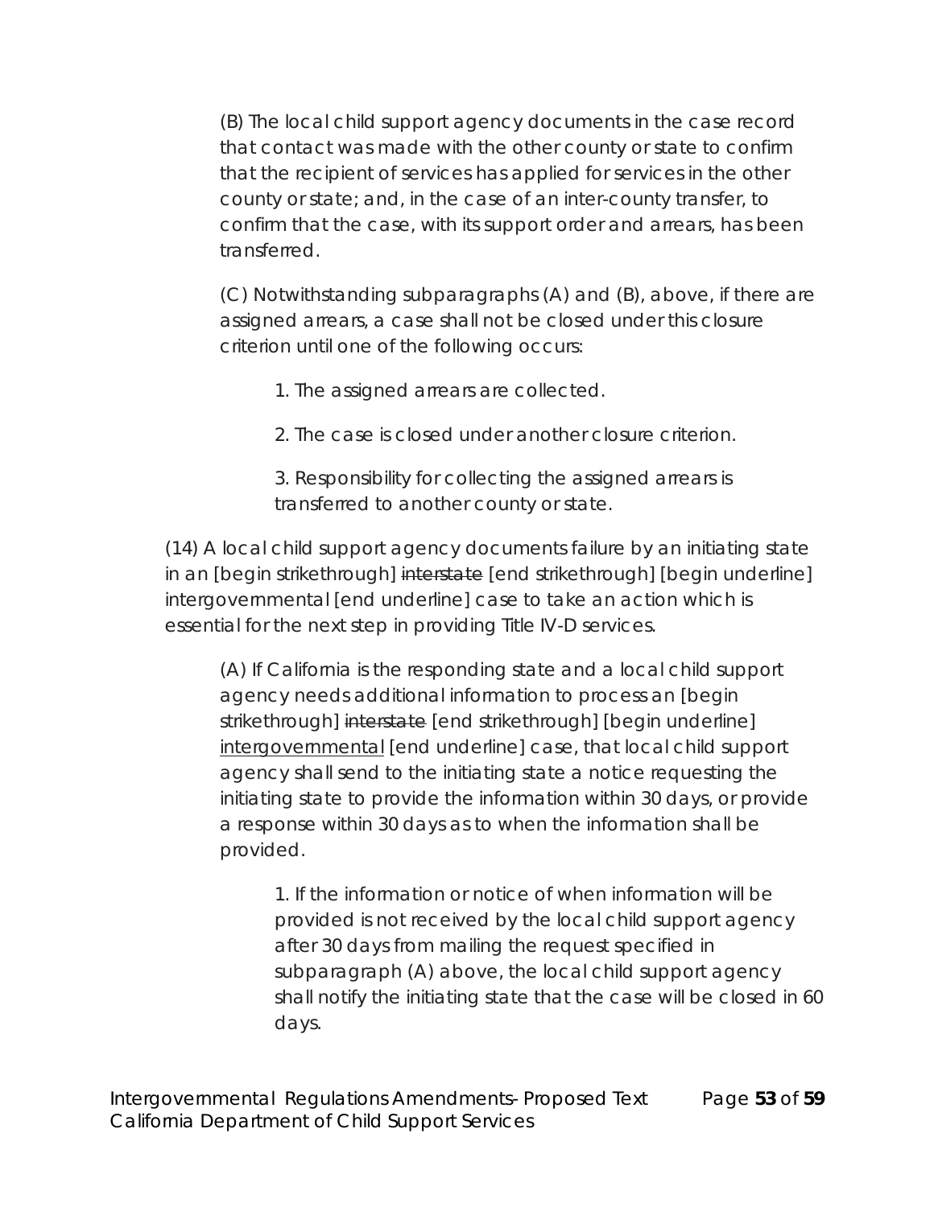(B) The local child support agency documents in the case record that contact was made with the other county or state to confirm that the recipient of services has applied for services in the other county or state; and, in the case of an inter-county transfer, to confirm that the case, with its support order and arrears, has been transferred.

(C) Notwithstanding subparagraphs (A) and (B), above, if there are assigned arrears, a case shall not be closed under this closure criterion until one of the following occurs:

1. The assigned arrears are collected.

2. The case is closed under another closure criterion.

3. Responsibility for collecting the assigned arrears is transferred to another county or state.

(14) A local child support agency documents failure by an initiating state in an [begin strikethrough] ~~interstate~~ [end strikethrough] [begin underline] intergovernmental [end underline] case to take an action which is essential for the next step in providing Title IV-D services.

(A) If California is the responding state and a local child support agency needs additional information to process an [begin strikethrough] ~~interstate~~ [end strikethrough] [begin underline] <u>intergovernmental</u> [end underline] case, that local child support agency shall send to the initiating state a notice requesting the initiating state to provide the information within 30 days, or provide a response within 30 days as to when the information shall be provided.

1. If the information or notice of when information will be provided is not received by the local child support agency after 30 days from mailing the request specified in subparagraph (A) above, the local child support agency shall notify the initiating state that the case will be closed in 60 days.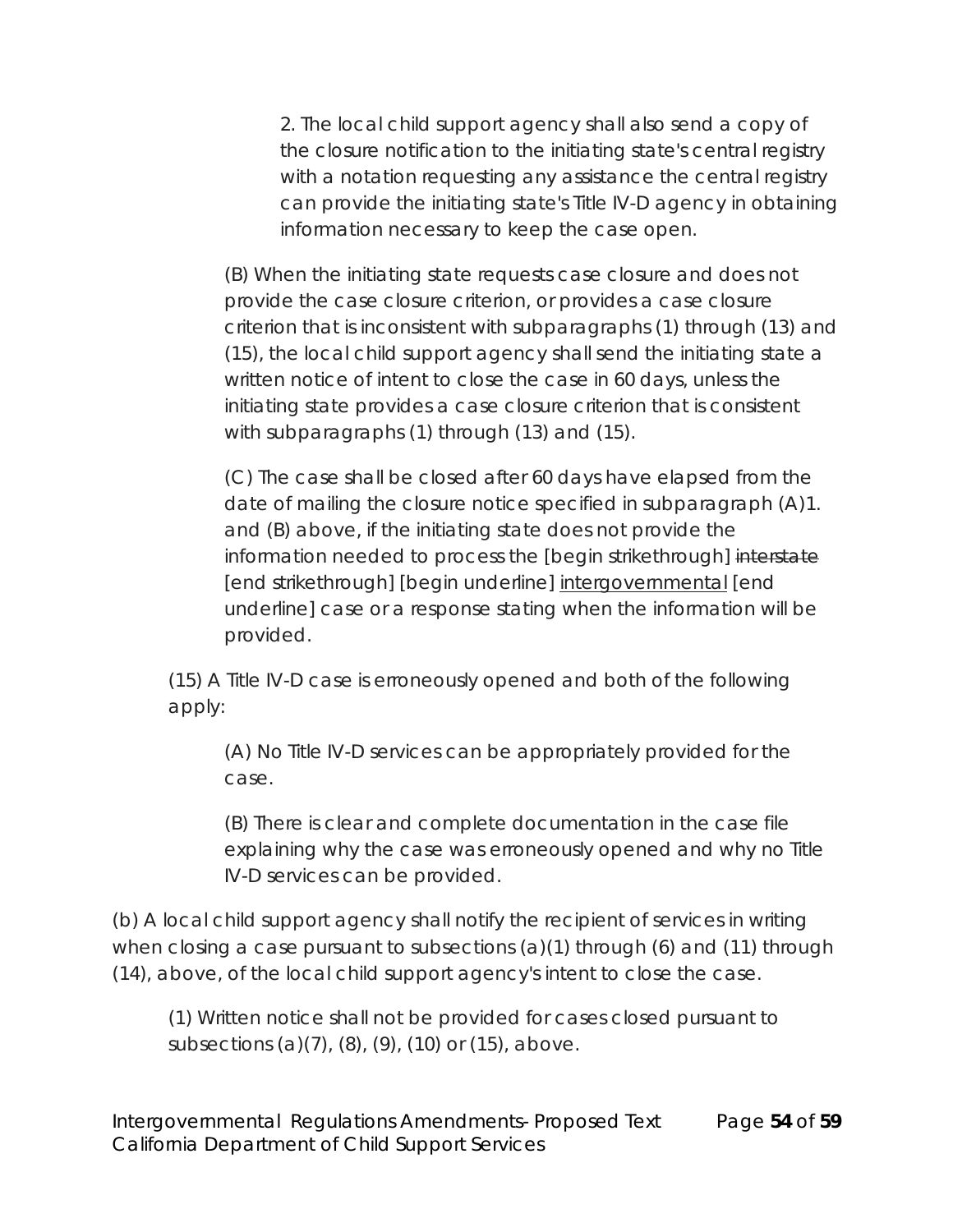2. The local child support agency shall also send a copy of the closure notification to the initiating state's central registry with a notation requesting any assistance the central registry can provide the initiating state's Title IV-D agency in obtaining information necessary to keep the case open.

(B) When the initiating state requests case closure and does not provide the case closure criterion, or provides a case closure criterion that is inconsistent with subparagraphs (1) through (13) and (15), the local child support agency shall send the initiating state a written notice of intent to close the case in 60 days, unless the initiating state provides a case closure criterion that is consistent with subparagraphs (1) through (13) and (15).

(C) The case shall be closed after 60 days have elapsed from the date of mailing the closure notice specified in subparagraph (A)1. and (B) above, if the initiating state does not provide the information needed to process the [begin strikethrough] ~~interstate~~ [end strikethrough] [begin underline] <u>intergovernmental</u> [end underline] case or a response stating when the information will be provided.

(15) A Title IV-D case is erroneously opened and both of the following apply:

(A) No Title IV-D services can be appropriately provided for the case.

(B) There is clear and complete documentation in the case file explaining why the case was erroneously opened and why no Title IV-D services can be provided.

(b) A local child support agency shall notify the recipient of services in writing when closing a case pursuant to subsections (a)(1) through (6) and (11) through (14), above, of the local child support agency's intent to close the case.

(1) Written notice shall not be provided for cases closed pursuant to subsections (a)(7), (8), (9), (10) or (15), above.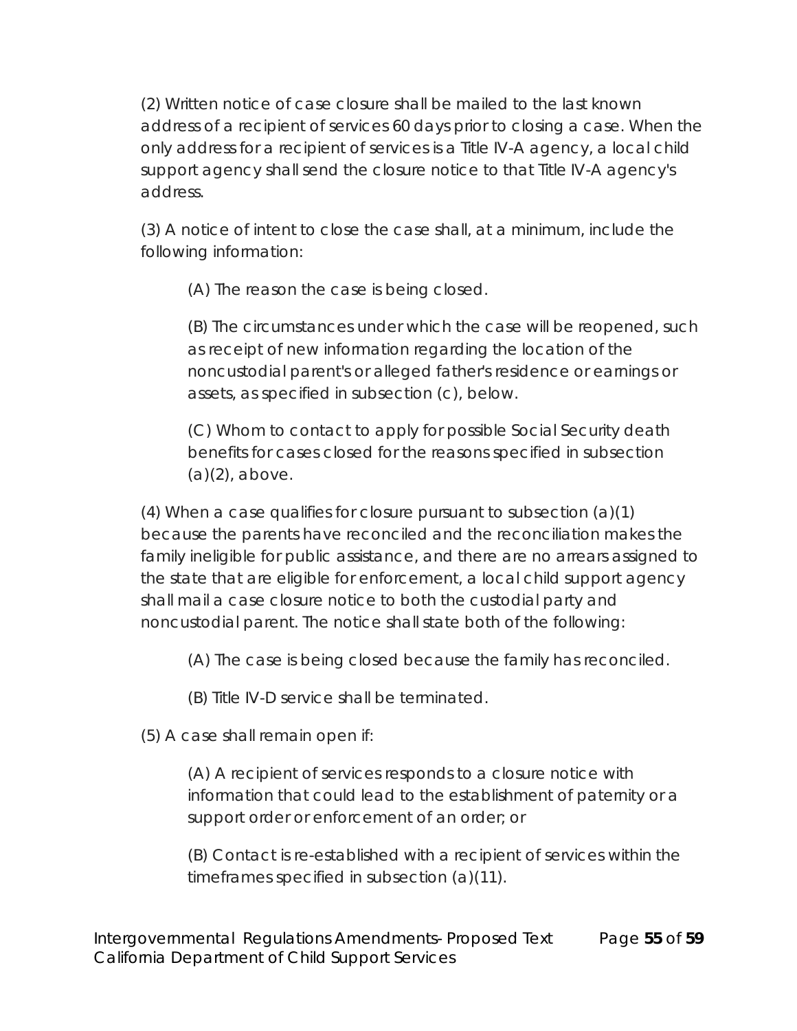(2) Written notice of case closure shall be mailed to the last known address of a recipient of services 60 days prior to closing a case. When the only address for a recipient of services is a Title IV-A agency, a local child support agency shall send the closure notice to that Title IV-A agency's address.

(3) A notice of intent to close the case shall, at a minimum, include the following information:

(A) The reason the case is being closed.

(B) The circumstances under which the case will be reopened, such as receipt of new information regarding the location of the noncustodial parent's or alleged father's residence or earnings or assets, as specified in subsection (c), below.

(C) Whom to contact to apply for possible Social Security death benefits for cases closed for the reasons specified in subsection (a)(2), above.

(4) When a case qualifies for closure pursuant to subsection (a)(1) because the parents have reconciled and the reconciliation makes the family ineligible for public assistance, and there are no arrears assigned to the state that are eligible for enforcement, a local child support agency shall mail a case closure notice to both the custodial party and noncustodial parent. The notice shall state both of the following:

(A) The case is being closed because the family has reconciled.

(B) Title IV-D service shall be terminated.

(5) A case shall remain open if:

(A) A recipient of services responds to a closure notice with information that could lead to the establishment of paternity or a support order or enforcement of an order; or

(B) Contact is re-established with a recipient of services within the timeframes specified in subsection (a)(11).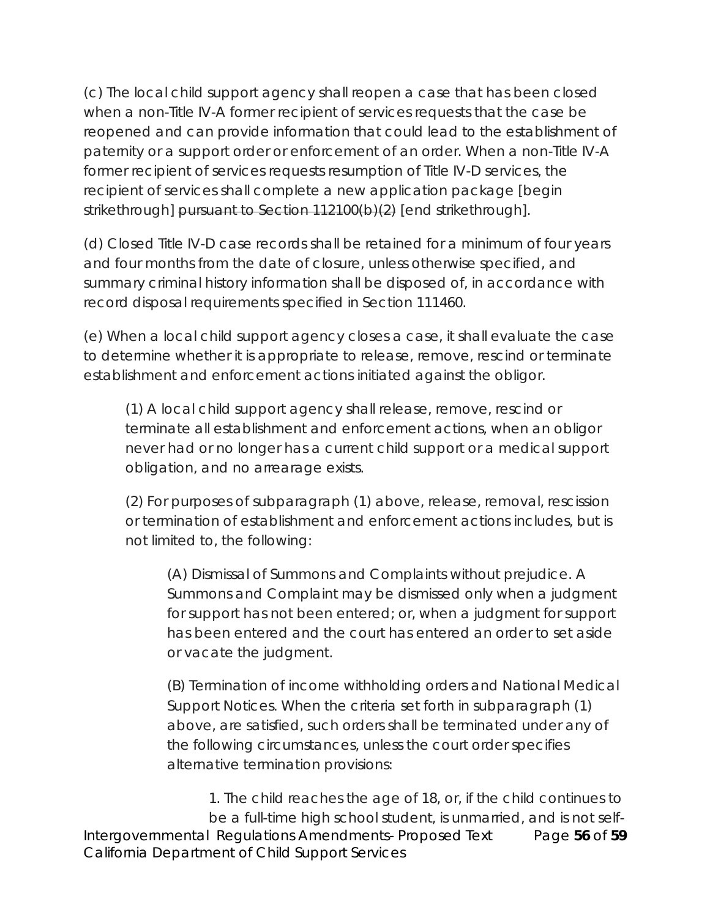(c) The local child support agency shall reopen a case that has been closed when a non-Title IV-A former recipient of services requests that the case be reopened and can provide information that could lead to the establishment of paternity or a support order or enforcement of an order. When a non-Title IV-A former recipient of services requests resumption of Title IV-D services, the recipient of services shall complete a new application package [begin strikethrough] ~~pursuant to Section 112100(b)(2)~~ [end strikethrough].

(d) Closed Title IV-D case records shall be retained for a minimum of four years and four months from the date of closure, unless otherwise specified, and summary criminal history information shall be disposed of, in accordance with record disposal requirements specified in Section 111460.

(e) When a local child support agency closes a case, it shall evaluate the case to determine whether it is appropriate to release, remove, rescind or terminate establishment and enforcement actions initiated against the obligor.

> (1) A local child support agency shall release, remove, rescind or terminate all establishment and enforcement actions, when an obligor never had or no longer has a current child support or a medical support obligation, and no arrearage exists.
>
> (2) For purposes of subparagraph (1) above, release, removal, rescission or termination of establishment and enforcement actions includes, but is not limited to, the following:
>
> > (A) Dismissal of Summons and Complaints without prejudice. A Summons and Complaint may be dismissed only when a judgment for support has not been entered; or, when a judgment for support has been entered and the court has entered an order to set aside or vacate the judgment.
> >
> > (B) Termination of income withholding orders and National Medical Support Notices. When the criteria set forth in subparagraph (1) above, are satisfied, such orders shall be terminated under any of the following circumstances, unless the court order specifies alternative termination provisions:
> >
> > > 1. The child reaches the age of 18, or, if the child continues to be a full-time high school student, is unmarried, and is not self-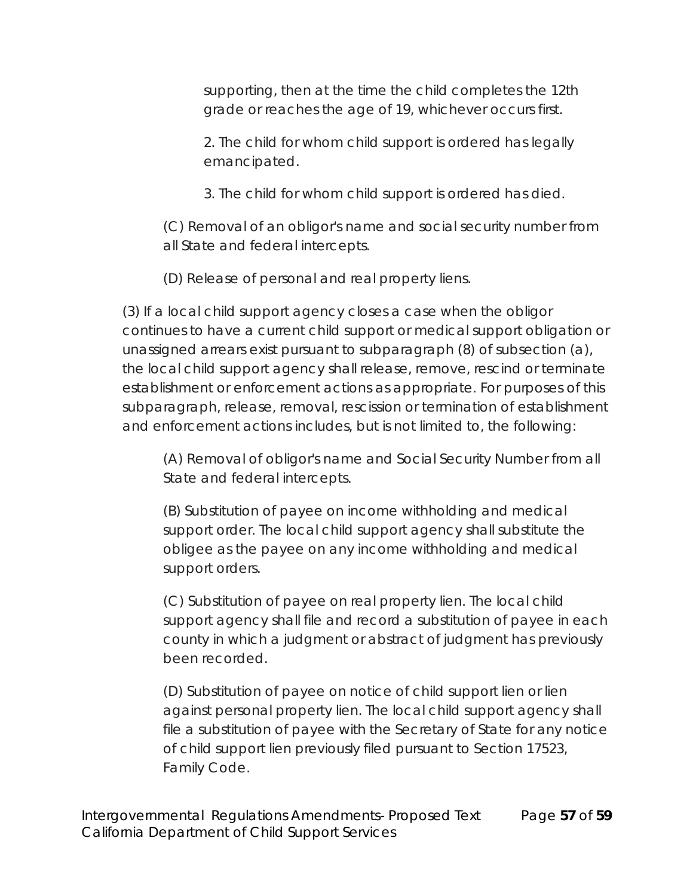supporting, then at the time the child completes the 12th grade or reaches the age of 19, whichever occurs first.

2. The child for whom child support is ordered has legally emancipated.

3. The child for whom child support is ordered has died.

(C) Removal of an obligor's name and social security number from all State and federal intercepts.

(D) Release of personal and real property liens.

(3) If a local child support agency closes a case when the obligor continues to have a current child support or medical support obligation or unassigned arrears exist pursuant to subparagraph (8) of subsection (a), the local child support agency shall release, remove, rescind or terminate establishment or enforcement actions as appropriate. For purposes of this subparagraph, release, removal, rescission or termination of establishment and enforcement actions includes, but is not limited to, the following:

(A) Removal of obligor's name and Social Security Number from all State and federal intercepts.

(B) Substitution of payee on income withholding and medical support order. The local child support agency shall substitute the obligee as the payee on any income withholding and medical support orders.

(C) Substitution of payee on real property lien. The local child support agency shall file and record a substitution of payee in each county in which a judgment or abstract of judgment has previously been recorded.

(D) Substitution of payee on notice of child support lien or lien against personal property lien. The local child support agency shall file a substitution of payee with the Secretary of State for any notice of child support lien previously filed pursuant to Section 17523, Family Code.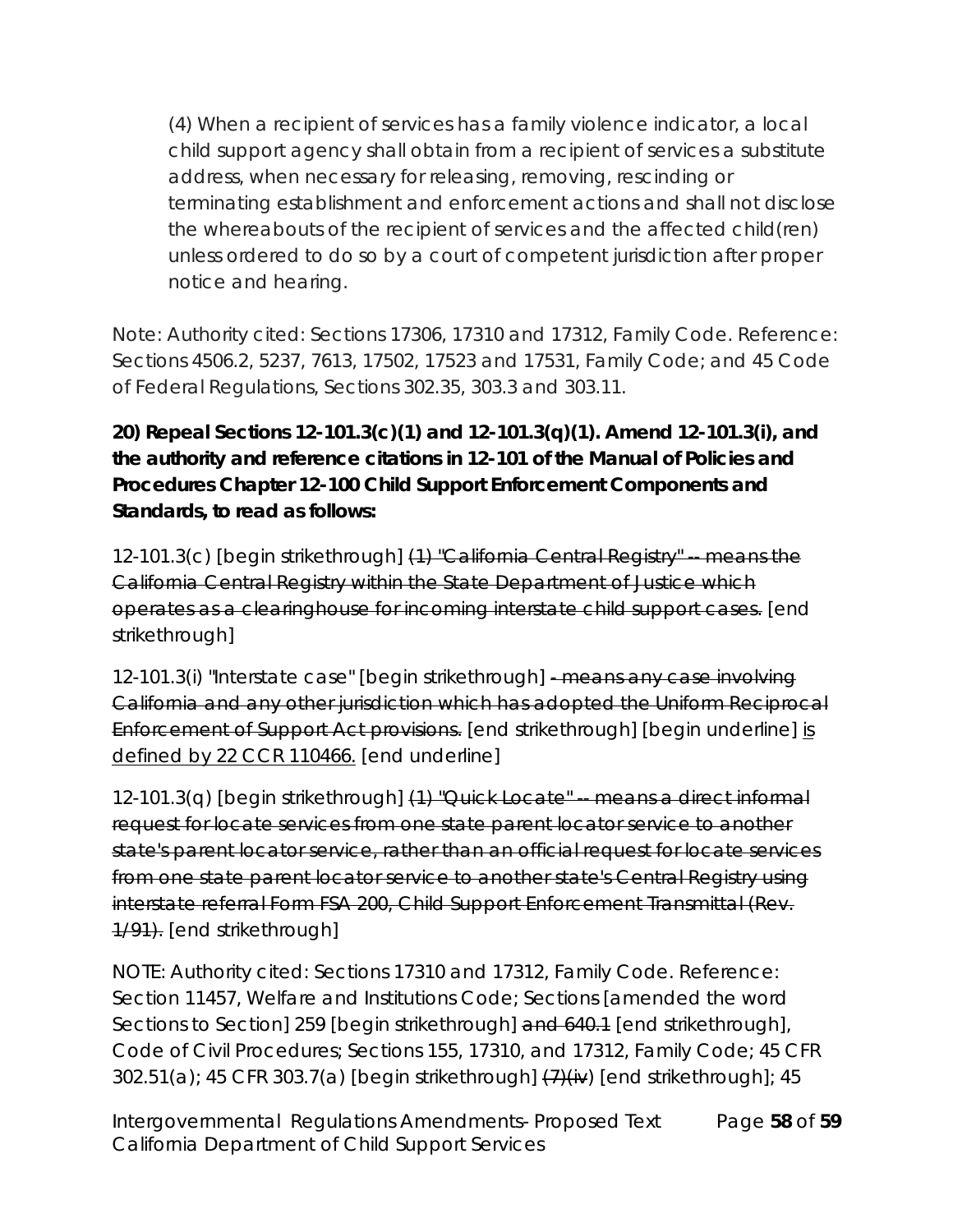(4) When a recipient of services has a family violence indicator, a local child support agency shall obtain from a recipient of services a substitute address, when necessary for releasing, removing, rescinding or terminating establishment and enforcement actions and shall not disclose the whereabouts of the recipient of services and the affected child(ren) unless ordered to do so by a court of competent jurisdiction after proper notice and hearing.

Note: Authority cited: Sections 17306, 17310 and 17312, Family Code. Reference: Sections 4506.2, 5237, 7613, 17502, 17523 and 17531, Family Code; and 45 Code of Federal Regulations, Sections 302.35, 303.3 and 303.11.

**20) Repeal Sections 12-101.3(c)(1) and 12-101.3(q)(1). Amend 12-101.3(i), and the authority and reference citations in 12-101 of the Manual of Policies and Procedures Chapter 12-100 Child Support Enforcement Components and Standards, to read as follows:**

12-101.3(c) [begin strikethrough] ~~(1) "California Central Registry" -- means the California Central Registry within the State Department of Justice which operates as a clearinghouse for incoming interstate child support cases.~~ [end strikethrough]

12-101.3(i) "Interstate case" [begin strikethrough] ~~- means any case involving California and any other jurisdiction which has adopted the Uniform Reciprocal Enforcement of Support Act provisions.~~ [end strikethrough] [begin underline] <u>is defined by 22 CCR 110466.</u> [end underline]

12-101.3(q) [begin strikethrough] ~~(1) "Quick Locate" -- means a direct informal request for locate services from one state parent locator service to another state's parent locator service, rather than an official request for locate services from one state parent locator service to another state's Central Registry using interstate referral Form FSA 200, Child Support Enforcement Transmittal (Rev. 1/91).~~ [end strikethrough]

NOTE: Authority cited: Sections 17310 and 17312, Family Code. Reference: Section 11457, Welfare and Institutions Code; Sections [amended the word Sections to Section] 259 [begin strikethrough] ~~and 640.1~~ [end strikethrough], Code of Civil Procedures; Sections 155, 17310, and 17312, Family Code; 45 CFR 302.51(a); 45 CFR 303.7(a) [begin strikethrough] ~~(7)(iv)~~ [end strikethrough]; 45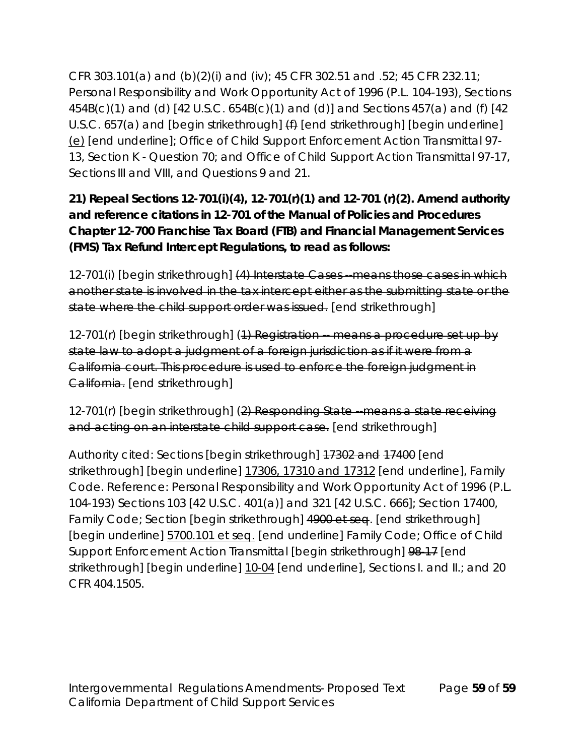CFR 303.101(a) and (b)(2)(i) and (iv); 45 CFR 302.51 and .52; 45 CFR 232.11; Personal Responsibility and Work Opportunity Act of 1996 (P.L. 104-193), Sections 454B(c)(1) and (d) [42 U.S.C. 654B(c)(1) and (d)] and Sections 457(a) and (f) [42 U.S.C. 657(a) and [begin strikethrough] ~~(f)~~ [end strikethrough] [begin underline] <u>(e)</u> [end underline]; Office of Child Support Enforcement Action Transmittal 97-13, Section K - Question 70; and Office of Child Support Action Transmittal 97-17, Sections III and VIII, and Questions 9 and 21.

**21) Repeal Sections 12-701(i)(4), 12-701(r)(1) and 12-701 (r)(2). Amend authority and reference citations in 12-701 of the Manual of Policies and Procedures Chapter 12-700 Franchise Tax Board (FTB) and Financial Management Services (FMS) Tax Refund Intercept Regulations, to read as follows:**

12-701(i) [begin strikethrough] ~~(4) Interstate Cases --means those cases in which another state is involved in the tax intercept either as the submitting state or the state where the child support order was issued.~~ [end strikethrough]

12-701(r) [begin strikethrough] ~~(1) Registration -- means a procedure set up by state law to adopt a judgment of a foreign jurisdiction as if it were from a California court. This procedure is used to enforce the foreign judgment in California.~~ [end strikethrough]

12-701(r) [begin strikethrough] ~~(2) Responding State --means a state receiving and acting on an interstate child support case.~~ [end strikethrough]

Authority cited: Sections [begin strikethrough] ~~17302 and 17400~~ [end strikethrough] [begin underline] <u>17306, 17310 and 17312</u> [end underline], Family Code. Reference: Personal Responsibility and Work Opportunity Act of 1996 (P.L. 104-193) Sections 103 [42 U.S.C. 401(a)] and 321 [42 U.S.C. 666]; Section 17400, Family Code; Section [begin strikethrough] ~~4900 et seq~~. [end strikethrough] [begin underline] <u>5700.101 et seq.</u> [end underline] Family Code; Office of Child Support Enforcement Action Transmittal [begin strikethrough] ~~98-17~~ [end strikethrough] [begin underline] <u>10-04</u> [end underline], Sections I. and II.; and 20 CFR 404.1505.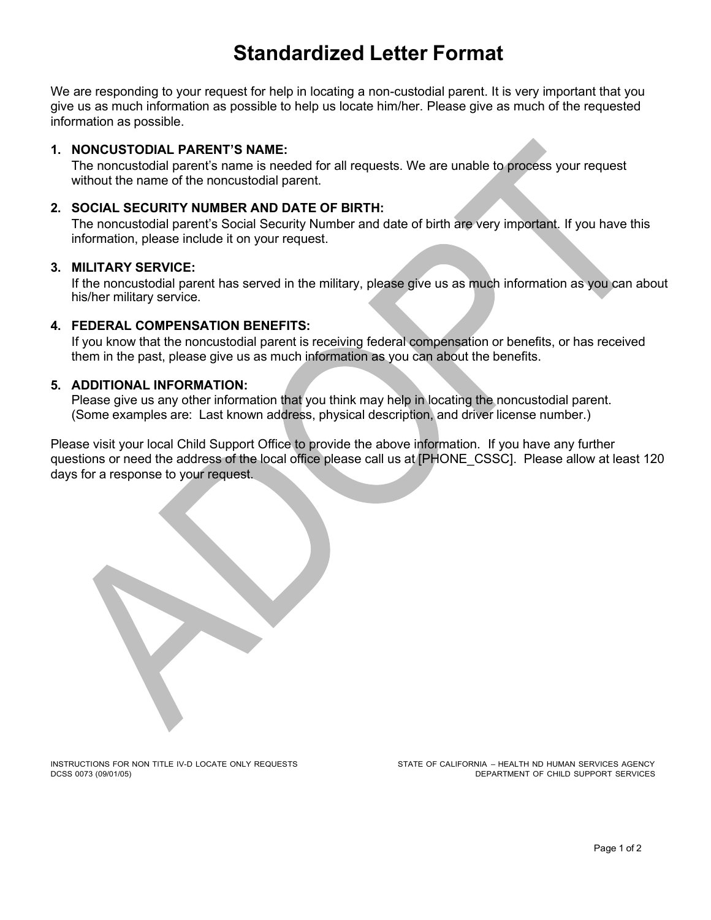# Standardized Letter Format

We are responding to your request for help in locating a non-custodial parent. It is very important that you give us as much information as possible to help us locate him/her. Please give as much of the requested information as possible.

1. **NONCUSTODIAL PARENT'S NAME:**
   The noncustodial parent's name is needed for all requests. We are unable to process your request without the name of the noncustodial parent.

2. **SOCIAL SECURITY NUMBER AND DATE OF BIRTH:**
   The noncustodial parent's Social Security Number and date of birth are very important. If you have this information, please include it on your request.

3. **MILITARY SERVICE:**
   If the noncustodial parent has served in the military, please give us as much information as you can about his/her military service.

4. **FEDERAL COMPENSATION BENEFITS:**
   If you know that the noncustodial parent is receiving federal compensation or benefits, or has received them in the past, please give us as much information as you can about the benefits.

5. **ADDITIONAL INFORMATION:**
   Please give us any other information that you think may help in locating the noncustodial parent. (Some examples are: Last known address, physical description, and driver license number.)

Please visit your local Child Support Office to provide the above information. If you have any further questions or need the address of the local office please call us at [PHONE_CSSC]. Please allow at least 120 days for a response to your request.

ADOPT

INSTRUCTIONS FOR NON TITLE IV-D LOCATE ONLY REQUESTS
DCSS 0073 (09/01/05)

STATE OF CALIFORNIA – HEALTH ND HUMAN SERVICES AGENCY
DEPARTMENT OF CHILD SUPPORT SERVICES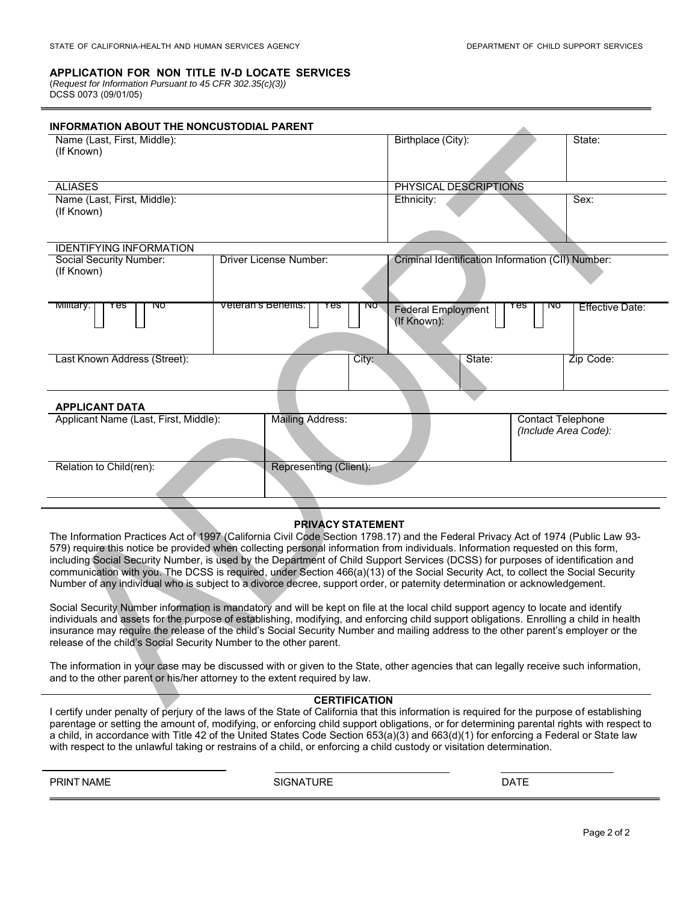STATE OF CALIFORNIA-HEALTH AND HUMAN SERVICES AGENCY

DEPARTMENT OF CHILD SUPPORT SERVICES

**APPLICATION FOR NON TITLE IV-D LOCATE SERVICES**
(*Request for Information Pursuant to 45 CFR 302.35(c)(3)*)
DCSS 0073 (09/01/05)

ADOPT

### INFORMATION ABOUT THE NONCUSTODIAL PARENT

| Name (Last, First, Middle): (If Known) | | Birthplace (City): | State: |
|---|---|---|---|
| **ALIASES** | | **PHYSICAL DESCRIPTIONS** | |
| Name (Last, First, Middle): (If Known) | | Ethnicity: | Sex: |

| IDENTIFYING INFORMATION | | | | | |
|---|---|---|---|---|---|
| Social Security Number: (If Known) | Driver License Number: | Criminal Identification Information (CII) Number: | | | |
| Military: ☐ Yes ☐ No | Veteran's Benefits: ☐ Yes ☐ No | Federal Employment (If Known): ☐ Yes ☐ No | | | Effective Date: |
| Last Known Address (Street): | | City: | State: | | Zip Code: |

### APPLICANT DATA

| Applicant Name (Last, First, Middle): | Mailing Address: | Contact Telephone (*Include Area Code):* |
|---|---|---|
| Relation to Child(ren): | Representing (Client): | |

**PRIVACY STATEMENT**

The Information Practices Act of 1997 (California Civil Code Section 1798.17) and the Federal Privacy Act of 1974 (Public Law 93-579) require this notice be provided when collecting personal information from individuals. Information requested on this form, including Social Security Number, is used by the Department of Child Support Services (DCSS) for purposes of identification and communication with you. The DCSS is required, under Section 466(a)(13) of the Social Security Act, to collect the Social Security Number of any individual who is subject to a divorce decree, support order, or paternity determination or acknowledgement.

Social Security Number information is mandatory and will be kept on file at the local child support agency to locate and identify individuals and assets for the purpose of establishing, modifying, and enforcing child support obligations. Enrolling a child in health insurance may require the release of the child's Social Security Number and mailing address to the other parent's employer or the release of the child's Social Security Number to the other parent.

The information in your case may be discussed with or given to the State, other agencies that can legally receive such information, and to the other parent or his/her attorney to the extent required by law.

**CERTIFICATION**

I certify under penalty of perjury of the laws of the State of California that this information is required for the purpose of establishing parentage or setting the amount of, modifying, or enforcing child support obligations, or for determining parental rights with respect to a child, in accordance with Title 42 of the United States Code Section 653(a)(3) and 663(d)(1) for enforcing a Federal or State law with respect to the unlawful taking or restrains of a child, or enforcing a child custody or visitation determination.

| PRINT NAME | SIGNATURE | DATE |
|---|---|---|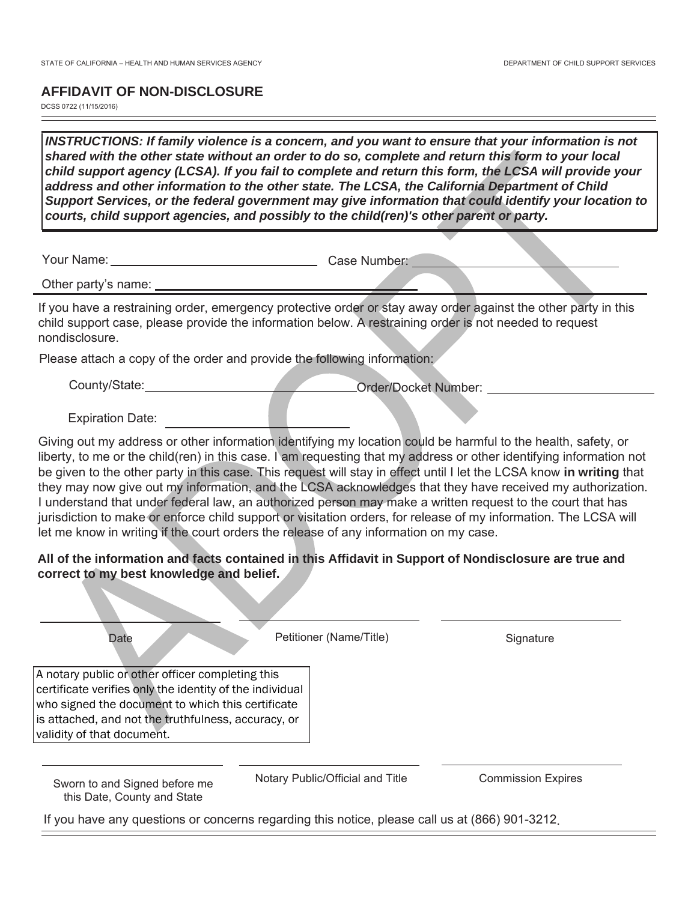STATE OF CALIFORNIA – HEALTH AND HUMAN SERVICES AGENCY

DEPARTMENT OF CHILD SUPPORT SERVICES

# AFFIDAVIT OF NON-DISCLOSURE

DCSS 0722 (11/15/2016)

***INSTRUCTIONS: If family violence is a concern, and you want to ensure that your information is not shared with the other state without an order to do so, complete and return this form to your local child support agency (LCSA). If you fail to complete and return this form, the LCSA will provide your address and other information to the other state. The LCSA, the California Department of Child Support Services, or the federal government may give information that could identify your location to courts, child support agencies, and possibly to the child(ren)'s other parent or party.***

Your Name: ______________________________ Case Number: ______________________________

Other party's name: ____________________________________

If you have a restraining order, emergency protective order or stay away order against the other party in this child support case, please provide the information below. A restraining order is not needed to request nondisclosure.

Please attach a copy of the order and provide the following information:

County/State: ______________________________ Order/Docket Number: ______________________

Expiration Date: ________________________

Giving out my address or other information identifying my location could be harmful to the health, safety, or liberty, to me or the child(ren) in this case. I am requesting that my address or other identifying information not be given to the other party in this case. This request will stay in effect until I let the LCSA know **in writing** that they may now give out my information, and the LCSA acknowledges that they have received my authorization. I understand that under federal law, an authorized person may make a written request to the court that has jurisdiction to make or enforce child support or visitation orders, for release of my information. The LCSA will let me know in writing if the court orders the release of any information on my case.

**All of the information and facts contained in this Affidavit in Support of Nondisclosure are true and correct to my best knowledge and belief.**

| Date | Petitioner (Name/Title) | Signature |
|---|---|---|

A notary public or other officer completing this certificate verifies only the identity of the individual who signed the document to which this certificate is attached, and not the truthfulness, accuracy, or validity of that document.

| Sworn to and Signed before me this Date, County and State | Notary Public/Official and Title | Commission Expires |
|---|---|---|

If you have any questions or concerns regarding this notice, please call us at (866) 901-3212.